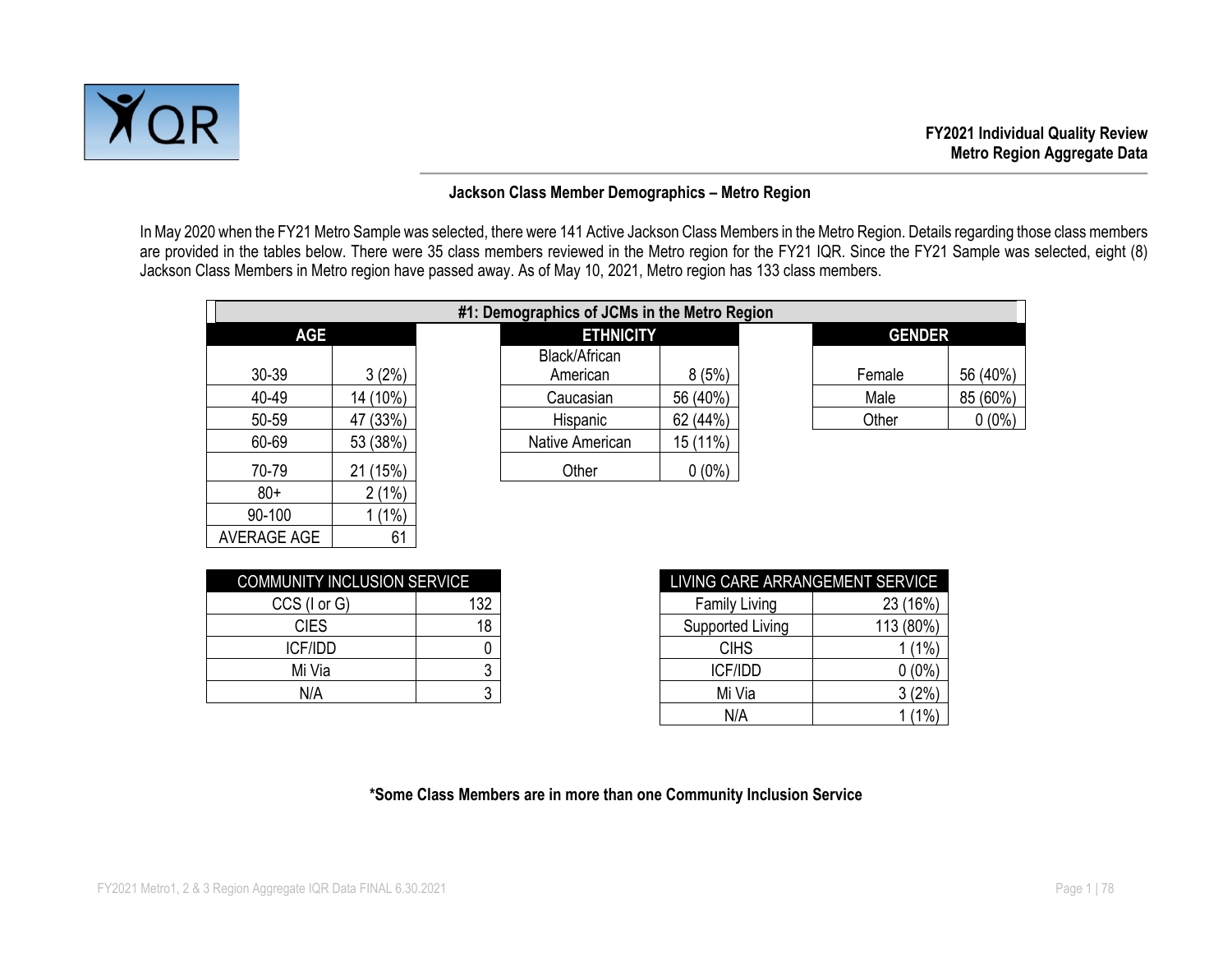**FY2021 Individual Quality Review**
**Metro Region Aggregate Data**

## Jackson Class Member Demographics – Metro Region

In May 2020 when the FY21 Metro Sample was selected, there were 141 Active Jackson Class Members in the Metro Region. Details regarding those class members are provided in the tables below. There were 35 class members reviewed in the Metro region for the FY21 IQR. Since the FY21 Sample was selected, eight (8) Jackson Class Members in Metro region have passed away. As of May 10, 2021, Metro region has 133 class members.

### #1: Demographics of JCMs in the Metro Region

| AGE | |
|---|---|
| 30-39 | 3 (2%) |
| 40-49 | 14 (10%) |
| 50-59 | 47 (33%) |
| 60-69 | 53 (38%) |
| 70-79 | 21 (15%) |
| 80+ | 2 (1%) |
| 90-100 | 1 (1%) |
| AVERAGE AGE | 61 |

| ETHNICITY | |
|---|---|
| Black/African American | 8 (5%) |
| Caucasian | 56 (40%) |
| Hispanic | 62 (44%) |
| Native American | 15 (11%) |
| Other | 0 (0%) |

| GENDER | |
|---|---|
| Female | 56 (40%) |
| Male | 85 (60%) |
| Other | 0 (0%) |

| COMMUNITY INCLUSION SERVICE | |
|---|---|
| CCS (I or G) | 132 |
| CIES | 18 |
| ICF/IDD | 0 |
| Mi Via | 3 |
| N/A | 3 |

| LIVING CARE ARRANGEMENT SERVICE | |
|---|---|
| Family Living | 23 (16%) |
| Supported Living | 113 (80%) |
| CIHS | 1 (1%) |
| ICF/IDD | 0 (0%) |
| Mi Via | 3 (2%) |
| N/A | 1 (1%) |

**\*Some Class Members are in more than one Community Inclusion Service**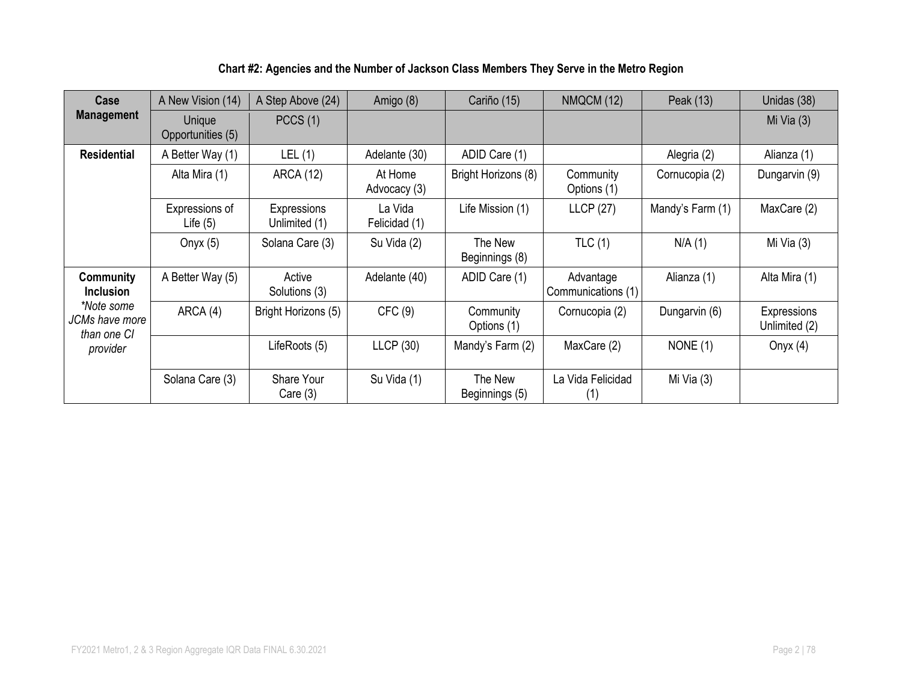**Chart #2: Agencies and the Number of Jackson Class Members They Serve in the Metro Region**

| **Case Management** | A New Vision (14) | A Step Above (24) | Amigo (8) | Cariño (15) | NMQCM (12) | Peak (13) | Unidas (38) |
|---|---|---|---|---|---|---|---|
| | Unique Opportunities (5) | PCCS (1) | | | | | Mi Via (3) |
| **Residential** | A Better Way (1) | LEL (1) | Adelante (30) | ADID Care (1) | | Alegria (2) | Alianza (1) |
| | Alta Mira (1) | ARCA (12) | At Home Advocacy (3) | Bright Horizons (8) | Community Options (1) | Cornucopia (2) | Dungarvin (9) |
| | Expressions of Life (5) | Expressions Unlimited (1) | La Vida Felicidad (1) | Life Mission (1) | LLCP (27) | Mandy's Farm (1) | MaxCare (2) |
| | Onyx (5) | Solana Care (3) | Su Vida (2) | The New Beginnings (8) | TLC (1) | N/A (1) | Mi Via (3) |
| **Community Inclusion** *\*Note some JCMs have more than one CI provider* | A Better Way (5) | Active Solutions (3) | Adelante (40) | ADID Care (1) | Advantage Communications (1) | Alianza (1) | Alta Mira (1) |
| | ARCA (4) | Bright Horizons (5) | CFC (9) | Community Options (1) | Cornucopia (2) | Dungarvin (6) | Expressions Unlimited (2) |
| | | LifeRoots (5) | LLCP (30) | Mandy's Farm (2) | MaxCare (2) | NONE (1) | Onyx (4) |
| | Solana Care (3) | Share Your Care (3) | Su Vida (1) | The New Beginnings (5) | La Vida Felicidad (1) | Mi Via (3) | |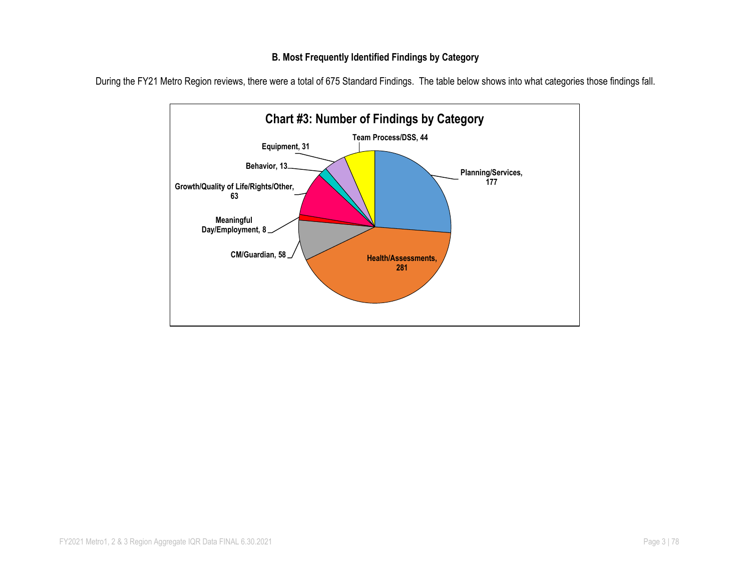### B. Most Frequently Identified Findings by Category

During the FY21 Metro Region reviews, there were a total of 675 Standard Findings. The table below shows into what categories those findings fall.

**Chart #3: Number of Findings by Category**

| Category | Number of Findings |
|---|---|
| Planning/Services | 177 |
| Health/Assessments | 281 |
| CM/Guardian | 58 |
| Meaningful Day/Employment | 8 |
| Growth/Quality of Life/Rights/Other | 63 |
| Behavior | 13 |
| Equipment | 31 |
| Team Process/DSS | 44 |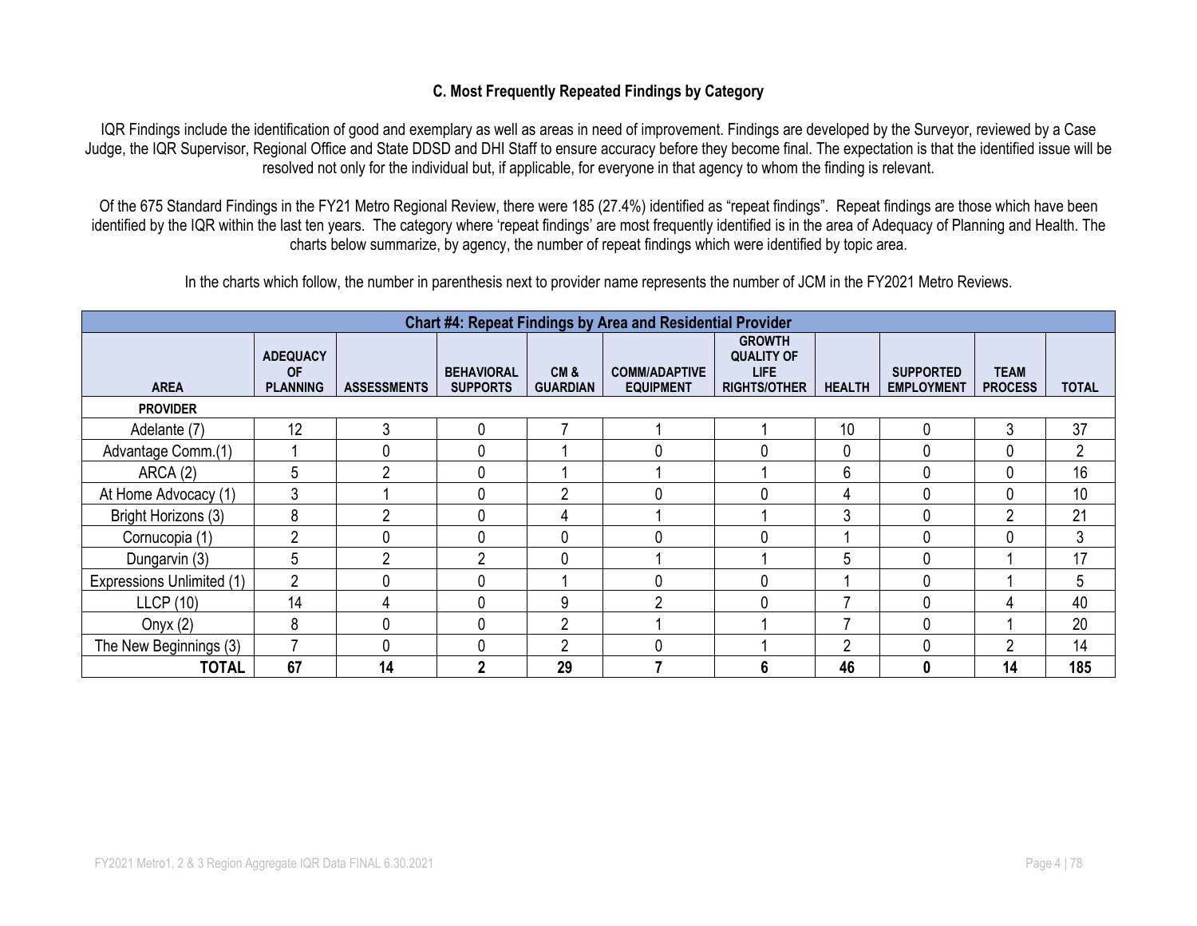### C. Most Frequently Repeated Findings by Category

IQR Findings include the identification of good and exemplary as well as areas in need of improvement. Findings are developed by the Surveyor, reviewed by a Case Judge, the IQR Supervisor, Regional Office and State DDSD and DHI Staff to ensure accuracy before they become final. The expectation is that the identified issue will be resolved not only for the individual but, if applicable, for everyone in that agency to whom the finding is relevant.

Of the 675 Standard Findings in the FY21 Metro Regional Review, there were 185 (27.4%) identified as "repeat findings". Repeat findings are those which have been identified by the IQR within the last ten years. The category where 'repeat findings' are most frequently identified is in the area of Adequacy of Planning and Health. The charts below summarize, by agency, the number of repeat findings which were identified by topic area.

In the charts which follow, the number in parenthesis next to provider name represents the number of JCM in the FY2021 Metro Reviews.

| Chart #4: Repeat Findings by Area and Residential Provider | | | | | | | | | | |
|---|---|---|---|---|---|---|---|---|---|---|
| **AREA** | **ADEQUACY OF PLANNING** | **ASSESSMENTS** | **BEHAVIORAL SUPPORTS** | **CM & GUARDIAN** | **COMM/ADAPTIVE EQUIPMENT** | **GROWTH QUALITY OF LIFE RIGHTS/OTHER** | **HEALTH** | **SUPPORTED EMPLOYMENT** | **TEAM PROCESS** | **TOTAL** |
| **PROVIDER** | | | | | | | | | | |
| Adelante (7) | 12 | 3 | 0 | 7 | 1 | 1 | 10 | 0 | 3 | 37 |
| Advantage Comm.(1) | 1 | 0 | 0 | 1 | 0 | 0 | 0 | 0 | 0 | 2 |
| ARCA (2) | 5 | 2 | 0 | 1 | 1 | 1 | 6 | 0 | 0 | 16 |
| At Home Advocacy (1) | 3 | 1 | 0 | 2 | 0 | 0 | 4 | 0 | 0 | 10 |
| Bright Horizons (3) | 8 | 2 | 0 | 4 | 1 | 1 | 3 | 0 | 2 | 21 |
| Cornucopia (1) | 2 | 0 | 0 | 0 | 0 | 0 | 1 | 0 | 0 | 3 |
| Dungarvin (3) | 5 | 2 | 2 | 0 | 1 | 1 | 5 | 0 | 1 | 17 |
| Expressions Unlimited (1) | 2 | 0 | 0 | 1 | 0 | 0 | 1 | 0 | 1 | 5 |
| LLCP (10) | 14 | 4 | 0 | 9 | 2 | 0 | 7 | 0 | 4 | 40 |
| Onyx (2) | 8 | 0 | 0 | 2 | 1 | 1 | 7 | 0 | 1 | 20 |
| The New Beginnings (3) | 7 | 0 | 0 | 2 | 0 | 1 | 2 | 0 | 2 | 14 |
| **TOTAL** | **67** | **14** | **2** | **29** | **7** | **6** | **46** | **0** | **14** | **185** |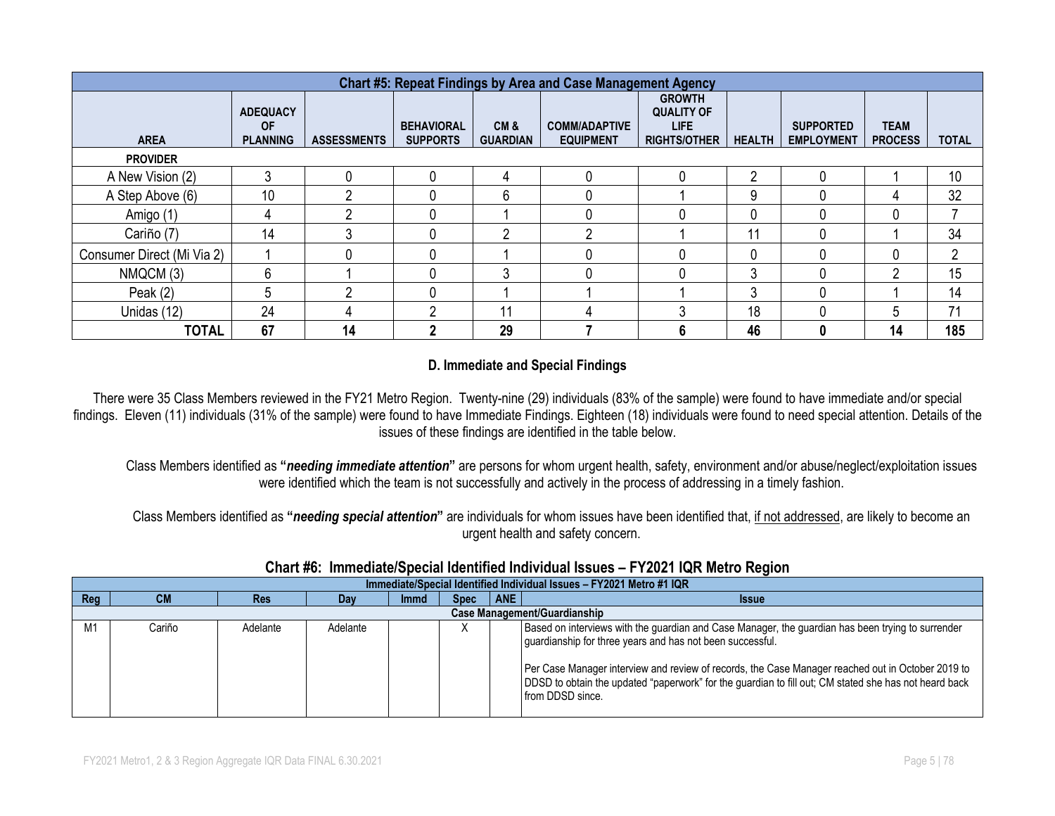| Chart #5: Repeat Findings by Area and Case Management Agency | | | | | | | | | | |
|---|---|---|---|---|---|---|---|---|---|---|
| **AREA** | **ADEQUACY OF PLANNING** | **ASSESSMENTS** | **BEHAVIORAL SUPPORTS** | **CM & GUARDIAN** | **COMM/ADAPTIVE EQUIPMENT** | **GROWTH QUALITY OF LIFE RIGHTS/OTHER** | **HEALTH** | **SUPPORTED EMPLOYMENT** | **TEAM PROCESS** | **TOTAL** |
| **PROVIDER** | | | | | | | | | | |
| A New Vision (2) | 3 | 0 | 0 | 4 | 0 | 0 | 2 | 0 | 1 | 10 |
| A Step Above (6) | 10 | 2 | 0 | 6 | 0 | 1 | 9 | 0 | 4 | 32 |
| Amigo (1) | 4 | 2 | 0 | 1 | 0 | 0 | 0 | 0 | 0 | 7 |
| Cariño (7) | 14 | 3 | 0 | 2 | 2 | 1 | 11 | 0 | 1 | 34 |
| Consumer Direct (Mi Via 2) | 1 | 0 | 0 | 1 | 0 | 0 | 0 | 0 | 0 | 2 |
| NMQCM (3) | 6 | 1 | 0 | 3 | 0 | 0 | 3 | 0 | 2 | 15 |
| Peak (2) | 5 | 2 | 0 | 1 | 1 | 1 | 3 | 0 | 1 | 14 |
| Unidas (12) | 24 | 4 | 2 | 11 | 4 | 3 | 18 | 0 | 5 | 71 |
| **TOTAL** | **67** | **14** | **2** | **29** | **7** | **6** | **46** | **0** | **14** | **185** |

### D. Immediate and Special Findings

There were 35 Class Members reviewed in the FY21 Metro Region. Twenty-nine (29) individuals (83% of the sample) were found to have immediate and/or special findings. Eleven (11) individuals (31% of the sample) were found to have Immediate Findings. Eighteen (18) individuals were found to need special attention. Details of the issues of these findings are identified in the table below.

Class Members identified as **"*needing immediate attention*"** are persons for whom urgent health, safety, environment and/or abuse/neglect/exploitation issues were identified which the team is not successfully and actively in the process of addressing in a timely fashion.

Class Members identified as **"*needing special attention*"** are individuals for whom issues have been identified that, <u>if not addressed</u>, are likely to become an urgent health and safety concern.

### Chart #6: Immediate/Special Identified Individual Issues – FY2021 IQR Metro Region

| Immediate/Special Identified Individual Issues – FY2021 Metro #1 IQR | | | | | | | |
|---|---|---|---|---|---|---|---|
| **Reg** | **CM** | **Res** | **Day** | **Immd** | **Spec** | **ANE** | **Issue** |
| **Case Management/Guardianship** | | | | | | | |
| M1 | Cariño | Adelante | Adelante | | X | | Based on interviews with the guardian and Case Manager, the guardian has been trying to surrender guardianship for three years and has not been successful.<br><br>Per Case Manager interview and review of records, the Case Manager reached out in October 2019 to DDSD to obtain the updated "paperwork" for the guardian to fill out; CM stated she has not heard back from DDSD since. |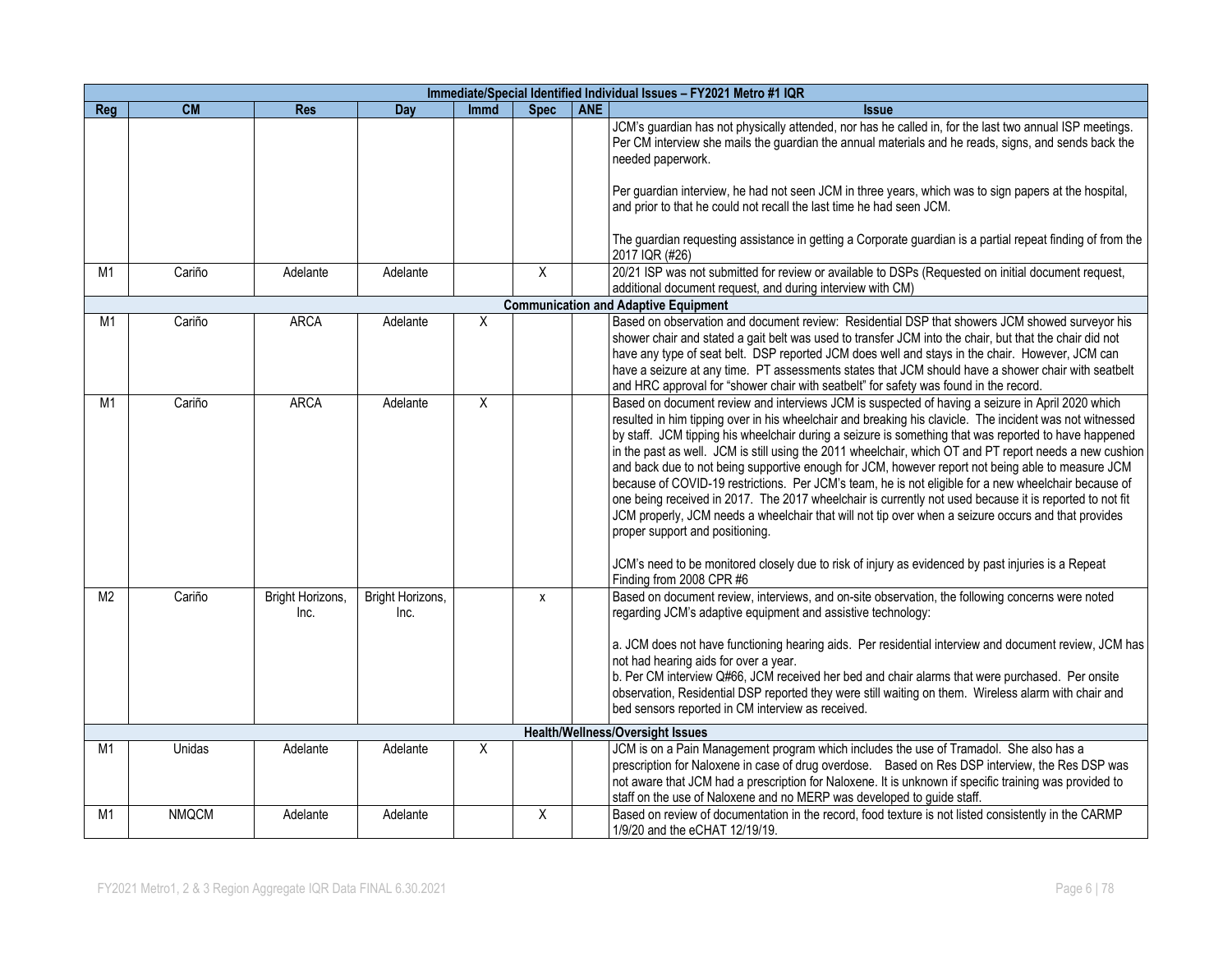| Immediate/Special Identified Individual Issues – FY2021 Metro #1 IQR | | | | | | | |
|---|---|---|---|---|---|---|---|
| **Reg** | **CM** | **Res** | **Day** | **Immd** | **Spec** | **ANE** | **Issue** |
| | | | | | | | JCM's guardian has not physically attended, nor has he called in, for the last two annual ISP meetings. Per CM interview she mails the guardian the annual materials and he reads, signs, and sends back the needed paperwork.<br><br>Per guardian interview, he had not seen JCM in three years, which was to sign papers at the hospital, and prior to that he could not recall the last time he had seen JCM.<br><br>The guardian requesting assistance in getting a Corporate guardian is a partial repeat finding of from the 2017 IQR (#26) |
| M1 | Cariño | Adelante | Adelante | | X | | 20/21 ISP was not submitted for review or available to DSPs (Requested on initial document request, additional document request, and during interview with CM) |
| **Communication and Adaptive Equipment** | | | | | | | |
| M1 | Cariño | ARCA | Adelante | X | | | Based on observation and document review: Residential DSP that showers JCM showed surveyor his shower chair and stated a gait belt was used to transfer JCM into the chair, but that the chair did not have any type of seat belt. DSP reported JCM does well and stays in the chair. However, JCM can have a seizure at any time. PT assessments states that JCM should have a shower chair with seatbelt and HRC approval for "shower chair with seatbelt" for safety was found in the record. |
| M1 | Cariño | ARCA | Adelante | X | | | Based on document review and interviews JCM is suspected of having a seizure in April 2020 which resulted in him tipping over in his wheelchair and breaking his clavicle. The incident was not witnessed by staff. JCM tipping his wheelchair during a seizure is something that was reported to have happened in the past as well. JCM is still using the 2011 wheelchair, which OT and PT report needs a new cushion and back due to not being supportive enough for JCM, however report not being able to measure JCM because of COVID-19 restrictions. Per JCM's team, he is not eligible for a new wheelchair because of one being received in 2017. The 2017 wheelchair is currently not used because it is reported to not fit JCM properly, JCM needs a wheelchair that will not tip over when a seizure occurs and that provides proper support and positioning.<br><br>JCM's need to be monitored closely due to risk of injury as evidenced by past injuries is a Repeat Finding from 2008 CPR #6 |
| M2 | Cariño | Bright Horizons, Inc. | Bright Horizons, Inc. | | x | | Based on document review, interviews, and on-site observation, the following concerns were noted regarding JCM's adaptive equipment and assistive technology:<br><br>a. JCM does not have functioning hearing aids. Per residential interview and document review, JCM has not had hearing aids for over a year.<br>b. Per CM interview Q#66, JCM received her bed and chair alarms that were purchased. Per onsite observation, Residential DSP reported they were still waiting on them. Wireless alarm with chair and bed sensors reported in CM interview as received. |
| **Health/Wellness/Oversight Issues** | | | | | | | |
| M1 | Unidas | Adelante | Adelante | X | | | JCM is on a Pain Management program which includes the use of Tramadol. She also has a prescription for Naloxene in case of drug overdose. Based on Res DSP interview, the Res DSP was not aware that JCM had a prescription for Naloxene. It is unknown if specific training was provided to staff on the use of Naloxene and no MERP was developed to guide staff. |
| M1 | NMQCM | Adelante | Adelante | | X | | Based on review of documentation in the record, food texture is not listed consistently in the CARMP 1/9/20 and the eCHAT 12/19/19. |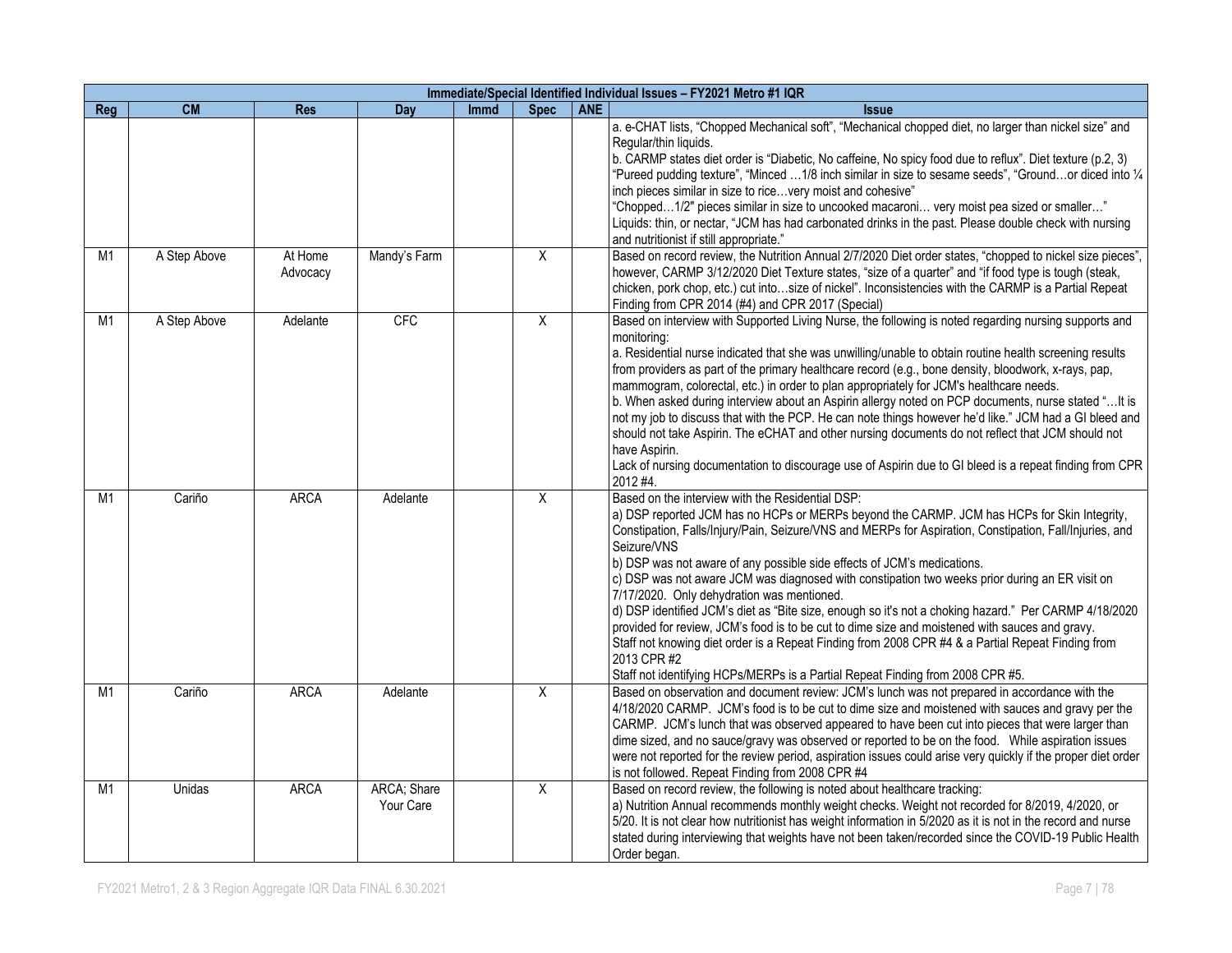| Immediate/Special Identified Individual Issues – FY2021 Metro #1 IQR | | | | | | | |
|---|---|---|---|---|---|---|---|
| **Reg** | **CM** | **Res** | **Day** | **Immd** | **Spec** | **ANE** | **Issue** |
| | | | | | | | a. e-CHAT lists, "Chopped Mechanical soft", "Mechanical chopped diet, no larger than nickel size" and Regular/thin liquids.<br>b. CARMP states diet order is "Diabetic, No caffeine, No spicy food due to reflux". Diet texture (p.2, 3) "Pureed pudding texture", "Minced …1/8 inch similar in size to sesame seeds", "Ground…or diced into ¼ inch pieces similar in size to rice…very moist and cohesive"<br>"Chopped…1/2" pieces similar in size to uncooked macaroni… very moist pea sized or smaller…"<br>Liquids: thin, or nectar, "JCM has had carbonated drinks in the past. Please double check with nursing and nutritionist if still appropriate." |
| M1 | A Step Above | At Home Advocacy | Mandy's Farm | | X | | Based on record review, the Nutrition Annual 2/7/2020 Diet order states, "chopped to nickel size pieces", however, CARMP 3/12/2020 Diet Texture states, "size of a quarter" and "if food type is tough (steak, chicken, pork chop, etc.) cut into…size of nickel". Inconsistencies with the CARMP is a Partial Repeat Finding from CPR 2014 (#4) and CPR 2017 (Special) |
| M1 | A Step Above | Adelante | CFC | | X | | Based on interview with Supported Living Nurse, the following is noted regarding nursing supports and monitoring:<br>a. Residential nurse indicated that she was unwilling/unable to obtain routine health screening results from providers as part of the primary healthcare record (e.g., bone density, bloodwork, x-rays, pap, mammogram, colorectal, etc.) in order to plan appropriately for JCM's healthcare needs.<br>b. When asked during interview about an Aspirin allergy noted on PCP documents, nurse stated "…It is not my job to discuss that with the PCP. He can note things however he'd like." JCM had a GI bleed and should not take Aspirin. The eCHAT and other nursing documents do not reflect that JCM should not have Aspirin.<br>Lack of nursing documentation to discourage use of Aspirin due to GI bleed is a repeat finding from CPR 2012 #4. |
| M1 | Cariño | ARCA | Adelante | | X | | Based on the interview with the Residential DSP:<br>a) DSP reported JCM has no HCPs or MERPs beyond the CARMP. JCM has HCPs for Skin Integrity, Constipation, Falls/Injury/Pain, Seizure/VNS and MERPs for Aspiration, Constipation, Fall/Injuries, and Seizure/VNS<br>b) DSP was not aware of any possible side effects of JCM's medications.<br>c) DSP was not aware JCM was diagnosed with constipation two weeks prior during an ER visit on 7/17/2020. Only dehydration was mentioned.<br>d) DSP identified JCM's diet as "Bite size, enough so it's not a choking hazard." Per CARMP 4/18/2020 provided for review, JCM's food is to be cut to dime size and moistened with sauces and gravy.<br>Staff not knowing diet order is a Repeat Finding from 2008 CPR #4 & a Partial Repeat Finding from 2013 CPR #2<br>Staff not identifying HCPs/MERPs is a Partial Repeat Finding from 2008 CPR #5. |
| M1 | Cariño | ARCA | Adelante | | X | | Based on observation and document review: JCM's lunch was not prepared in accordance with the 4/18/2020 CARMP. JCM's food is to be cut to dime size and moistened with sauces and gravy per the CARMP. JCM's lunch that was observed appeared to have been cut into pieces that were larger than dime sized, and no sauce/gravy was observed or reported to be on the food. While aspiration issues were not reported for the review period, aspiration issues could arise very quickly if the proper diet order is not followed. Repeat Finding from 2008 CPR #4 |
| M1 | Unidas | ARCA | ARCA; Share Your Care | | X | | Based on record review, the following is noted about healthcare tracking:<br>a) Nutrition Annual recommends monthly weight checks. Weight not recorded for 8/2019, 4/2020, or 5/20. It is not clear how nutritionist has weight information in 5/2020 as it is not in the record and nurse stated during interviewing that weights have not been taken/recorded since the COVID-19 Public Health Order began. |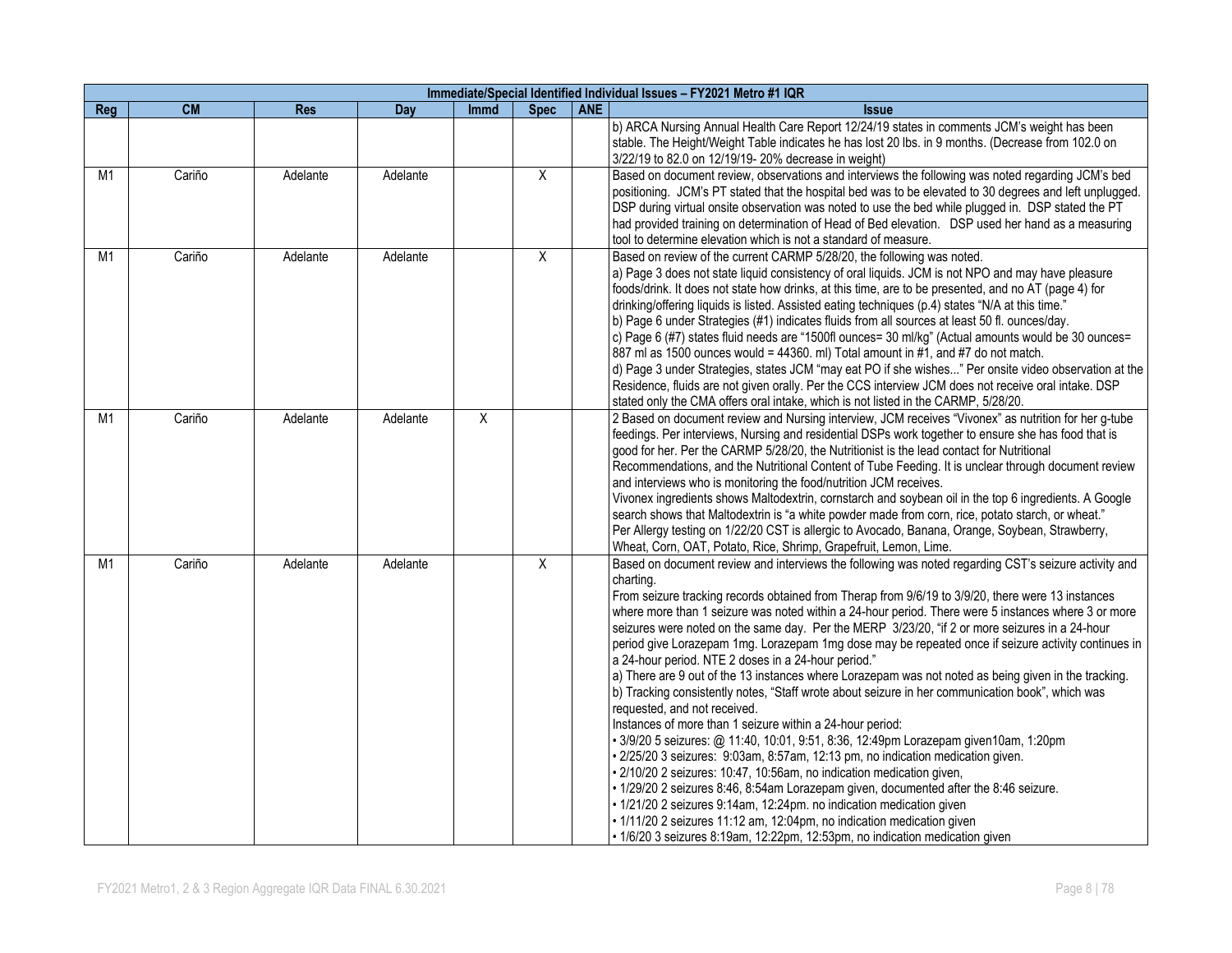| Immediate/Special Identified Individual Issues – FY2021 Metro #1 IQR | | | | | | | |
|---|---|---|---|---|---|---|---|
| **Reg** | **CM** | **Res** | **Day** | **Immd** | **Spec** | **ANE** | **Issue** |
| | | | | | | | b) ARCA Nursing Annual Health Care Report 12/24/19 states in comments JCM's weight has been stable. The Height/Weight Table indicates he has lost 20 lbs. in 9 months. (Decrease from 102.0 on 3/22/19 to 82.0 on 12/19/19- 20% decrease in weight) |
| M1 | Cariño | Adelante | Adelante | | X | | Based on document review, observations and interviews the following was noted regarding JCM's bed positioning. JCM's PT stated that the hospital bed was to be elevated to 30 degrees and left unplugged. DSP during virtual onsite observation was noted to use the bed while plugged in. DSP stated the PT had provided training on determination of Head of Bed elevation. DSP used her hand as a measuring tool to determine elevation which is not a standard of measure. |
| M1 | Cariño | Adelante | Adelante | | X | | Based on review of the current CARMP 5/28/20, the following was noted.<br>a) Page 3 does not state liquid consistency of oral liquids. JCM is not NPO and may have pleasure foods/drink. It does not state how drinks, at this time, are to be presented, and no AT (page 4) for drinking/offering liquids is listed. Assisted eating techniques (p.4) states "N/A at this time."<br>b) Page 6 under Strategies (#1) indicates fluids from all sources at least 50 fl. ounces/day.<br>c) Page 6 (#7) states fluid needs are "1500fl ounces= 30 ml/kg" (Actual amounts would be 30 ounces= 887 ml as 1500 ounces would = 44360. ml) Total amount in #1, and #7 do not match.<br>d) Page 3 under Strategies, states JCM "may eat PO if she wishes..." Per onsite video observation at the Residence, fluids are not given orally. Per the CCS interview JCM does not receive oral intake. DSP stated only the CMA offers oral intake, which is not listed in the CARMP, 5/28/20. |
| M1 | Cariño | Adelante | Adelante | X | | | 2 Based on document review and Nursing interview, JCM receives "Vivonex" as nutrition for her g-tube feedings. Per interviews, Nursing and residential DSPs work together to ensure she has food that is good for her. Per the CARMP 5/28/20, the Nutritionist is the lead contact for Nutritional Recommendations, and the Nutritional Content of Tube Feeding. It is unclear through document review and interviews who is monitoring the food/nutrition JCM receives.<br>Vivonex ingredients shows Maltodextrin, cornstarch and soybean oil in the top 6 ingredients. A Google search shows that Maltodextrin is "a white powder made from corn, rice, potato starch, or wheat."<br>Per Allergy testing on 1/22/20 CST is allergic to Avocado, Banana, Orange, Soybean, Strawberry, Wheat, Corn, OAT, Potato, Rice, Shrimp, Grapefruit, Lemon, Lime. |
| M1 | Cariño | Adelante | Adelante | | X | | Based on document review and interviews the following was noted regarding CST's seizure activity and charting.<br>From seizure tracking records obtained from Therap from 9/6/19 to 3/9/20, there were 13 instances where more than 1 seizure was noted within a 24-hour period. There were 5 instances where 3 or more seizures were noted on the same day. Per the MERP 3/23/20, "if 2 or more seizures in a 24-hour period give Lorazepam 1mg. Lorazepam 1mg dose may be repeated once if seizure activity continues in a 24-hour period. NTE 2 doses in a 24-hour period."<br>a) There are 9 out of the 13 instances where Lorazepam was not noted as being given in the tracking.<br>b) Tracking consistently notes, "Staff wrote about seizure in her communication book", which was requested, and not received.<br>Instances of more than 1 seizure within a 24-hour period:<br>• 3/9/20 5 seizures: @ 11:40, 10:01, 9:51, 8:36, 12:49pm Lorazepam given10am, 1:20pm<br>• 2/25/20 3 seizures: 9:03am, 8:57am, 12:13 pm, no indication medication given.<br>• 2/10/20 2 seizures: 10:47, 10:56am, no indication medication given,<br>• 1/29/20 2 seizures 8:46, 8:54am Lorazepam given, documented after the 8:46 seizure.<br>• 1/21/20 2 seizures 9:14am, 12:24pm. no indication medication given<br>• 1/11/20 2 seizures 11:12 am, 12:04pm, no indication medication given<br>• 1/6/20 3 seizures 8:19am, 12:22pm, 12:53pm, no indication medication given |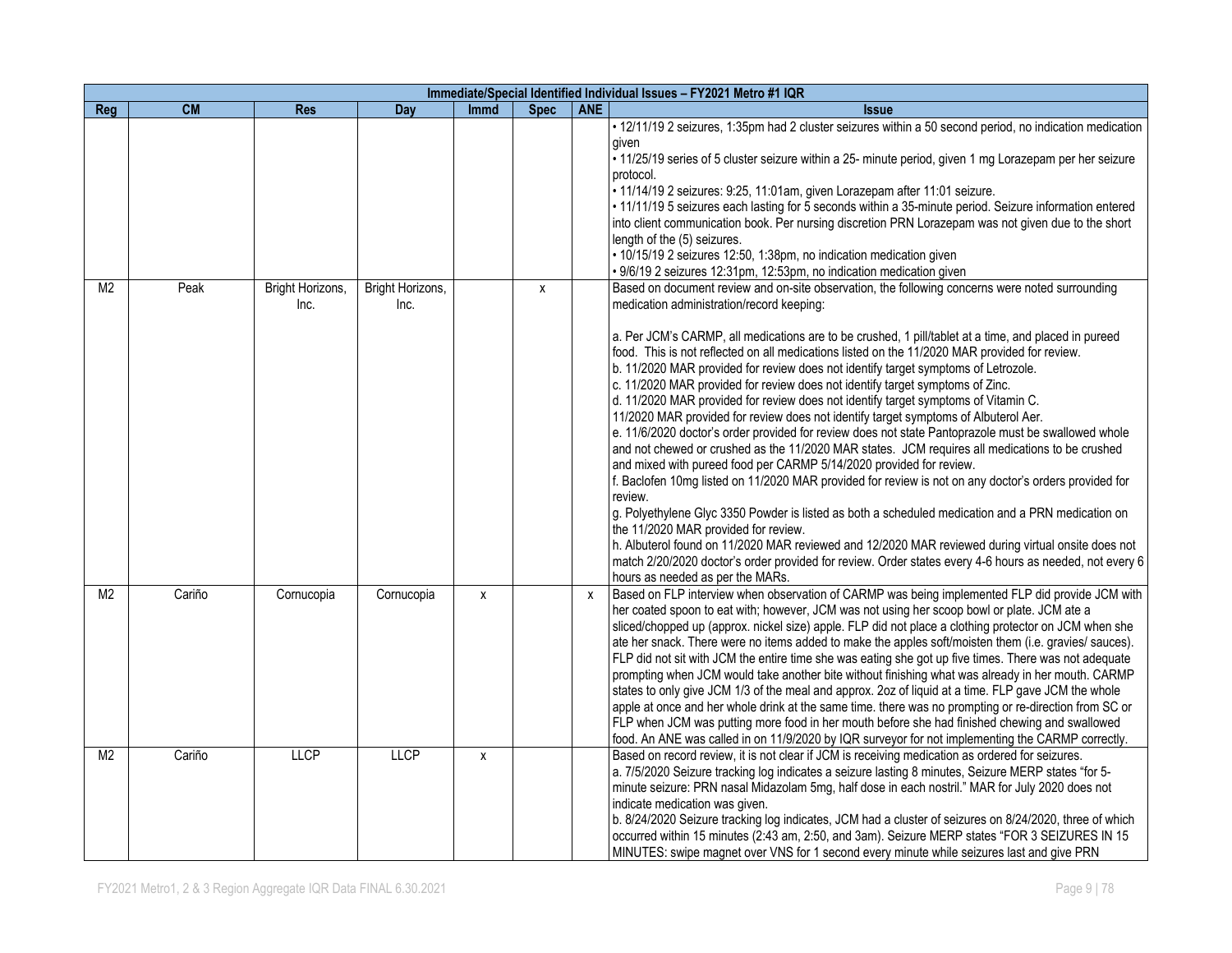| Immediate/Special Identified Individual Issues – FY2021 Metro #1 IQR | | | | | | | |
|---|---|---|---|---|---|---|---|
| **Reg** | **CM** | **Res** | **Day** | **Immd** | **Spec** | **ANE** | **Issue** |
| | | | | | | | • 12/11/19 2 seizures, 1:35pm had 2 cluster seizures within a 50 second period, no indication medication given<br>• 11/25/19 series of 5 cluster seizure within a 25- minute period, given 1 mg Lorazepam per her seizure protocol.<br>• 11/14/19 2 seizures: 9:25, 11:01am, given Lorazepam after 11:01 seizure.<br>• 11/11/19 5 seizures each lasting for 5 seconds within a 35-minute period. Seizure information entered into client communication book. Per nursing discretion PRN Lorazepam was not given due to the short length of the (5) seizures.<br>• 10/15/19 2 seizures 12:50, 1:38pm, no indication medication given<br>• 9/6/19 2 seizures 12:31pm, 12:53pm, no indication medication given |
| M2 | Peak | Bright Horizons, Inc. | Bright Horizons, Inc. | | x | | Based on document review and on-site observation, the following concerns were noted surrounding medication administration/record keeping:<br><br>a. Per JCM's CARMP, all medications are to be crushed, 1 pill/tablet at a time, and placed in pureed food. This is not reflected on all medications listed on the 11/2020 MAR provided for review.<br>b. 11/2020 MAR provided for review does not identify target symptoms of Letrozole.<br>c. 11/2020 MAR provided for review does not identify target symptoms of Zinc.<br>d. 11/2020 MAR provided for review does not identify target symptoms of Vitamin C.<br>11/2020 MAR provided for review does not identify target symptoms of Albuterol Aer.<br>e. 11/6/2020 doctor's order provided for review does not state Pantoprazole must be swallowed whole and not chewed or crushed as the 11/2020 MAR states. JCM requires all medications to be crushed and mixed with pureed food per CARMP 5/14/2020 provided for review.<br>f. Baclofen 10mg listed on 11/2020 MAR provided for review is not on any doctor's orders provided for review.<br>g. Polyethylene Glyc 3350 Powder is listed as both a scheduled medication and a PRN medication on the 11/2020 MAR provided for review.<br>h. Albuterol found on 11/2020 MAR reviewed and 12/2020 MAR reviewed during virtual onsite does not match 2/20/2020 doctor's order provided for review. Order states every 4-6 hours as needed, not every 6 hours as needed as per the MARs. |
| M2 | Cariño | Cornucopia | Cornucopia | x | | x | Based on FLP interview when observation of CARMP was being implemented FLP did provide JCM with her coated spoon to eat with; however, JCM was not using her scoop bowl or plate. JCM ate a sliced/chopped up (approx. nickel size) apple. FLP did not place a clothing protector on JCM when she ate her snack. There were no items added to make the apples soft/moisten them (i.e. gravies/ sauces). FLP did not sit with JCM the entire time she was eating she got up five times. There was not adequate prompting when JCM would take another bite without finishing what was already in her mouth. CARMP states to only give JCM 1/3 of the meal and approx. 2oz of liquid at a time. FLP gave JCM the whole apple at once and her whole drink at the same time. there was no prompting or re-direction from SC or FLP when JCM was putting more food in her mouth before she had finished chewing and swallowed food. An ANE was called in on 11/9/2020 by IQR surveyor for not implementing the CARMP correctly. |
| M2 | Cariño | LLCP | LLCP | x | | | Based on record review, it is not clear if JCM is receiving medication as ordered for seizures.<br>a. 7/5/2020 Seizure tracking log indicates a seizure lasting 8 minutes, Seizure MERP states "for 5-minute seizure: PRN nasal Midazolam 5mg, half dose in each nostril." MAR for July 2020 does not indicate medication was given.<br>b. 8/24/2020 Seizure tracking log indicates, JCM had a cluster of seizures on 8/24/2020, three of which occurred within 15 minutes (2:43 am, 2:50, and 3am). Seizure MERP states "FOR 3 SEIZURES IN 15 MINUTES: swipe magnet over VNS for 1 second every minute while seizures last and give PRN |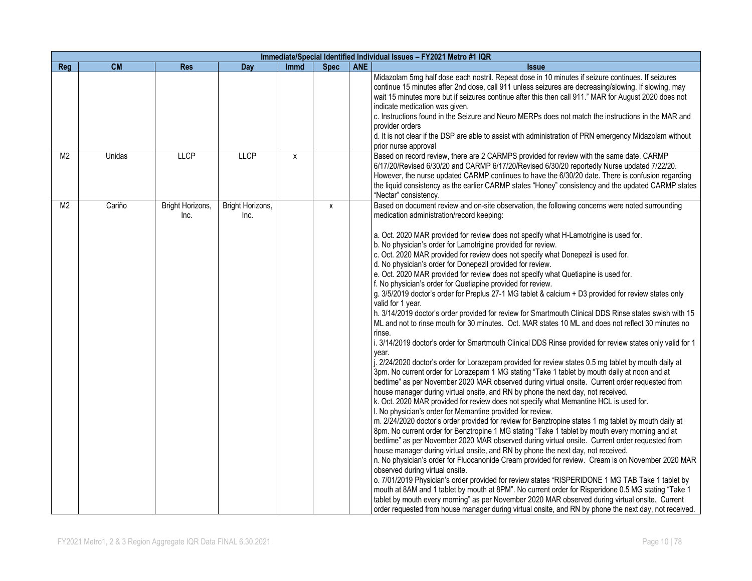| Immediate/Special Identified Individual Issues – FY2021 Metro #1 IQR | | | | | | | |
|---|---|---|---|---|---|---|---|
| **Reg** | **CM** | **Res** | **Day** | **Immd** | **Spec** | **ANE** | **Issue** |
| | | | | | | | Midazolam 5mg half dose each nostril. Repeat dose in 10 minutes if seizure continues. If seizures continue 15 minutes after 2nd dose, call 911 unless seizures are decreasing/slowing. If slowing, may wait 15 minutes more but if seizures continue after this then call 911." MAR for August 2020 does not indicate medication was given.<br>c. Instructions found in the Seizure and Neuro MERPs does not match the instructions in the MAR and provider orders<br>d. It is not clear if the DSP are able to assist with administration of PRN emergency Midazolam without prior nurse approval |
| M2 | Unidas | LLCP | LLCP | x | | | Based on record review, there are 2 CARMPS provided for review with the same date. CARMP 6/17/20/Revised 6/30/20 and CARMP 6/17/20/Revised 6/30/20 reportedly Nurse updated 7/22/20. However, the nurse updated CARMP continues to have the 6/30/20 date. There is confusion regarding the liquid consistency as the earlier CARMP states "Honey" consistency and the updated CARMP states "Nectar" consistency. |
| M2 | Cariño | Bright Horizons, Inc. | Bright Horizons, Inc. | | x | | Based on document review and on-site observation, the following concerns were noted surrounding medication administration/record keeping:<br><br>a. Oct. 2020 MAR provided for review does not specify what H-Lamotrigine is used for.<br>b. No physician's order for Lamotrigine provided for review.<br>c. Oct. 2020 MAR provided for review does not specify what Donepezil is used for.<br>d. No physician's order for Donepezil provided for review.<br>e. Oct. 2020 MAR provided for review does not specify what Quetiapine is used for.<br>f. No physician's order for Quetiapine provided for review.<br>g. 3/5/2019 doctor's order for Preplus 27-1 MG tablet & calcium + D3 provided for review states only valid for 1 year.<br>h. 3/14/2019 doctor's order provided for review for Smartmouth Clinical DDS Rinse states swish with 15 ML and not to rinse mouth for 30 minutes. Oct. MAR states 10 ML and does not reflect 30 minutes no rinse.<br>i. 3/14/2019 doctor's order for Smartmouth Clinical DDS Rinse provided for review states only valid for 1 year.<br>j. 2/24/2020 doctor's order for Lorazepam provided for review states 0.5 mg tablet by mouth daily at 3pm. No current order for Lorazepam 1 MG stating "Take 1 tablet by mouth daily at noon and at bedtime" as per November 2020 MAR observed during virtual onsite. Current order requested from house manager during virtual onsite, and RN by phone the next day, not received.<br>k. Oct. 2020 MAR provided for review does not specify what Memantine HCL is used for.<br>l. No physician's order for Memantine provided for review.<br>m. 2/24/2020 doctor's order provided for review for Benztropine states 1 mg tablet by mouth daily at 8pm. No current order for Benztropine 1 MG stating "Take 1 tablet by mouth every morning and at bedtime" as per November 2020 MAR observed during virtual onsite. Current order requested from house manager during virtual onsite, and RN by phone the next day, not received.<br>n. No physician's order for Fluocanonide Cream provided for review. Cream is on November 2020 MAR observed during virtual onsite.<br>o. 7/01/2019 Physician's order provided for review states "RISPERIDONE 1 MG TAB Take 1 tablet by mouth at 8AM and 1 tablet by mouth at 8PM". No current order for Risperidone 0.5 MG stating "Take 1 tablet by mouth every morning" as per November 2020 MAR observed during virtual onsite. Current order requested from house manager during virtual onsite, and RN by phone the next day, not received. |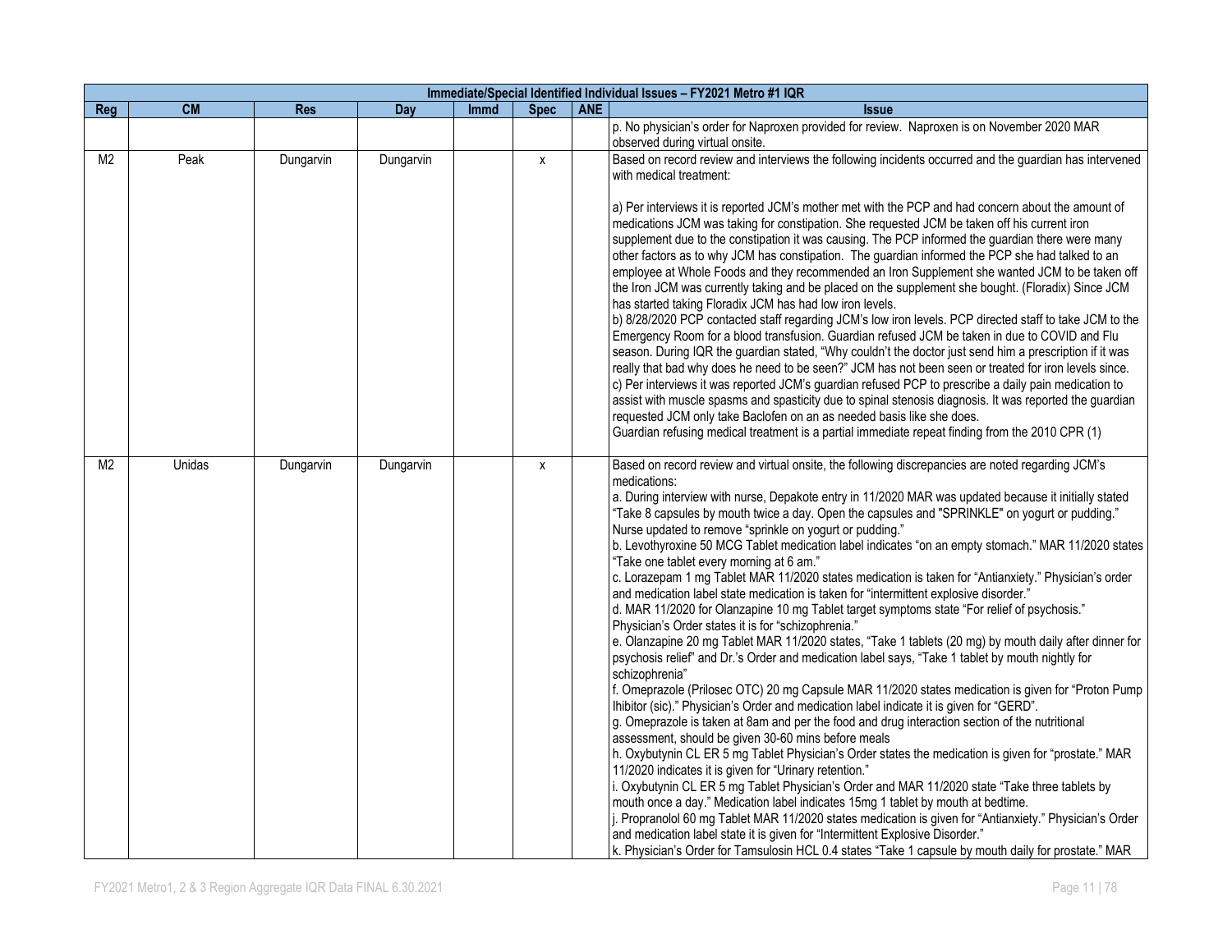| Immediate/Special Identified Individual Issues – FY2021 Metro #1 IQR | | | | | | | |
|---|---|---|---|---|---|---|---|
| **Reg** | **CM** | **Res** | **Day** | **Immd** | **Spec** | **ANE** | **Issue** |
| | | | | | | | p. No physician's order for Naproxen provided for review. Naproxen is on November 2020 MAR observed during virtual onsite. |
| M2 | Peak | Dungarvin | Dungarvin | | x | | Based on record review and interviews the following incidents occurred and the guardian has intervened with medical treatment:<br><br>a) Per interviews it is reported JCM's mother met with the PCP and had concern about the amount of medications JCM was taking for constipation. She requested JCM be taken off his current iron supplement due to the constipation it was causing. The PCP informed the guardian there were many other factors as to why JCM has constipation. The guardian informed the PCP she had talked to an employee at Whole Foods and they recommended an Iron Supplement she wanted JCM to be taken off the Iron JCM was currently taking and be placed on the supplement she bought. (Floradix) Since JCM has started taking Floradix JCM has had low iron levels.<br>b) 8/28/2020 PCP contacted staff regarding JCM's low iron levels. PCP directed staff to take JCM to the Emergency Room for a blood transfusion. Guardian refused JCM be taken in due to COVID and Flu season. During IQR the guardian stated, "Why couldn't the doctor just send him a prescription if it was really that bad why does he need to be seen?" JCM has not been seen or treated for iron levels since.<br>c) Per interviews it was reported JCM's guardian refused PCP to prescribe a daily pain medication to assist with muscle spasms and spasticity due to spinal stenosis diagnosis. It was reported the guardian requested JCM only take Baclofen on an as needed basis like she does.<br>Guardian refusing medical treatment is a partial immediate repeat finding from the 2010 CPR (1) |
| M2 | Unidas | Dungarvin | Dungarvin | | x | | Based on record review and virtual onsite, the following discrepancies are noted regarding JCM's medications:<br>a. During interview with nurse, Depakote entry in 11/2020 MAR was updated because it initially stated "Take 8 capsules by mouth twice a day. Open the capsules and "SPRINKLE" on yogurt or pudding." Nurse updated to remove "sprinkle on yogurt or pudding."<br>b. Levothyroxine 50 MCG Tablet medication label indicates "on an empty stomach." MAR 11/2020 states "Take one tablet every morning at 6 am."<br>c. Lorazepam 1 mg Tablet MAR 11/2020 states medication is taken for "Antianxiety." Physician's order and medication label state medication is taken for "intermittent explosive disorder."<br>d. MAR 11/2020 for Olanzapine 10 mg Tablet target symptoms state "For relief of psychosis." Physician's Order states it is for "schizophrenia."<br>e. Olanzapine 20 mg Tablet MAR 11/2020 states, "Take 1 tablets (20 mg) by mouth daily after dinner for psychosis relief" and Dr.'s Order and medication label says, "Take 1 tablet by mouth nightly for schizophrenia"<br>f. Omeprazole (Prilosec OTC) 20 mg Capsule MAR 11/2020 states medication is given for "Proton Pump Ihibitor (sic)." Physician's Order and medication label indicate it is given for "GERD".<br>g. Omeprazole is taken at 8am and per the food and drug interaction section of the nutritional assessment, should be given 30-60 mins before meals<br>h. Oxybutynin CL ER 5 mg Tablet Physician's Order states the medication is given for "prostate." MAR 11/2020 indicates it is given for "Urinary retention."<br>i. Oxybutynin CL ER 5 mg Tablet Physician's Order and MAR 11/2020 state "Take three tablets by mouth once a day." Medication label indicates 15mg 1 tablet by mouth at bedtime.<br>j. Propranolol 60 mg Tablet MAR 11/2020 states medication is given for "Antianxiety." Physician's Order and medication label state it is given for "Intermittent Explosive Disorder."<br>k. Physician's Order for Tamsulosin HCL 0.4 states "Take 1 capsule by mouth daily for prostate." MAR |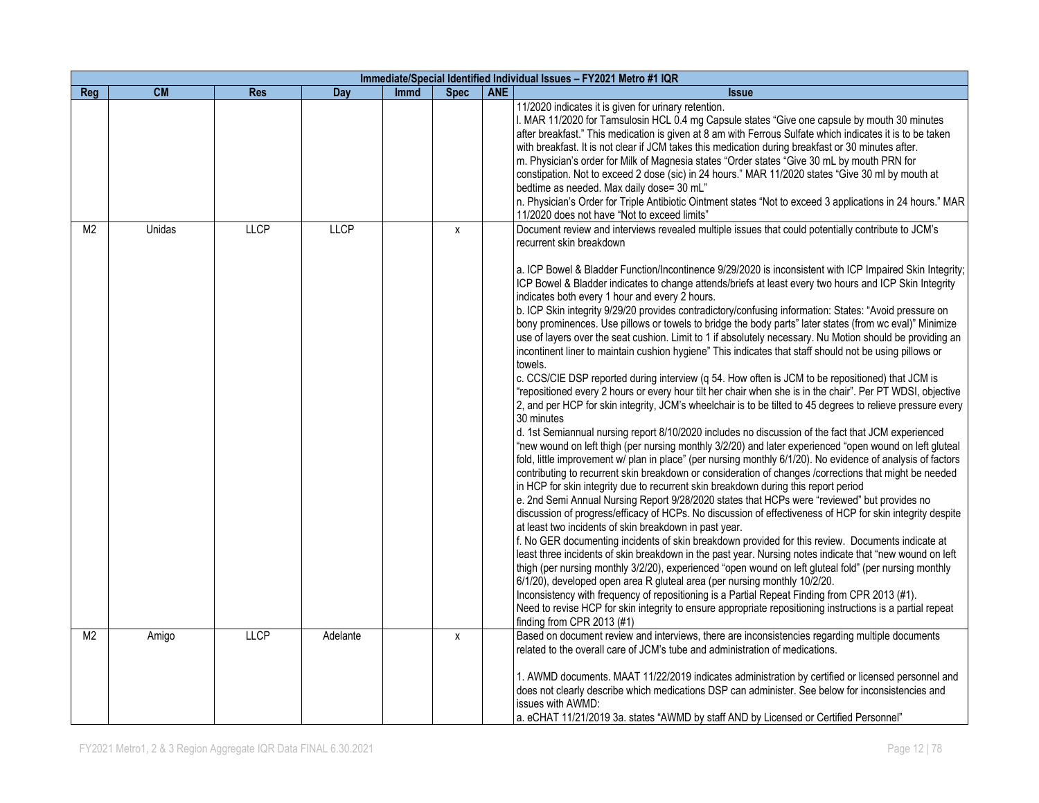| Immediate/Special Identified Individual Issues – FY2021 Metro #1 IQR | | | | | | | |
|---|---|---|---|---|---|---|---|
| **Reg** | **CM** | **Res** | **Day** | **Immd** | **Spec** | **ANE** | **Issue** |
| | | | | | | | 11/2020 indicates it is given for urinary retention.<br>l. MAR 11/2020 for Tamsulosin HCL 0.4 mg Capsule states "Give one capsule by mouth 30 minutes after breakfast." This medication is given at 8 am with Ferrous Sulfate which indicates it is to be taken with breakfast. It is not clear if JCM takes this medication during breakfast or 30 minutes after.<br>m. Physician's order for Milk of Magnesia states "Order states "Give 30 mL by mouth PRN for constipation. Not to exceed 2 dose (sic) in 24 hours." MAR 11/2020 states "Give 30 ml by mouth at bedtime as needed. Max daily dose= 30 mL"<br>n. Physician's Order for Triple Antibiotic Ointment states "Not to exceed 3 applications in 24 hours." MAR 11/2020 does not have "Not to exceed limits" |
| M2 | Unidas | LLCP | LLCP | | x | | Document review and interviews revealed multiple issues that could potentially contribute to JCM's recurrent skin breakdown<br><br>a. ICP Bowel & Bladder Function/Incontinence 9/29/2020 is inconsistent with ICP Impaired Skin Integrity; ICP Bowel & Bladder indicates to change attends/briefs at least every two hours and ICP Skin Integrity indicates both every 1 hour and every 2 hours.<br>b. ICP Skin integrity 9/29/20 provides contradictory/confusing information: States: "Avoid pressure on bony prominences. Use pillows or towels to bridge the body parts" later states (from wc eval)" Minimize use of layers over the seat cushion. Limit to 1 if absolutely necessary. Nu Motion should be providing an incontinent liner to maintain cushion hygiene" This indicates that staff should not be using pillows or towels.<br>c. CCS/CIE DSP reported during interview (q 54. How often is JCM to be repositioned) that JCM is "repositioned every 2 hours or every hour tilt her chair when she is in the chair". Per PT WDSI, objective 2, and per HCP for skin integrity, JCM's wheelchair is to be tilted to 45 degrees to relieve pressure every 30 minutes<br>d. 1st Semiannual nursing report 8/10/2020 includes no discussion of the fact that JCM experienced "new wound on left thigh (per nursing monthly 3/2/20) and later experienced "open wound on left gluteal fold, little improvement w/ plan in place" (per nursing monthly 6/1/20). No evidence of analysis of factors contributing to recurrent skin breakdown or consideration of changes /corrections that might be needed in HCP for skin integrity due to recurrent skin breakdown during this report period<br>e. 2nd Semi Annual Nursing Report 9/28/2020 states that HCPs were "reviewed" but provides no discussion of progress/efficacy of HCPs. No discussion of effectiveness of HCP for skin integrity despite at least two incidents of skin breakdown in past year.<br>f. No GER documenting incidents of skin breakdown provided for this review. Documents indicate at least three incidents of skin breakdown in the past year. Nursing notes indicate that "new wound on left thigh (per nursing monthly 3/2/20), experienced "open wound on left gluteal fold" (per nursing monthly 6/1/20), developed open area R gluteal area (per nursing monthly 10/2/20.<br>Inconsistency with frequency of repositioning is a Partial Repeat Finding from CPR 2013 (#1).<br>Need to revise HCP for skin integrity to ensure appropriate repositioning instructions is a partial repeat finding from CPR 2013 (#1) |
| M2 | Amigo | LLCP | Adelante | | x | | Based on document review and interviews, there are inconsistencies regarding multiple documents related to the overall care of JCM's tube and administration of medications.<br><br>1. AWMD documents. MAAT 11/22/2019 indicates administration by certified or licensed personnel and does not clearly describe which medications DSP can administer. See below for inconsistencies and issues with AWMD:<br>a. eCHAT 11/21/2019 3a. states "AWMD by staff AND by Licensed or Certified Personnel" |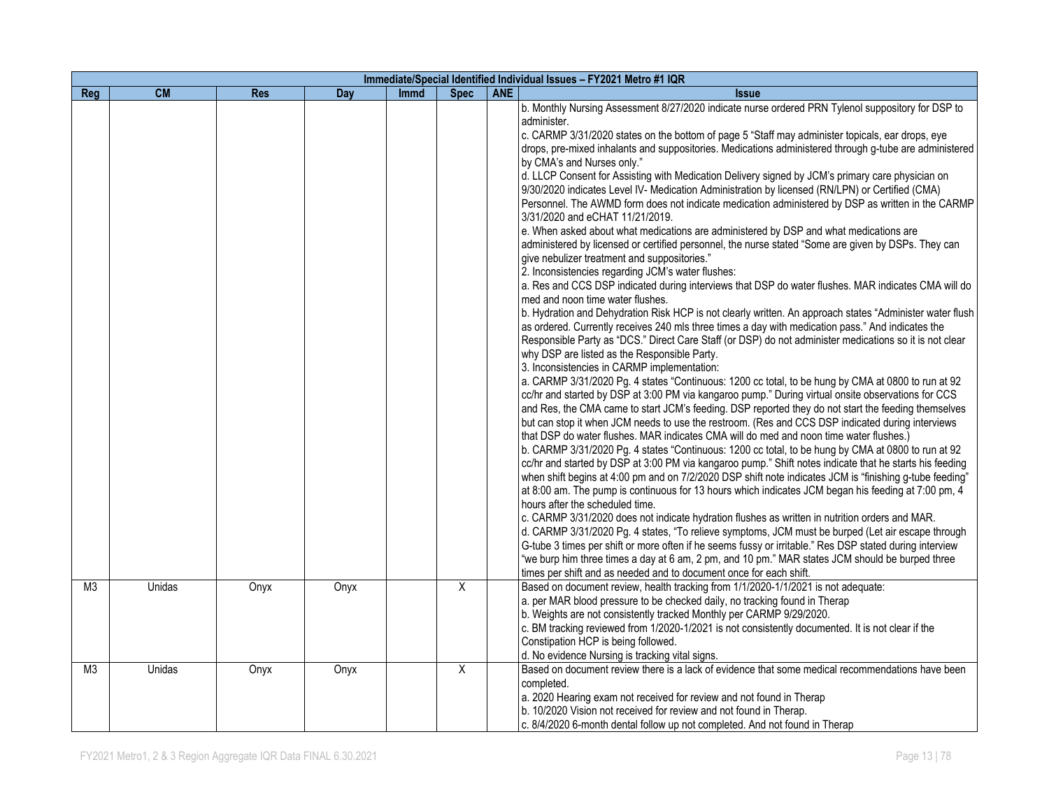| Immediate/Special Identified Individual Issues – FY2021 Metro #1 IQR | | | | | | | |
|---|---|---|---|---|---|---|---|
| **Reg** | **CM** | **Res** | **Day** | **Immd** | **Spec** | **ANE** | **Issue** |
| | | | | | | | b. Monthly Nursing Assessment 8/27/2020 indicate nurse ordered PRN Tylenol suppository for DSP to administer.<br>c. CARMP 3/31/2020 states on the bottom of page 5 "Staff may administer topicals, ear drops, eye drops, pre-mixed inhalants and suppositories. Medications administered through g-tube are administered by CMA's and Nurses only."<br>d. LLCP Consent for Assisting with Medication Delivery signed by JCM's primary care physician on 9/30/2020 indicates Level IV- Medication Administration by licensed (RN/LPN) or Certified (CMA) Personnel. The AWMD form does not indicate medication administered by DSP as written in the CARMP 3/31/2020 and eCHAT 11/21/2019.<br>e. When asked about what medications are administered by DSP and what medications are administered by licensed or certified personnel, the nurse stated "Some are given by DSPs. They can give nebulizer treatment and suppositories."<br>2. Inconsistencies regarding JCM's water flushes:<br>a. Res and CCS DSP indicated during interviews that DSP do water flushes. MAR indicates CMA will do med and noon time water flushes.<br>b. Hydration and Dehydration Risk HCP is not clearly written. An approach states "Administer water flush as ordered. Currently receives 240 mls three times a day with medication pass." And indicates the Responsible Party as "DCS." Direct Care Staff (or DSP) do not administer medications so it is not clear why DSP are listed as the Responsible Party.<br>3. Inconsistencies in CARMP implementation:<br>a. CARMP 3/31/2020 Pg. 4 states "Continuous: 1200 cc total, to be hung by CMA at 0800 to run at 92 cc/hr and started by DSP at 3:00 PM via kangaroo pump." During virtual onsite observations for CCS and Res, the CMA came to start JCM's feeding. DSP reported they do not start the feeding themselves but can stop it when JCM needs to use the restroom. (Res and CCS DSP indicated during interviews that DSP do water flushes. MAR indicates CMA will do med and noon time water flushes.)<br>b. CARMP 3/31/2020 Pg. 4 states "Continuous: 1200 cc total, to be hung by CMA at 0800 to run at 92 cc/hr and started by DSP at 3:00 PM via kangaroo pump." Shift notes indicate that he starts his feeding when shift begins at 4:00 pm and on 7/2/2020 DSP shift note indicates JCM is "finishing g-tube feeding" at 8:00 am. The pump is continuous for 13 hours which indicates JCM began his feeding at 7:00 pm, 4 hours after the scheduled time.<br>c. CARMP 3/31/2020 does not indicate hydration flushes as written in nutrition orders and MAR.<br>d. CARMP 3/31/2020 Pg. 4 states, "To relieve symptoms, JCM must be burped (Let air escape through G-tube 3 times per shift or more often if he seems fussy or irritable." Res DSP stated during interview "we burp him three times a day at 6 am, 2 pm, and 10 pm." MAR states JCM should be burped three times per shift and as needed and to document once for each shift. |
| M3 | Unidas | Onyx | Onyx | | X | | Based on document review, health tracking from 1/1/2020-1/1/2021 is not adequate:<br>a. per MAR blood pressure to be checked daily, no tracking found in Therap<br>b. Weights are not consistently tracked Monthly per CARMP 9/29/2020.<br>c. BM tracking reviewed from 1/2020-1/2021 is not consistently documented. It is not clear if the Constipation HCP is being followed.<br>d. No evidence Nursing is tracking vital signs. |
| M3 | Unidas | Onyx | Onyx | | X | | Based on document review there is a lack of evidence that some medical recommendations have been completed.<br>a. 2020 Hearing exam not received for review and not found in Therap<br>b. 10/2020 Vision not received for review and not found in Therap.<br>c. 8/4/2020 6-month dental follow up not completed. And not found in Therap |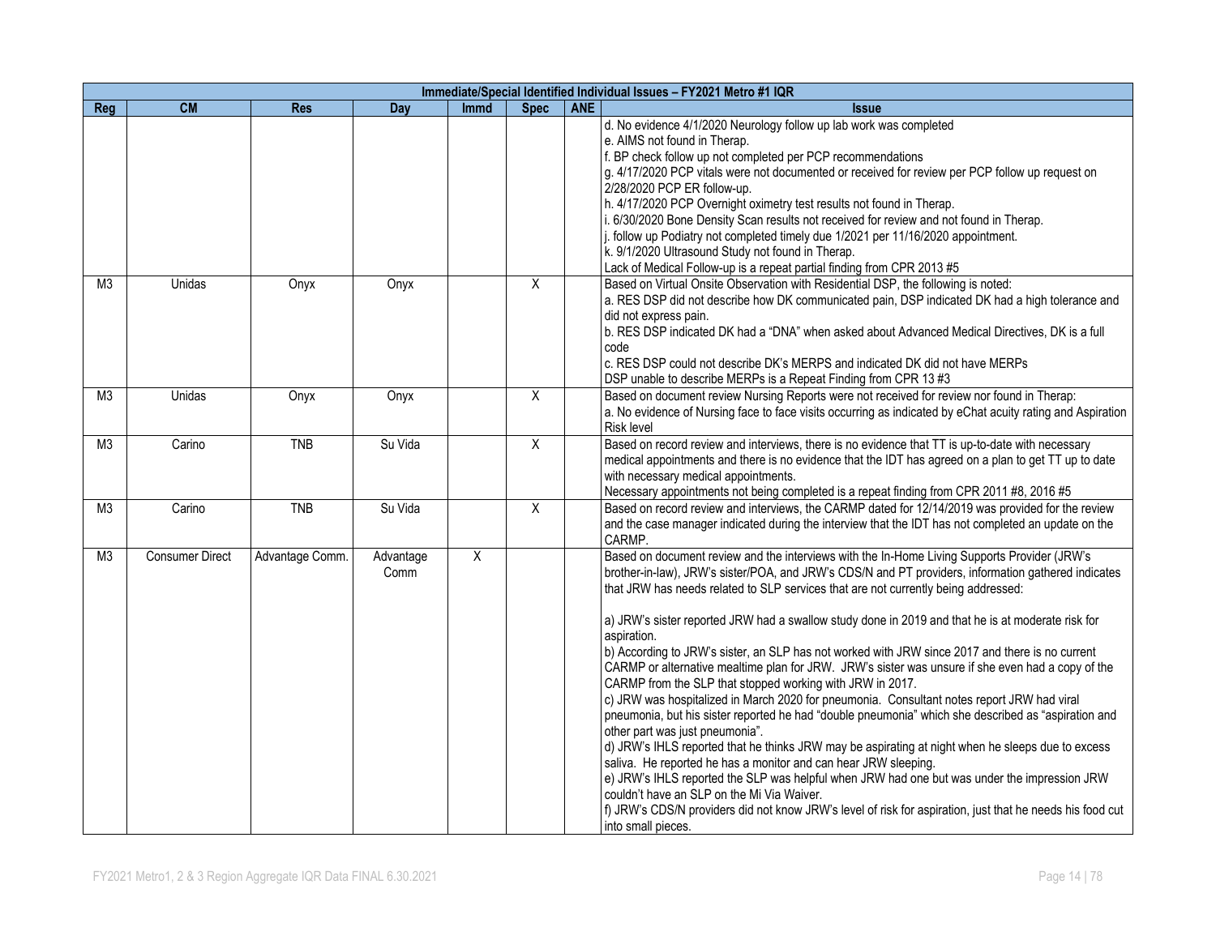| Immediate/Special Identified Individual Issues – FY2021 Metro #1 IQR | | | | | | | |
|---|---|---|---|---|---|---|---|
| **Reg** | **CM** | **Res** | **Day** | **Immd** | **Spec** | **ANE** | **Issue** |
| | | | | | | | d. No evidence 4/1/2020 Neurology follow up lab work was completed<br>e. AIMS not found in Therap.<br>f. BP check follow up not completed per PCP recommendations<br>g. 4/17/2020 PCP vitals were not documented or received for review per PCP follow up request on 2/28/2020 PCP ER follow-up.<br>h. 4/17/2020 PCP Overnight oximetry test results not found in Therap.<br>i. 6/30/2020 Bone Density Scan results not received for review and not found in Therap.<br>j. follow up Podiatry not completed timely due 1/2021 per 11/16/2020 appointment.<br>k. 9/1/2020 Ultrasound Study not found in Therap.<br>Lack of Medical Follow-up is a repeat partial finding from CPR 2013 #5 |
| M3 | Unidas | Onyx | Onyx | | X | | Based on Virtual Onsite Observation with Residential DSP, the following is noted:<br>a. RES DSP did not describe how DK communicated pain, DSP indicated DK had a high tolerance and did not express pain.<br>b. RES DSP indicated DK had a "DNA" when asked about Advanced Medical Directives, DK is a full code<br>c. RES DSP could not describe DK's MERPS and indicated DK did not have MERPs<br>DSP unable to describe MERPs is a Repeat Finding from CPR 13 #3 |
| M3 | Unidas | Onyx | Onyx | | X | | Based on document review Nursing Reports were not received for review nor found in Therap:<br>a. No evidence of Nursing face to face visits occurring as indicated by eChat acuity rating and Aspiration Risk level |
| M3 | Carino | TNB | Su Vida | | X | | Based on record review and interviews, there is no evidence that TT is up-to-date with necessary medical appointments and there is no evidence that the IDT has agreed on a plan to get TT up to date with necessary medical appointments.<br>Necessary appointments not being completed is a repeat finding from CPR 2011 #8, 2016 #5 |
| M3 | Carino | TNB | Su Vida | | X | | Based on record review and interviews, the CARMP dated for 12/14/2019 was provided for the review and the case manager indicated during the interview that the IDT has not completed an update on the CARMP. |
| M3 | Consumer Direct | Advantage Comm. | Advantage Comm | X | | | Based on document review and the interviews with the In-Home Living Supports Provider (JRW's brother-in-law), JRW's sister/POA, and JRW's CDS/N and PT providers, information gathered indicates that JRW has needs related to SLP services that are not currently being addressed:<br><br>a) JRW's sister reported JRW had a swallow study done in 2019 and that he is at moderate risk for aspiration.<br>b) According to JRW's sister, an SLP has not worked with JRW since 2017 and there is no current CARMP or alternative mealtime plan for JRW. JRW's sister was unsure if she even had a copy of the CARMP from the SLP that stopped working with JRW in 2017.<br>c) JRW was hospitalized in March 2020 for pneumonia. Consultant notes report JRW had viral pneumonia, but his sister reported he had "double pneumonia" which she described as "aspiration and other part was just pneumonia".<br>d) JRW's IHLS reported that he thinks JRW may be aspirating at night when he sleeps due to excess saliva. He reported he has a monitor and can hear JRW sleeping.<br>e) JRW's IHLS reported the SLP was helpful when JRW had one but was under the impression JRW couldn't have an SLP on the Mi Via Waiver.<br>f) JRW's CDS/N providers did not know JRW's level of risk for aspiration, just that he needs his food cut into small pieces. |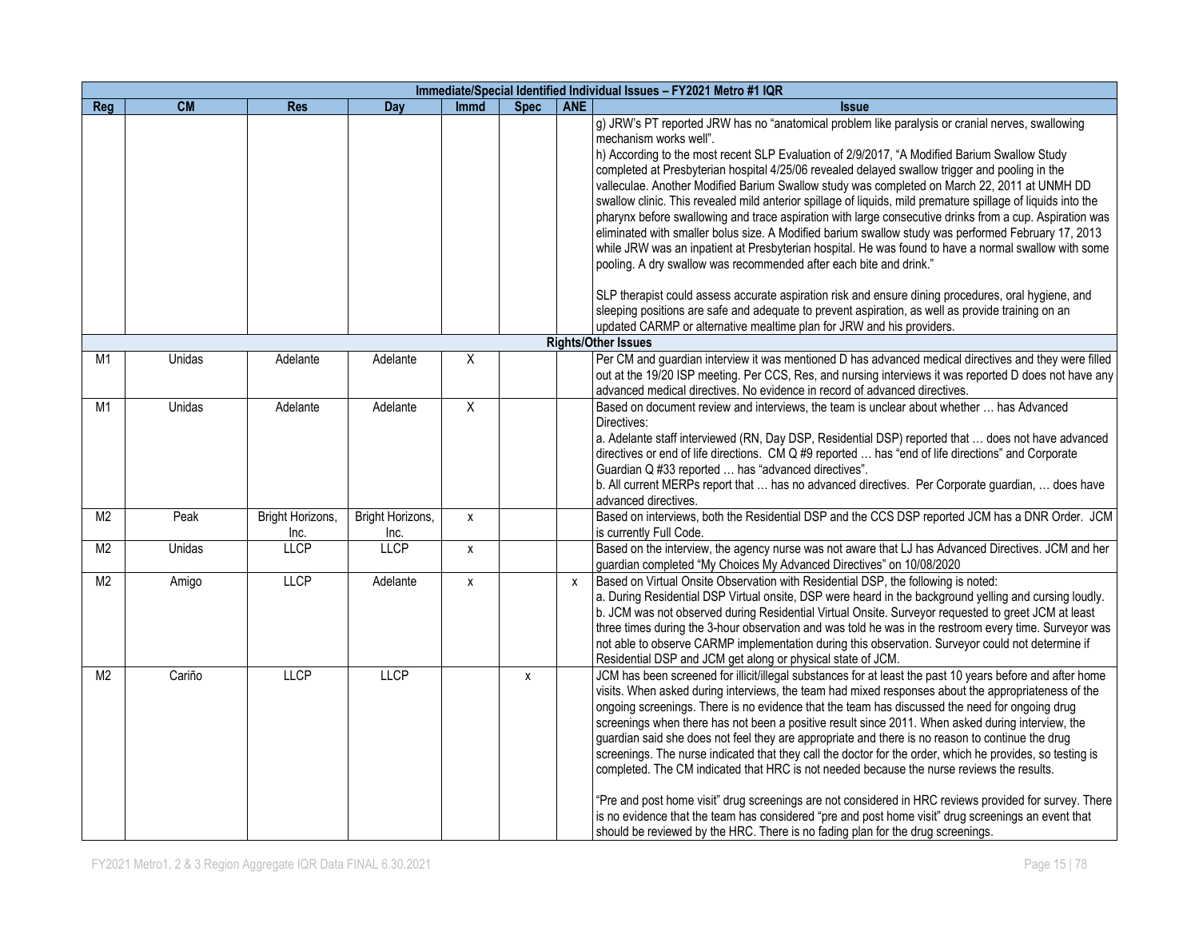| Immediate/Special Identified Individual Issues – FY2021 Metro #1 IQR | | | | | | | |
|---|---|---|---|---|---|---|---|
| **Reg** | **CM** | **Res** | **Day** | **Immd** | **Spec** | **ANE** | **Issue** |
| | | | | | | | g) JRW's PT reported JRW has no "anatomical problem like paralysis or cranial nerves, swallowing mechanism works well".<br>h) According to the most recent SLP Evaluation of 2/9/2017, "A Modified Barium Swallow Study completed at Presbyterian hospital 4/25/06 revealed delayed swallow trigger and pooling in the valleculae. Another Modified Barium Swallow study was completed on March 22, 2011 at UNMH DD swallow clinic. This revealed mild anterior spillage of liquids, mild premature spillage of liquids into the pharynx before swallowing and trace aspiration with large consecutive drinks from a cup. Aspiration was eliminated with smaller bolus size. A Modified barium swallow study was performed February 17, 2013 while JRW was an inpatient at Presbyterian hospital. He was found to have a normal swallow with some pooling. A dry swallow was recommended after each bite and drink."<br><br>SLP therapist could assess accurate aspiration risk and ensure dining procedures, oral hygiene, and sleeping positions are safe and adequate to prevent aspiration, as well as provide training on an updated CARMP or alternative mealtime plan for JRW and his providers. |
| **Rights/Other Issues** | | | | | | | |
| M1 | Unidas | Adelante | Adelante | X | | | Per CM and guardian interview it was mentioned D has advanced medical directives and they were filled out at the 19/20 ISP meeting. Per CCS, Res, and nursing interviews it was reported D does not have any advanced medical directives. No evidence in record of advanced directives. |
| M1 | Unidas | Adelante | Adelante | X | | | Based on document review and interviews, the team is unclear about whether … has Advanced Directives:<br>a. Adelante staff interviewed (RN, Day DSP, Residential DSP) reported that … does not have advanced directives or end of life directions. CM Q #9 reported … has "end of life directions" and Corporate Guardian Q #33 reported … has "advanced directives".<br>b. All current MERPs report that … has no advanced directives. Per Corporate guardian, … does have advanced directives. |
| M2 | Peak | Bright Horizons, Inc. | Bright Horizons, Inc. | x | | | Based on interviews, both the Residential DSP and the CCS DSP reported JCM has a DNR Order. JCM is currently Full Code. |
| M2 | Unidas | LLCP | LLCP | x | | | Based on the interview, the agency nurse was not aware that LJ has Advanced Directives. JCM and her guardian completed "My Choices My Advanced Directives" on 10/08/2020 |
| M2 | Amigo | LLCP | Adelante | x | | x | Based on Virtual Onsite Observation with Residential DSP, the following is noted:<br>a. During Residential DSP Virtual onsite, DSP were heard in the background yelling and cursing loudly.<br>b. JCM was not observed during Residential Virtual Onsite. Surveyor requested to greet JCM at least three times during the 3-hour observation and was told he was in the restroom every time. Surveyor was not able to observe CARMP implementation during this observation. Surveyor could not determine if Residential DSP and JCM get along or physical state of JCM. |
| M2 | Cariño | LLCP | LLCP | | x | | JCM has been screened for illicit/illegal substances for at least the past 10 years before and after home visits. When asked during interviews, the team had mixed responses about the appropriateness of the ongoing screenings. There is no evidence that the team has discussed the need for ongoing drug screenings when there has not been a positive result since 2011. When asked during interview, the guardian said she does not feel they are appropriate and there is no reason to continue the drug screenings. The nurse indicated that they call the doctor for the order, which he provides, so testing is completed. The CM indicated that HRC is not needed because the nurse reviews the results.<br><br>"Pre and post home visit" drug screenings are not considered in HRC reviews provided for survey. There is no evidence that the team has considered "pre and post home visit" drug screenings an event that should be reviewed by the HRC. There is no fading plan for the drug screenings. |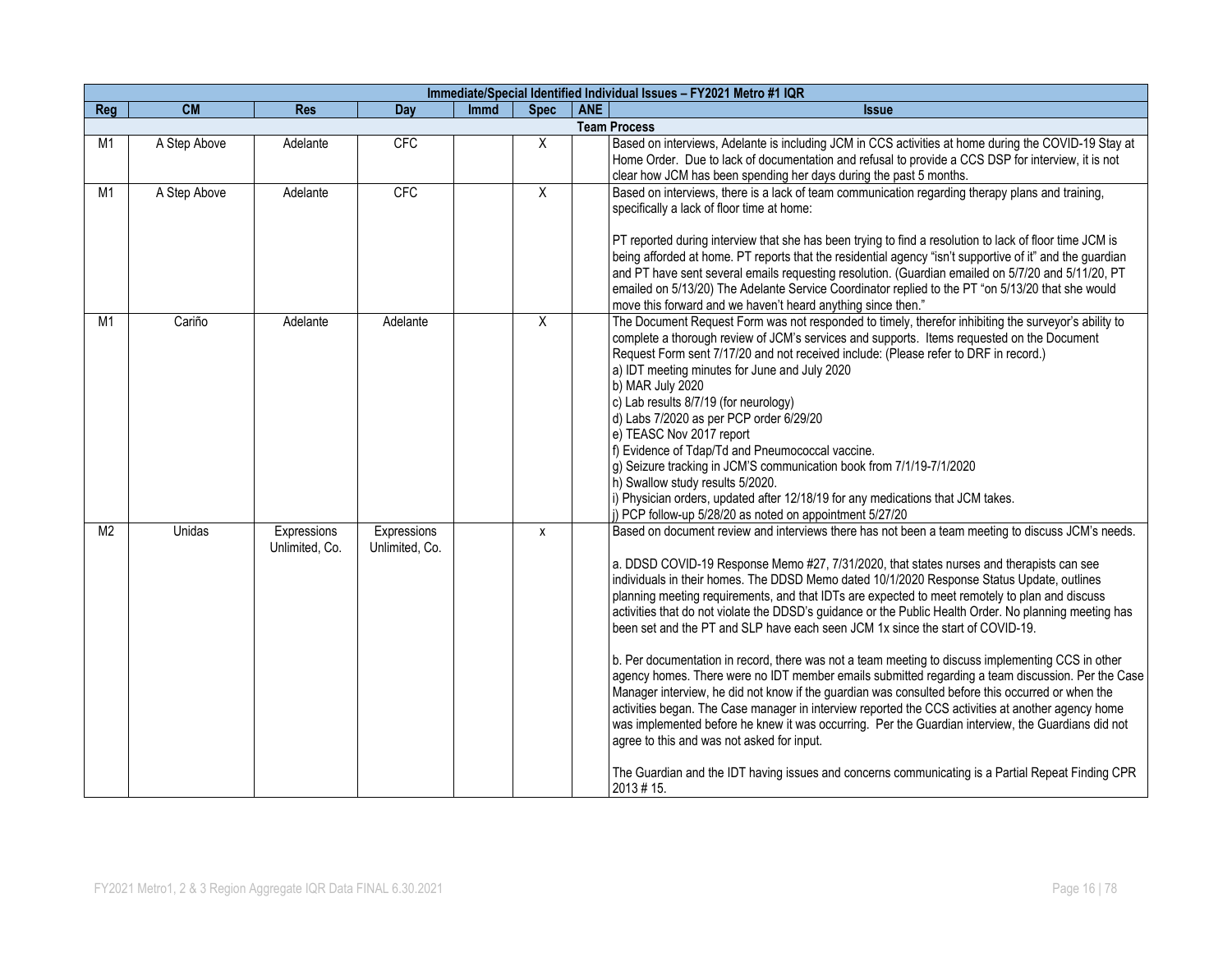| Immediate/Special Identified Individual Issues – FY2021 Metro #1 IQR | | | | | | | |
|---|---|---|---|---|---|---|---|
| **Reg** | **CM** | **Res** | **Day** | **Immd** | **Spec** | **ANE** | **Issue** |
| **Team Process** | | | | | | | |
| M1 | A Step Above | Adelante | CFC | | X | | Based on interviews, Adelante is including JCM in CCS activities at home during the COVID-19 Stay at Home Order. Due to lack of documentation and refusal to provide a CCS DSP for interview, it is not clear how JCM has been spending her days during the past 5 months. |
| M1 | A Step Above | Adelante | CFC | | X | | Based on interviews, there is a lack of team communication regarding therapy plans and training, specifically a lack of floor time at home:<br><br>PT reported during interview that she has been trying to find a resolution to lack of floor time JCM is being afforded at home. PT reports that the residential agency "isn't supportive of it" and the guardian and PT have sent several emails requesting resolution. (Guardian emailed on 5/7/20 and 5/11/20, PT emailed on 5/13/20) The Adelante Service Coordinator replied to the PT "on 5/13/20 that she would move this forward and we haven't heard anything since then." |
| M1 | Cariño | Adelante | Adelante | | X | | The Document Request Form was not responded to timely, therefor inhibiting the surveyor's ability to complete a thorough review of JCM's services and supports. Items requested on the Document Request Form sent 7/17/20 and not received include: (Please refer to DRF in record.)<br>a) IDT meeting minutes for June and July 2020<br>b) MAR July 2020<br>c) Lab results 8/7/19 (for neurology)<br>d) Labs 7/2020 as per PCP order 6/29/20<br>e) TEASC Nov 2017 report<br>f) Evidence of Tdap/Td and Pneumococcal vaccine.<br>g) Seizure tracking in JCM'S communication book from 7/1/19-7/1/2020<br>h) Swallow study results 5/2020.<br>i) Physician orders, updated after 12/18/19 for any medications that JCM takes.<br>j) PCP follow-up 5/28/20 as noted on appointment 5/27/20 |
| M2 | Unidas | Expressions Unlimited, Co. | Expressions Unlimited, Co. | | x | | Based on document review and interviews there has not been a team meeting to discuss JCM's needs.<br><br>a. DDSD COVID-19 Response Memo #27, 7/31/2020, that states nurses and therapists can see individuals in their homes. The DDSD Memo dated 10/1/2020 Response Status Update, outlines planning meeting requirements, and that IDTs are expected to meet remotely to plan and discuss activities that do not violate the DDSD's guidance or the Public Health Order. No planning meeting has been set and the PT and SLP have each seen JCM 1x since the start of COVID-19.<br><br>b. Per documentation in record, there was not a team meeting to discuss implementing CCS in other agency homes. There were no IDT member emails submitted regarding a team discussion. Per the Case Manager interview, he did not know if the guardian was consulted before this occurred or when the activities began. The Case manager in interview reported the CCS activities at another agency home was implemented before he knew it was occurring. Per the Guardian interview, the Guardians did not agree to this and was not asked for input.<br><br>The Guardian and the IDT having issues and concerns communicating is a Partial Repeat Finding CPR 2013 # 15. |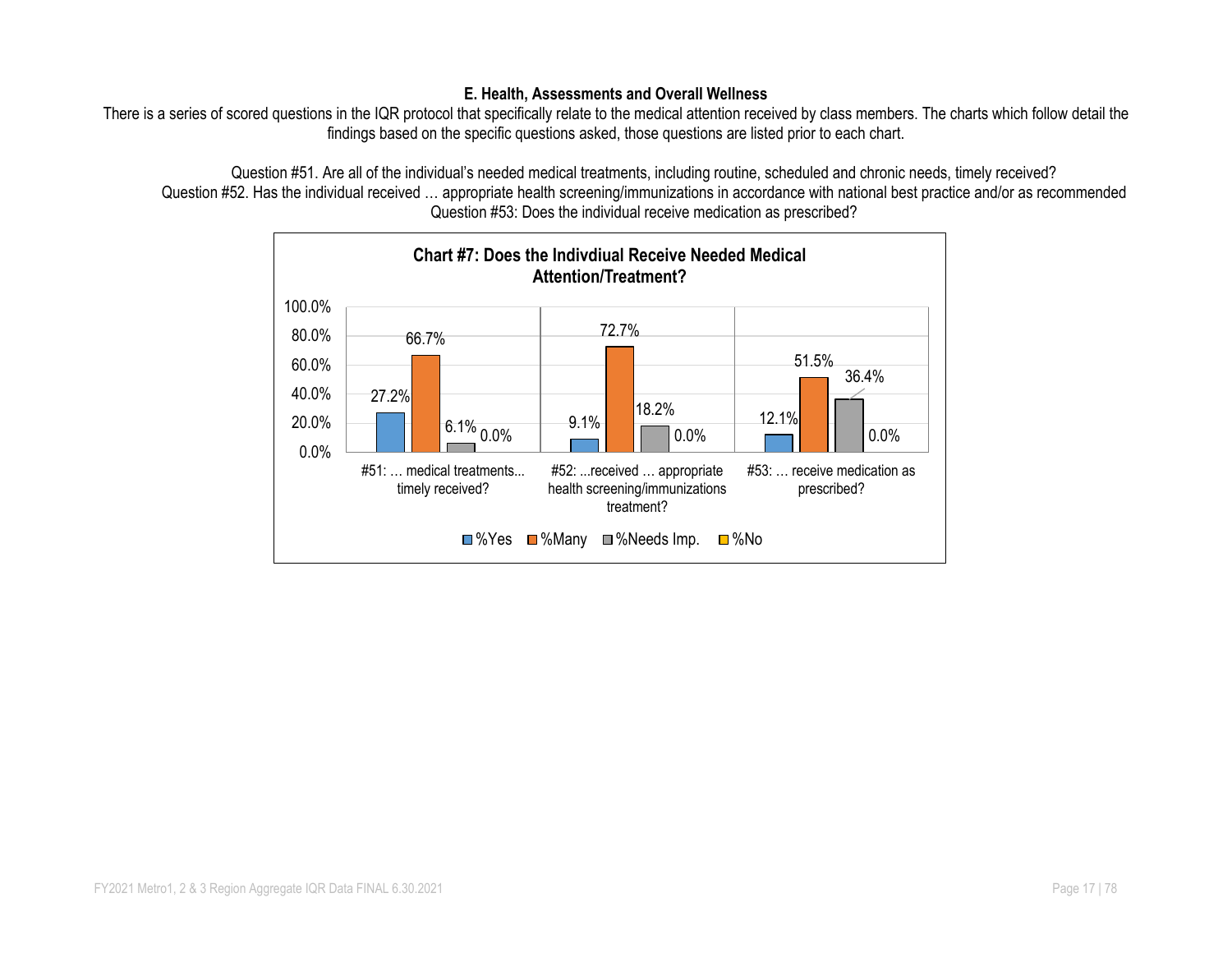### E. Health, Assessments and Overall Wellness

There is a series of scored questions in the IQR protocol that specifically relate to the medical attention received by class members. The charts which follow detail the findings based on the specific questions asked, those questions are listed prior to each chart.

Question #51. Are all of the individual's needed medical treatments, including routine, scheduled and chronic needs, timely received?
Question #52. Has the individual received … appropriate health screening/immunizations in accordance with national best practice and/or as recommended
Question #53: Does the individual receive medication as prescribed?

**Chart #7: Does the Indivdiual Receive Needed Medical Attention/Treatment?**

| | %Yes | %Many | %Needs Imp. | %No |
|---|---|---|---|---|
| #51: … medical treatments... timely received? | 27.2% | 66.7% | 6.1% | 0.0% |
| #52: ...received … appropriate health screening/immunizations treatment? | 9.1% | 72.7% | 18.2% | 0.0% |
| #53: … receive medication as prescribed? | 12.1% | 51.5% | 36.4% | 0.0% |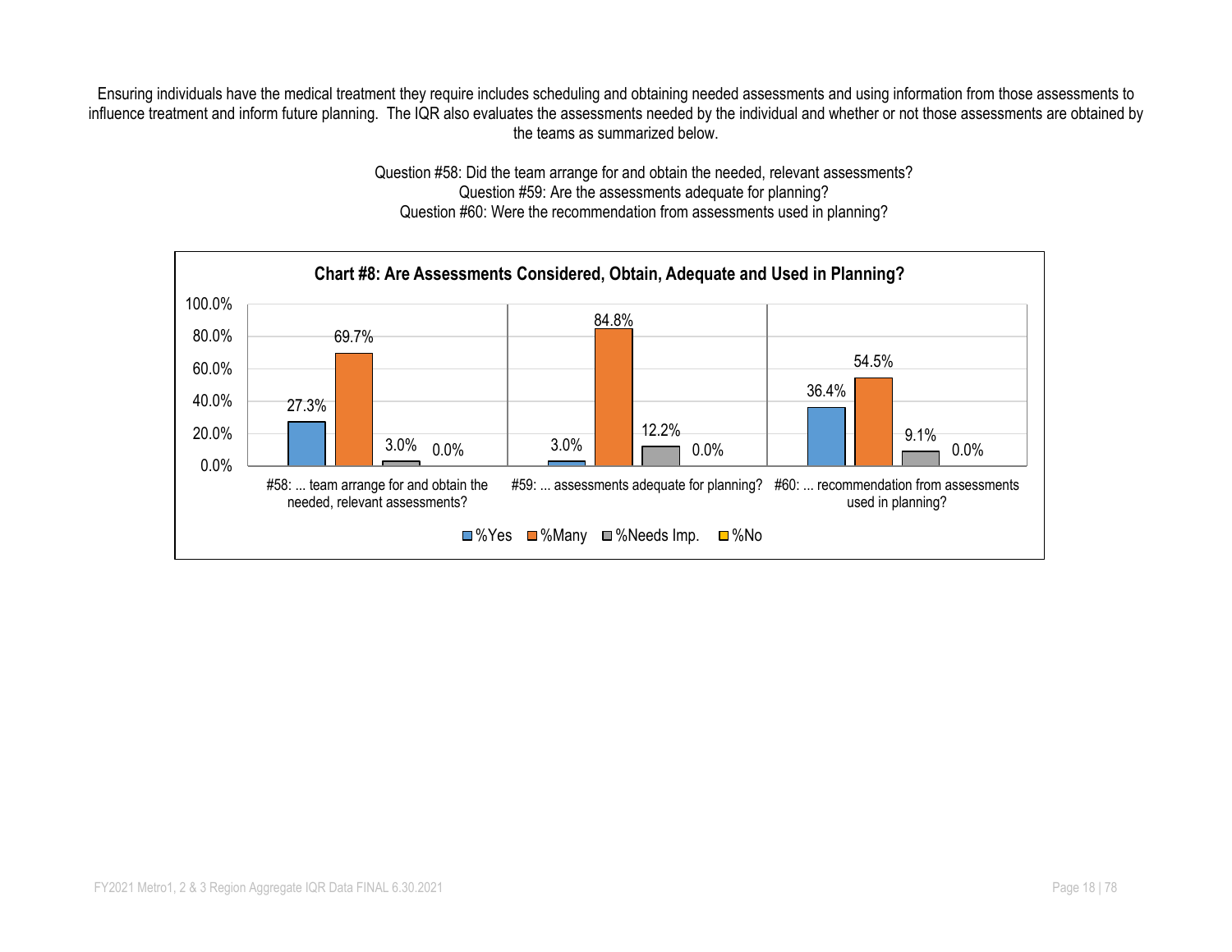Ensuring individuals have the medical treatment they require includes scheduling and obtaining needed assessments and using information from those assessments to influence treatment and inform future planning. The IQR also evaluates the assessments needed by the individual and whether or not those assessments are obtained by the teams as summarized below.

Question #58: Did the team arrange for and obtain the needed, relevant assessments?
Question #59: Are the assessments adequate for planning?
Question #60: Were the recommendation from assessments used in planning?

**Chart #8: Are Assessments Considered, Obtain, Adequate and Used in Planning?**

| | %Yes | %Many | %Needs Imp. | %No |
|---|---|---|---|---|
| #58: ... team arrange for and obtain the needed, relevant assessments? | 27.3% | 69.7% | 3.0% | 0.0% |
| #59: ... assessments adequate for planning? | 3.0% | 84.8% | 12.2% | 0.0% |
| #60: ... recommendation from assessments used in planning? | 36.4% | 54.5% | 9.1% | 0.0% |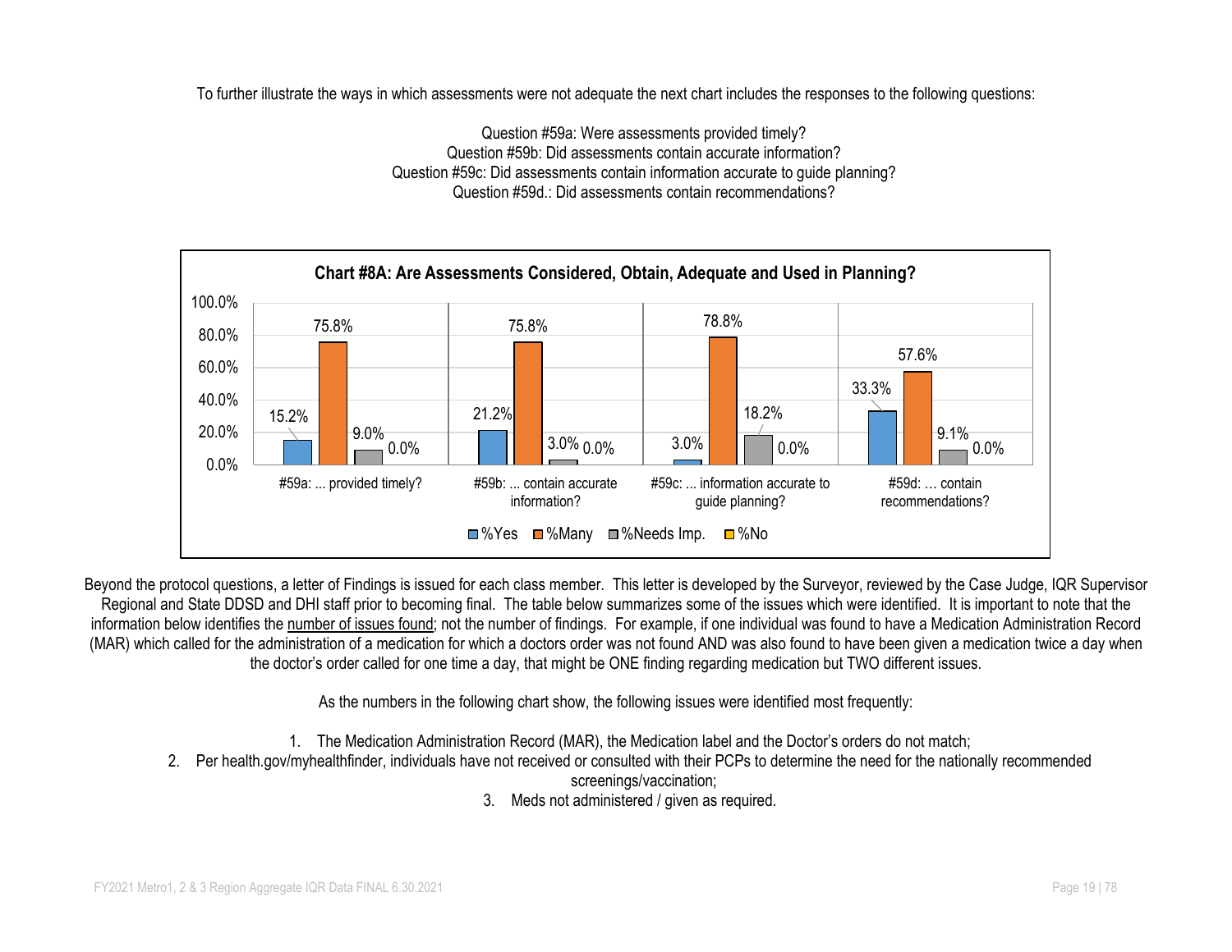To further illustrate the ways in which assessments were not adequate the next chart includes the responses to the following questions:

Question #59a: Were assessments provided timely?
Question #59b: Did assessments contain accurate information?
Question #59c: Did assessments contain information accurate to guide planning?
Question #59d.: Did assessments contain recommendations?

**Chart #8A: Are Assessments Considered, Obtain, Adequate and Used in Planning?**

| | %Yes | %Many | %Needs Imp. | %No |
|---|---|---|---|---|
| #59a: ... provided timely? | 15.2% | 75.8% | 9.0% | 0.0% |
| #59b: ... contain accurate information? | 21.2% | 75.8% | 3.0% | 0.0% |
| #59c: ... information accurate to guide planning? | 3.0% | 78.8% | 18.2% | 0.0% |
| #59d: … contain recommendations? | 33.3% | 57.6% | 9.1% | 0.0% |

Beyond the protocol questions, a letter of Findings is issued for each class member. This letter is developed by the Surveyor, reviewed by the Case Judge, IQR Supervisor Regional and State DDSD and DHI staff prior to becoming final. The table below summarizes some of the issues which were identified. It is important to note that the information below identifies the number of issues found; not the number of findings. For example, if one individual was found to have a Medication Administration Record (MAR) which called for the administration of a medication for which a doctors order was not found AND was also found to have been given a medication twice a day when the doctor's order called for one time a day, that might be ONE finding regarding medication but TWO different issues.

As the numbers in the following chart show, the following issues were identified most frequently:

1. The Medication Administration Record (MAR), the Medication label and the Doctor's orders do not match;
2. Per health.gov/myhealthfinder, individuals have not received or consulted with their PCPs to determine the need for the nationally recommended screenings/vaccination;
3. Meds not administered / given as required.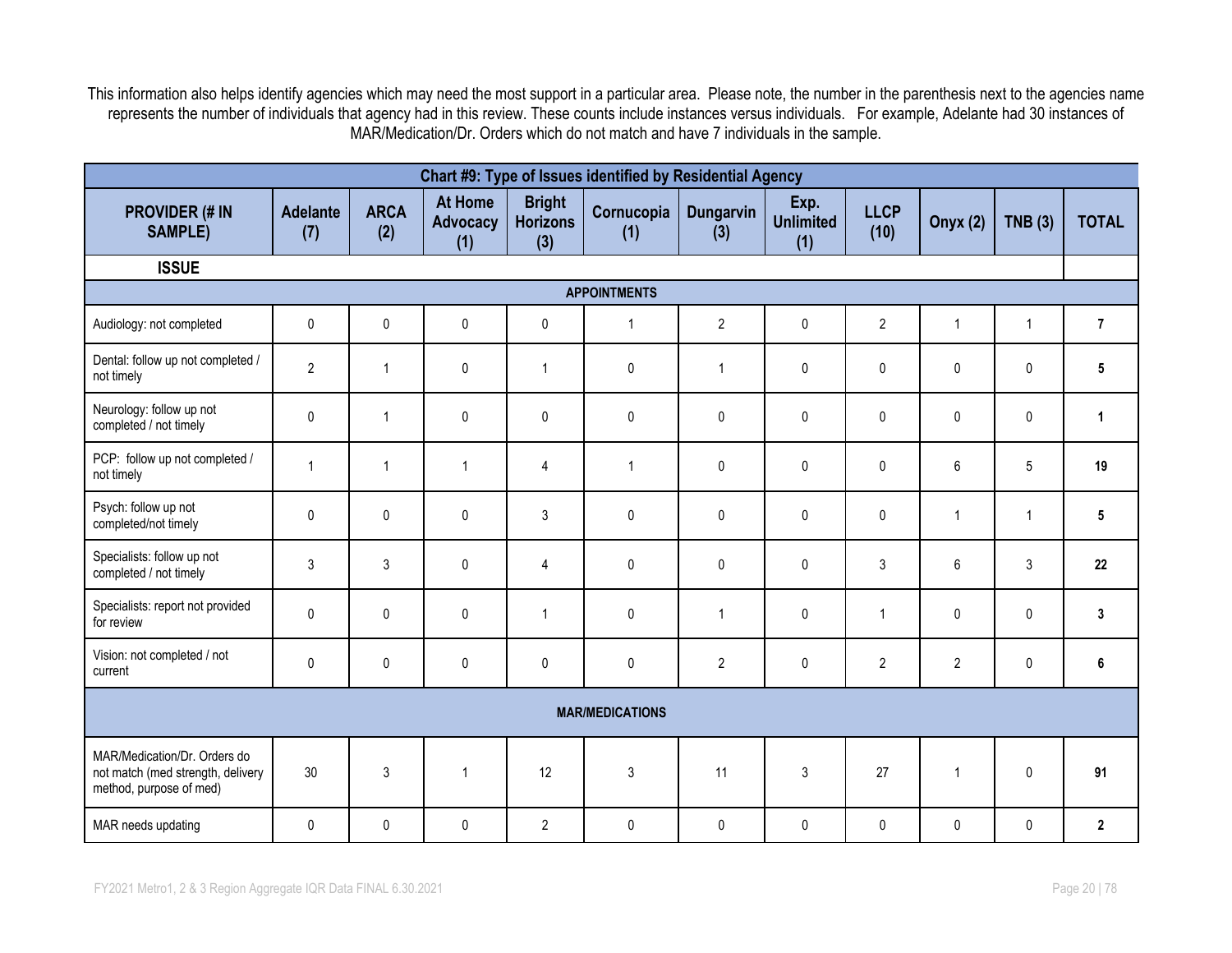This information also helps identify agencies which may need the most support in a particular area. Please note, the number in the parenthesis next to the agencies name represents the number of individuals that agency had in this review. These counts include instances versus individuals. For example, Adelante had 30 instances of MAR/Medication/Dr. Orders which do not match and have 7 individuals in the sample.

| Chart #9: Type of Issues identified by Residential Agency | | | | | | | | | | | |
|---|---|---|---|---|---|---|---|---|---|---|---|
| **PROVIDER (# IN SAMPLE)** | **Adelante (7)** | **ARCA (2)** | **At Home Advocacy (1)** | **Bright Horizons (3)** | **Cornucopia (1)** | **Dungarvin (3)** | **Exp. Unlimited (1)** | **LLCP (10)** | **Onyx (2)** | **TNB (3)** | **TOTAL** |
| **ISSUE** | | | | | | | | | | | |
| **APPOINTMENTS** | | | | | | | | | | | |
| Audiology: not completed | 0 | 0 | 0 | 0 | 1 | 2 | 0 | 2 | 1 | 1 | **7** |
| Dental: follow up not completed / not timely | 2 | 1 | 0 | 1 | 0 | 1 | 0 | 0 | 0 | 0 | **5** |
| Neurology: follow up not completed / not timely | 0 | 1 | 0 | 0 | 0 | 0 | 0 | 0 | 0 | 0 | **1** |
| PCP: follow up not completed / not timely | 1 | 1 | 1 | 4 | 1 | 0 | 0 | 0 | 6 | 5 | **19** |
| Psych: follow up not completed/not timely | 0 | 0 | 0 | 3 | 0 | 0 | 0 | 0 | 1 | 1 | **5** |
| Specialists: follow up not completed / not timely | 3 | 3 | 0 | 4 | 0 | 0 | 0 | 3 | 6 | 3 | **22** |
| Specialists: report not provided for review | 0 | 0 | 0 | 1 | 0 | 1 | 0 | 1 | 0 | 0 | **3** |
| Vision: not completed / not current | 0 | 0 | 0 | 0 | 0 | 2 | 0 | 2 | 2 | 0 | **6** |
| **MAR/MEDICATIONS** | | | | | | | | | | | |
| MAR/Medication/Dr. Orders do not match (med strength, delivery method, purpose of med) | 30 | 3 | 1 | 12 | 3 | 11 | 3 | 27 | 1 | 0 | **91** |
| MAR needs updating | 0 | 0 | 0 | 2 | 0 | 0 | 0 | 0 | 0 | 0 | **2** |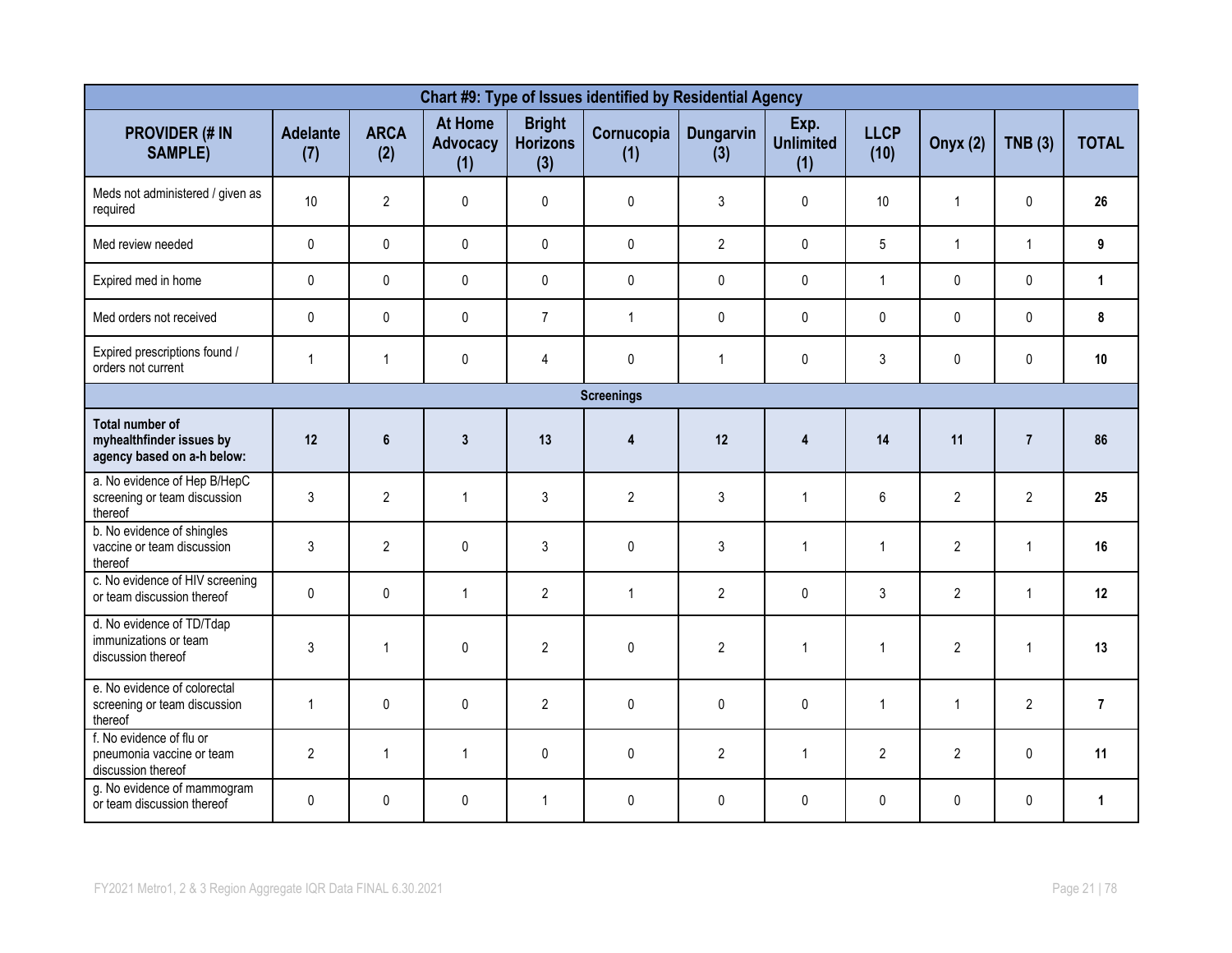| Chart #9: Type of Issues identified by Residential Agency | | | | | | | | | | | |
|---|---|---|---|---|---|---|---|---|---|---|---|
| **PROVIDER (# IN SAMPLE)** | **Adelante (7)** | **ARCA (2)** | **At Home Advocacy (1)** | **Bright Horizons (3)** | **Cornucopia (1)** | **Dungarvin (3)** | **Exp. Unlimited (1)** | **LLCP (10)** | **Onyx (2)** | **TNB (3)** | **TOTAL** |
| Meds not administered / given as required | 10 | 2 | 0 | 0 | 0 | 3 | 0 | 10 | 1 | 0 | **26** |
| Med review needed | 0 | 0 | 0 | 0 | 0 | 2 | 0 | 5 | 1 | 1 | **9** |
| Expired med in home | 0 | 0 | 0 | 0 | 0 | 0 | 0 | 1 | 0 | 0 | **1** |
| Med orders not received | 0 | 0 | 0 | 7 | 1 | 0 | 0 | 0 | 0 | 0 | **8** |
| Expired prescriptions found / orders not current | 1 | 1 | 0 | 4 | 0 | 1 | 0 | 3 | 0 | 0 | **10** |
| **Screenings** | | | | | | | | | | | |
| **Total number of myhealthfinder issues by agency based on a-h below:** | **12** | **6** | **3** | **13** | **4** | **12** | **4** | **14** | **11** | **7** | **86** |
| a. No evidence of Hep B/HepC screening or team discussion thereof | 3 | 2 | 1 | 3 | 2 | 3 | 1 | 6 | 2 | 2 | **25** |
| b. No evidence of shingles vaccine or team discussion thereof | 3 | 2 | 0 | 3 | 0 | 3 | 1 | 1 | 2 | 1 | **16** |
| c. No evidence of HIV screening or team discussion thereof | 0 | 0 | 1 | 2 | 1 | 2 | 0 | 3 | 2 | 1 | **12** |
| d. No evidence of TD/Tdap immunizations or team discussion thereof | 3 | 1 | 0 | 2 | 0 | 2 | 1 | 1 | 2 | 1 | **13** |
| e. No evidence of colorectal screening or team discussion thereof | 1 | 0 | 0 | 2 | 0 | 0 | 0 | 1 | 1 | 2 | **7** |
| f. No evidence of flu or pneumonia vaccine or team discussion thereof | 2 | 1 | 1 | 0 | 0 | 2 | 1 | 2 | 2 | 0 | **11** |
| g. No evidence of mammogram or team discussion thereof | 0 | 0 | 0 | 1 | 0 | 0 | 0 | 0 | 0 | 0 | **1** |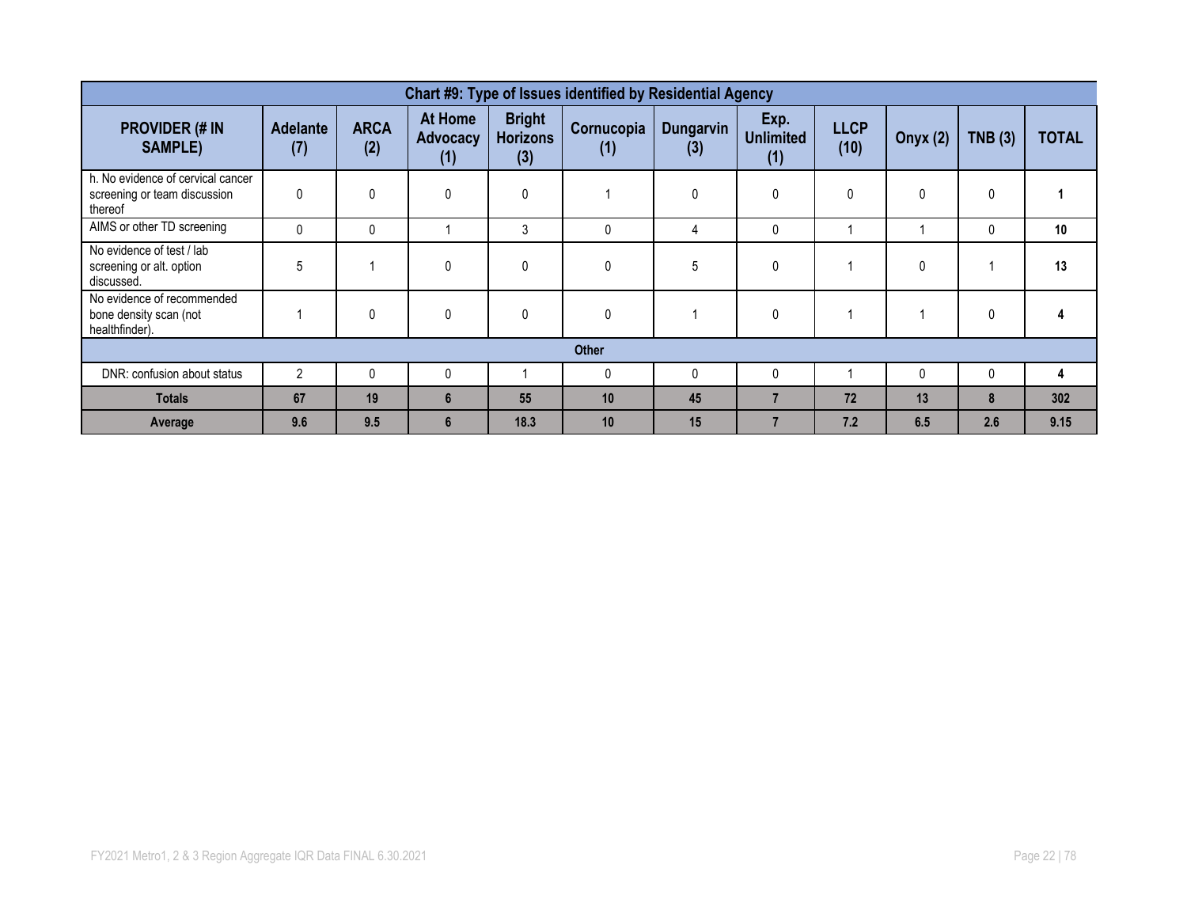| Chart #9: Type of Issues identified by Residential Agency | | | | | | | | | | | |
|---|---|---|---|---|---|---|---|---|---|---|---|
| **PROVIDER (# IN SAMPLE)** | **Adelante (7)** | **ARCA (2)** | **At Home Advocacy (1)** | **Bright Horizons (3)** | **Cornucopia (1)** | **Dungarvin (3)** | **Exp. Unlimited (1)** | **LLCP (10)** | **Onyx (2)** | **TNB (3)** | **TOTAL** |
| h. No evidence of cervical cancer screening or team discussion thereof | 0 | 0 | 0 | 0 | 1 | 0 | 0 | 0 | 0 | 0 | **1** |
| AIMS or other TD screening | 0 | 0 | 1 | 3 | 0 | 4 | 0 | 1 | 1 | 0 | **10** |
| No evidence of test / lab screening or alt. option discussed. | 5 | 1 | 0 | 0 | 0 | 5 | 0 | 1 | 0 | 1 | **13** |
| No evidence of recommended bone density scan (not healthfinder). | 1 | 0 | 0 | 0 | 0 | 1 | 0 | 1 | 1 | 0 | **4** |
| **Other** | | | | | | | | | | | |
| DNR: confusion about status | 2 | 0 | 0 | 1 | 0 | 0 | 0 | 1 | 0 | 0 | **4** |
| **Totals** | **67** | **19** | **6** | **55** | **10** | **45** | **7** | **72** | **13** | **8** | **302** |
| **Average** | **9.6** | **9.5** | **6** | **18.3** | **10** | **15** | **7** | **7.2** | **6.5** | **2.6** | **9.15** |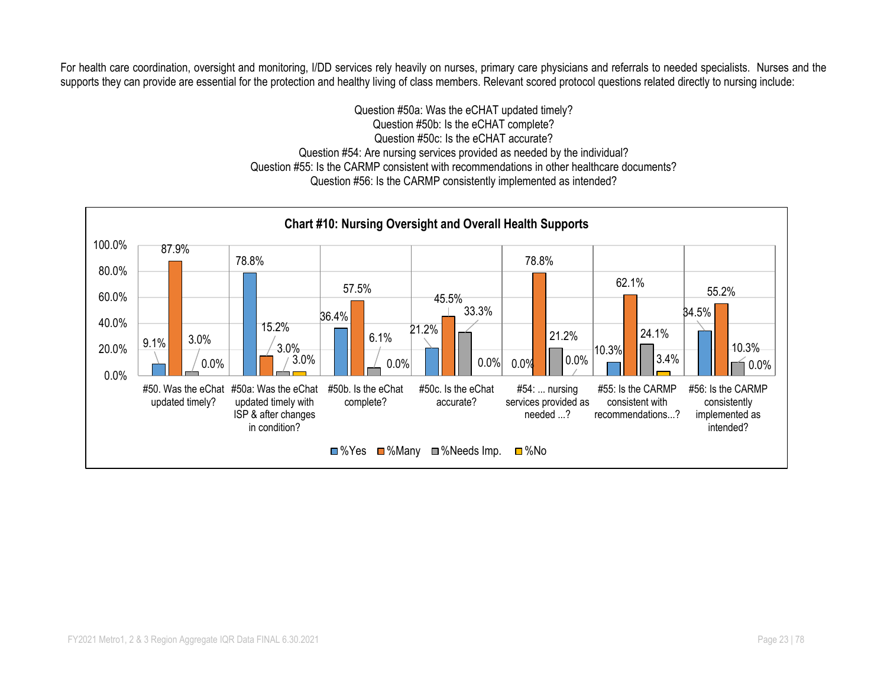For health care coordination, oversight and monitoring, I/DD services rely heavily on nurses, primary care physicians and referrals to needed specialists. Nurses and the supports they can provide are essential for the protection and healthy living of class members. Relevant scored protocol questions related directly to nursing include:

Question #50a: Was the eCHAT updated timely?
Question #50b: Is the eCHAT complete?
Question #50c: Is the eCHAT accurate?
Question #54: Are nursing services provided as needed by the individual?
Question #55: Is the CARMP consistent with recommendations in other healthcare documents?
Question #56: Is the CARMP consistently implemented as intended?

**Chart #10: Nursing Oversight and Overall Health Supports**

| Question | %Yes | %Many | %Needs Imp. | %No |
|---|---|---|---|---|
| #50. Was the eChat updated timely? | 9.1% | 87.9% | 3.0% | 0.0% |
| #50a: Was the eChat updated timely with ISP & after changes in condition? | 78.8% | 15.2% | 3.0% | 3.0% |
| #50b. Is the eChat complete? | 36.4% | 57.5% | 6.1% | 0.0% |
| #50c. Is the eChat accurate? | 21.2% | 45.5% | 33.3% | 0.0% |
| #54: ... nursing services provided as needed ...? | 0.0% | 78.8% | 21.2% | 0.0% |
| #55: Is the CARMP consistent with recommendations...? | 10.3% | 62.1% | 24.1% | 3.4% |
| #56: Is the CARMP consistently implemented as intended? | 34.5% | 55.2% | 10.3% | 0.0% |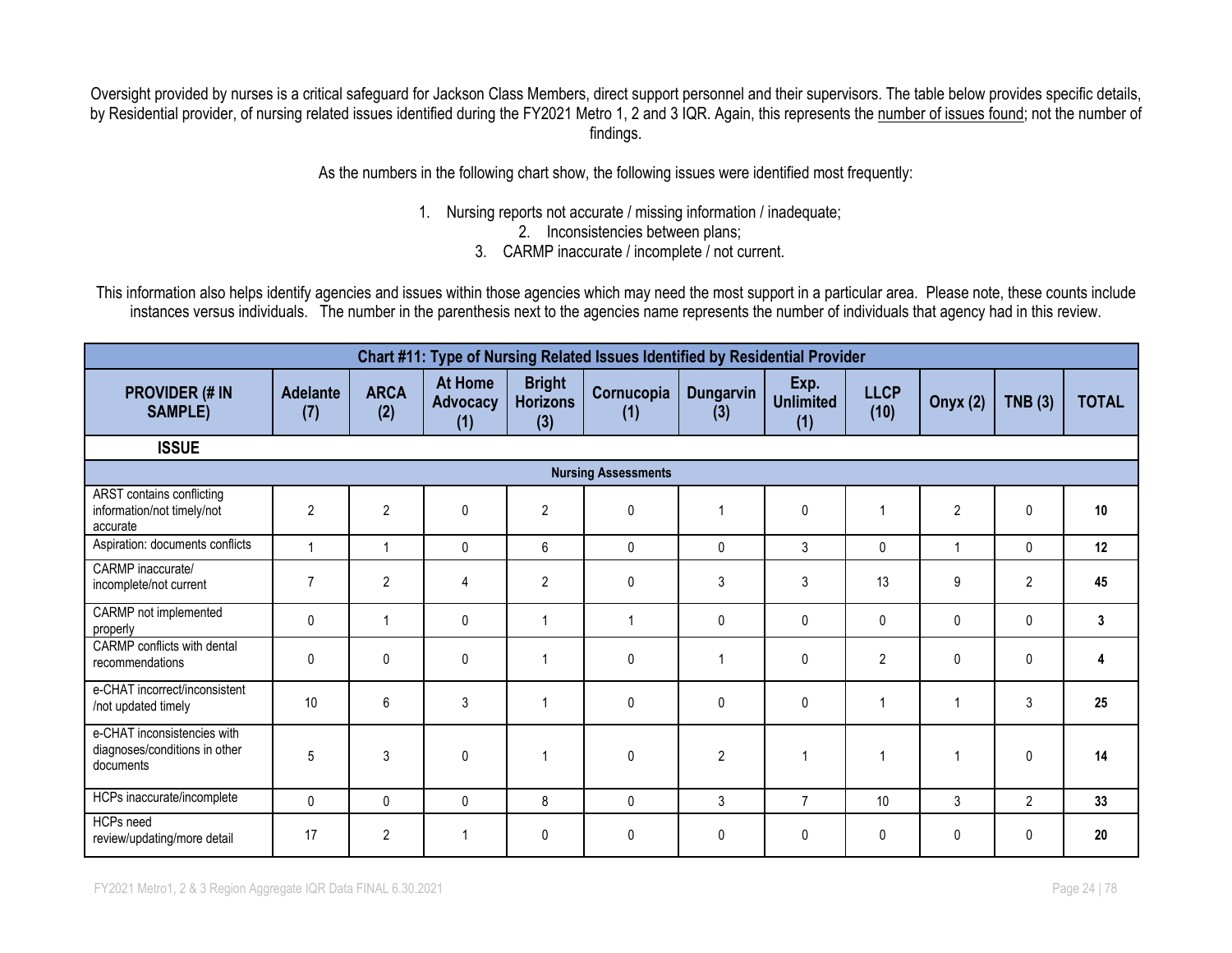Oversight provided by nurses is a critical safeguard for Jackson Class Members, direct support personnel and their supervisors. The table below provides specific details, by Residential provider, of nursing related issues identified during the FY2021 Metro 1, 2 and 3 IQR. Again, this represents the number of issues found; not the number of findings.

As the numbers in the following chart show, the following issues were identified most frequently:

1. Nursing reports not accurate / missing information / inadequate;
2. Inconsistencies between plans;
3. CARMP inaccurate / incomplete / not current.

This information also helps identify agencies and issues within those agencies which may need the most support in a particular area. Please note, these counts include instances versus individuals. The number in the parenthesis next to the agencies name represents the number of individuals that agency had in this review.

| Chart #11: Type of Nursing Related Issues Identified by Residential Provider | | | | | | | | | | | |
|---|---|---|---|---|---|---|---|---|---|---|---|
| **PROVIDER (# IN SAMPLE)** | **Adelante (7)** | **ARCA (2)** | **At Home Advocacy (1)** | **Bright Horizons (3)** | **Cornucopia (1)** | **Dungarvin (3)** | **Exp. Unlimited (1)** | **LLCP (10)** | **Onyx (2)** | **TNB (3)** | **TOTAL** |
| **ISSUE** | | | | | | | | | | | |
| **Nursing Assessments** | | | | | | | | | | | |
| ARST contains conflicting information/not timely/not accurate | 2 | 2 | 0 | 2 | 0 | 1 | 0 | 1 | 2 | 0 | **10** |
| Aspiration: documents conflicts | 1 | 1 | 0 | 6 | 0 | 0 | 3 | 0 | 1 | 0 | **12** |
| CARMP inaccurate/ incomplete/not current | 7 | 2 | 4 | 2 | 0 | 3 | 3 | 13 | 9 | 2 | **45** |
| CARMP not implemented properly | 0 | 1 | 0 | 1 | 1 | 0 | 0 | 0 | 0 | 0 | **3** |
| CARMP conflicts with dental recommendations | 0 | 0 | 0 | 1 | 0 | 1 | 0 | 2 | 0 | 0 | **4** |
| e-CHAT incorrect/inconsistent /not updated timely | 10 | 6 | 3 | 1 | 0 | 0 | 0 | 1 | 1 | 3 | **25** |
| e-CHAT inconsistencies with diagnoses/conditions in other documents | 5 | 3 | 0 | 1 | 0 | 2 | 1 | 1 | 1 | 0 | **14** |
| HCPs inaccurate/incomplete | 0 | 0 | 0 | 8 | 0 | 3 | 7 | 10 | 3 | 2 | **33** |
| HCPs need review/updating/more detail | 17 | 2 | 1 | 0 | 0 | 0 | 0 | 0 | 0 | 0 | **20** |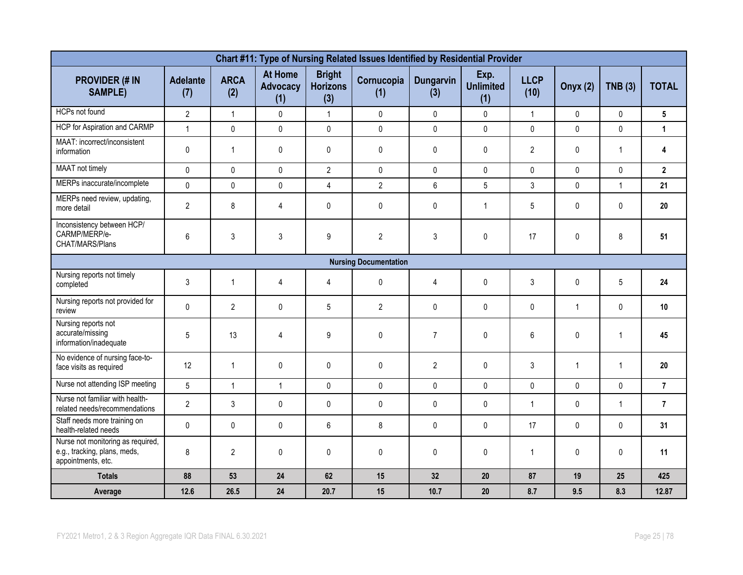| Chart #11: Type of Nursing Related Issues Identified by Residential Provider | | | | | | | | | | | |
|---|---|---|---|---|---|---|---|---|---|---|---|
| **PROVIDER (# IN SAMPLE)** | **Adelante (7)** | **ARCA (2)** | **At Home Advocacy (1)** | **Bright Horizons (3)** | **Cornucopia (1)** | **Dungarvin (3)** | **Exp. Unlimited (1)** | **LLCP (10)** | **Onyx (2)** | **TNB (3)** | **TOTAL** |
| HCPs not found | 2 | 1 | 0 | 1 | 0 | 0 | 0 | 1 | 0 | 0 | **5** |
| HCP for Aspiration and CARMP | 1 | 0 | 0 | 0 | 0 | 0 | 0 | 0 | 0 | 0 | **1** |
| MAAT: incorrect/inconsistent information | 0 | 1 | 0 | 0 | 0 | 0 | 0 | 2 | 0 | 1 | **4** |
| MAAT not timely | 0 | 0 | 0 | 2 | 0 | 0 | 0 | 0 | 0 | 0 | **2** |
| MERPs inaccurate/incomplete | 0 | 0 | 0 | 4 | 2 | 6 | 5 | 3 | 0 | 1 | **21** |
| MERPs need review, updating, more detail | 2 | 8 | 4 | 0 | 0 | 0 | 1 | 5 | 0 | 0 | **20** |
| Inconsistency between HCP/ CARMP/MERP/e-CHAT/MARS/Plans | 6 | 3 | 3 | 9 | 2 | 3 | 0 | 17 | 0 | 8 | **51** |
| **Nursing Documentation** | | | | | | | | | | | |
| Nursing reports not timely completed | 3 | 1 | 4 | 4 | 0 | 4 | 0 | 3 | 0 | 5 | **24** |
| Nursing reports not provided for review | 0 | 2 | 0 | 5 | 2 | 0 | 0 | 0 | 1 | 0 | **10** |
| Nursing reports not accurate/missing information/inadequate | 5 | 13 | 4 | 9 | 0 | 7 | 0 | 6 | 0 | 1 | **45** |
| No evidence of nursing face-to-face visits as required | 12 | 1 | 0 | 0 | 0 | 2 | 0 | 3 | 1 | 1 | **20** |
| Nurse not attending ISP meeting | 5 | 1 | 1 | 0 | 0 | 0 | 0 | 0 | 0 | 0 | **7** |
| Nurse not familiar with health-related needs/recommendations | 2 | 3 | 0 | 0 | 0 | 0 | 0 | 1 | 0 | 1 | **7** |
| Staff needs more training on health-related needs | 0 | 0 | 0 | 6 | 8 | 0 | 0 | 17 | 0 | 0 | **31** |
| Nurse not monitoring as required, e.g., tracking, plans, meds, appointments, etc. | 8 | 2 | 0 | 0 | 0 | 0 | 0 | 1 | 0 | 0 | **11** |
| **Totals** | **88** | **53** | **24** | **62** | **15** | **32** | **20** | **87** | **19** | **25** | **425** |
| **Average** | **12.6** | **26.5** | **24** | **20.7** | **15** | **10.7** | **20** | **8.7** | **9.5** | **8.3** | **12.87** |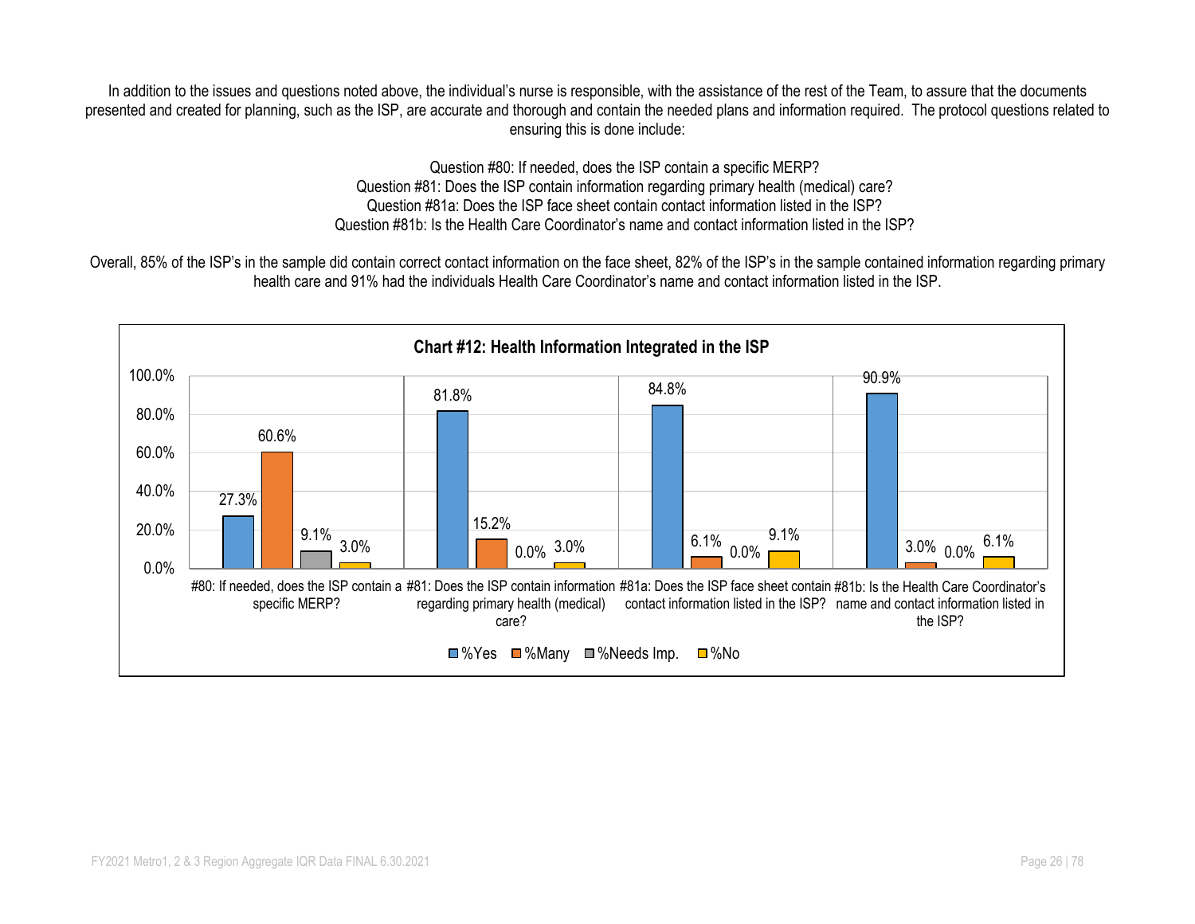In addition to the issues and questions noted above, the individual's nurse is responsible, with the assistance of the rest of the Team, to assure that the documents presented and created for planning, such as the ISP, are accurate and thorough and contain the needed plans and information required. The protocol questions related to ensuring this is done include:

Question #80: If needed, does the ISP contain a specific MERP?
Question #81: Does the ISP contain information regarding primary health (medical) care?
Question #81a: Does the ISP face sheet contain contact information listed in the ISP?
Question #81b: Is the Health Care Coordinator's name and contact information listed in the ISP?

Overall, 85% of the ISP's in the sample did contain correct contact information on the face sheet, 82% of the ISP's in the sample contained information regarding primary health care and 91% had the individuals Health Care Coordinator's name and contact information listed in the ISP.

**Chart #12: Health Information Integrated in the ISP**

| Question | %Yes | %Many | %Needs Imp. | %No |
|---|---|---|---|---|
| #80: If needed, does the ISP contain a specific MERP? | 27.3% | 60.6% | 9.1% | 3.0% |
| #81: Does the ISP contain information regarding primary health (medical) care? | 81.8% | 15.2% | 0.0% | 3.0% |
| #81a: Does the ISP face sheet contain contact information listed in the ISP? | 84.8% | 6.1% | 0.0% | 9.1% |
| #81b: Is the Health Care Coordinator's name and contact information listed in the ISP? | 90.9% | 3.0% | 0.0% | 6.1% |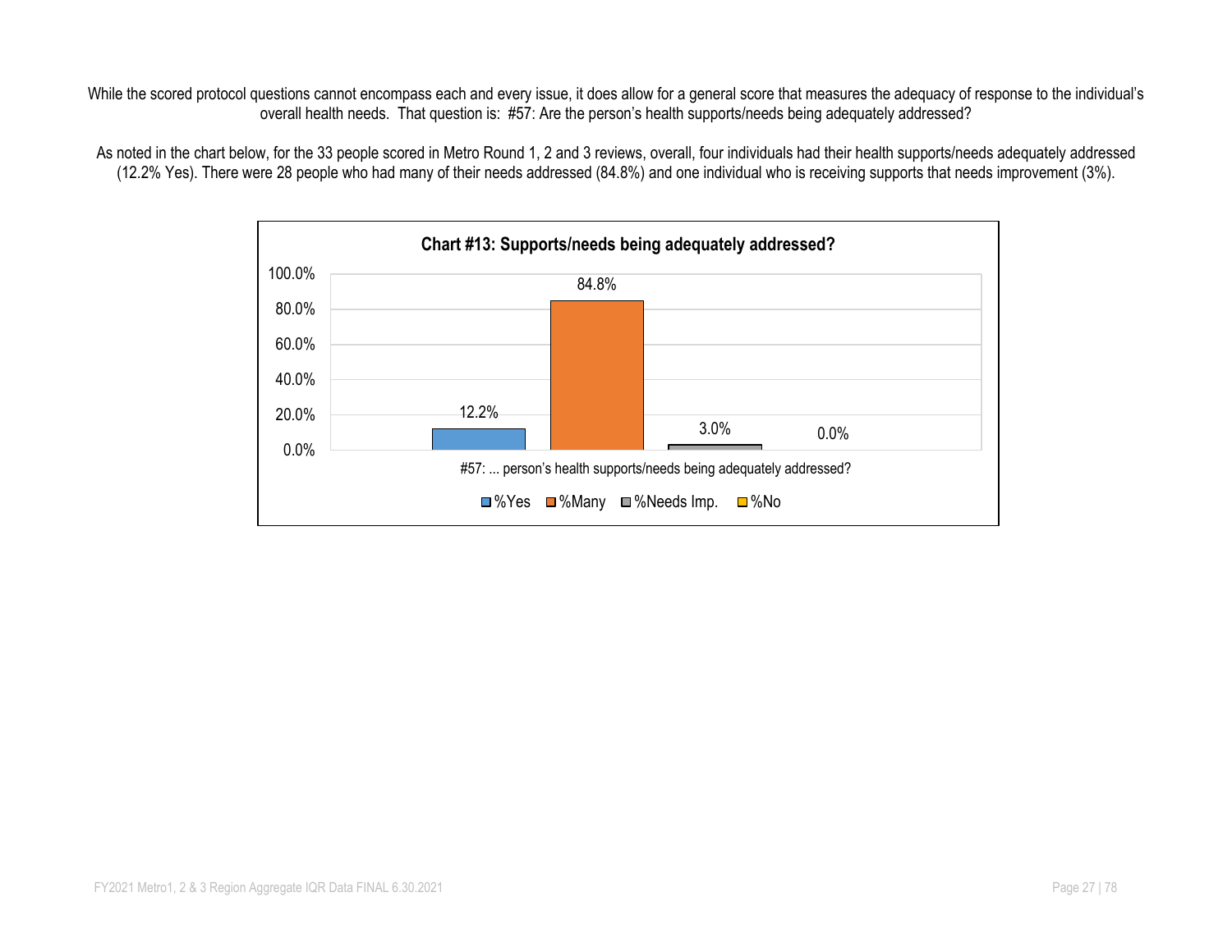While the scored protocol questions cannot encompass each and every issue, it does allow for a general score that measures the adequacy of response to the individual's overall health needs. That question is: #57: Are the person's health supports/needs being adequately addressed?

As noted in the chart below, for the 33 people scored in Metro Round 1, 2 and 3 reviews, overall, four individuals had their health supports/needs adequately addressed (12.2% Yes). There were 28 people who had many of their needs addressed (84.8%) and one individual who is receiving supports that needs improvement (3%).

**Chart #13: Supports/needs being adequately addressed?**

| | %Yes | %Many | %Needs Imp. | %No |
|---|---|---|---|---|
| #57: ... person's health supports/needs being adequately addressed? | 12.2% | 84.8% | 3.0% | 0.0% |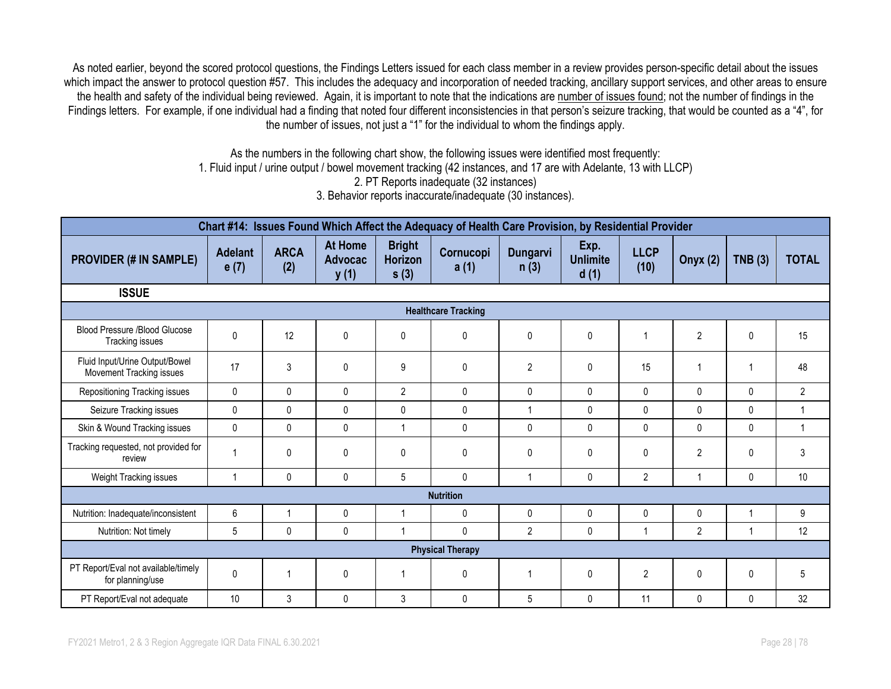As noted earlier, beyond the scored protocol questions, the Findings Letters issued for each class member in a review provides person-specific detail about the issues which impact the answer to protocol question #57. This includes the adequacy and incorporation of needed tracking, ancillary support services, and other areas to ensure the health and safety of the individual being reviewed. Again, it is important to note that the indications are number of issues found; not the number of findings in the Findings letters. For example, if one individual had a finding that noted four different inconsistencies in that person's seizure tracking, that would be counted as a "4", for the number of issues, not just a "1" for the individual to whom the findings apply.

As the numbers in the following chart show, the following issues were identified most frequently:
1. Fluid input / urine output / bowel movement tracking (42 instances, and 17 are with Adelante, 13 with LLCP)
2. PT Reports inadequate (32 instances)
3. Behavior reports inaccurate/inadequate (30 instances).

| Chart #14: Issues Found Which Affect the Adequacy of Health Care Provision, by Residential Provider | | | | | | | | | | | |
|---|---|---|---|---|---|---|---|---|---|---|---|
| **PROVIDER (# IN SAMPLE)** | **Adelante (7)** | **ARCA (2)** | **At Home Advocacy (1)** | **Bright Horizons (3)** | **Cornucopia (1)** | **Dungarvin (3)** | **Exp. Unlimited (1)** | **LLCP (10)** | **Onyx (2)** | **TNB (3)** | **TOTAL** |
| **ISSUE** | | | | | | | | | | | |
| **Healthcare Tracking** | | | | | | | | | | | |
| Blood Pressure /Blood Glucose Tracking issues | 0 | 12 | 0 | 0 | 0 | 0 | 0 | 1 | 2 | 0 | 15 |
| Fluid Input/Urine Output/Bowel Movement Tracking issues | 17 | 3 | 0 | 9 | 0 | 2 | 0 | 15 | 1 | 1 | 48 |
| Repositioning Tracking issues | 0 | 0 | 0 | 2 | 0 | 0 | 0 | 0 | 0 | 0 | 2 |
| Seizure Tracking issues | 0 | 0 | 0 | 0 | 0 | 1 | 0 | 0 | 0 | 0 | 1 |
| Skin & Wound Tracking issues | 0 | 0 | 0 | 1 | 0 | 0 | 0 | 0 | 0 | 0 | 1 |
| Tracking requested, not provided for review | 1 | 0 | 0 | 0 | 0 | 0 | 0 | 0 | 2 | 0 | 3 |
| Weight Tracking issues | 1 | 0 | 0 | 5 | 0 | 1 | 0 | 2 | 1 | 0 | 10 |
| **Nutrition** | | | | | | | | | | | |
| Nutrition: Inadequate/inconsistent | 6 | 1 | 0 | 1 | 0 | 0 | 0 | 0 | 0 | 1 | 9 |
| Nutrition: Not timely | 5 | 0 | 0 | 1 | 0 | 2 | 0 | 1 | 2 | 1 | 12 |
| **Physical Therapy** | | | | | | | | | | | |
| PT Report/Eval not available/timely for planning/use | 0 | 1 | 0 | 1 | 0 | 1 | 0 | 2 | 0 | 0 | 5 |
| PT Report/Eval not adequate | 10 | 3 | 0 | 3 | 0 | 5 | 0 | 11 | 0 | 0 | 32 |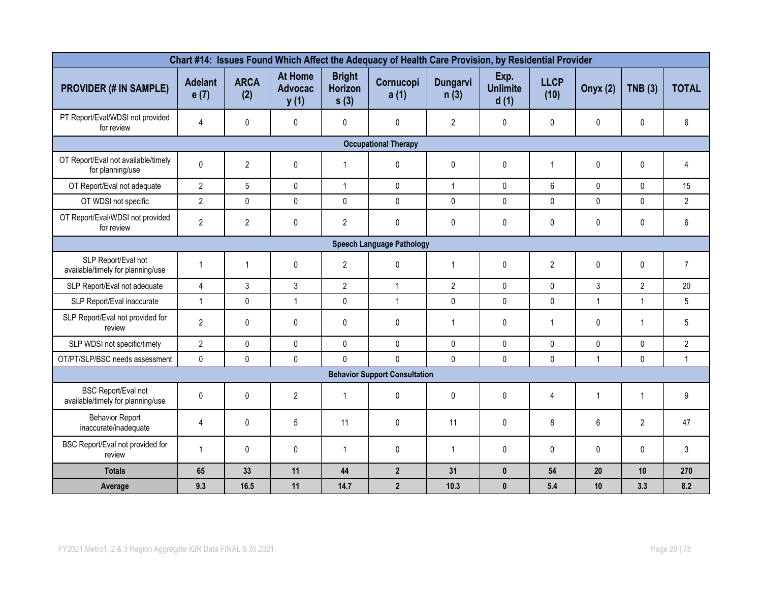| Chart #14: Issues Found Which Affect the Adequacy of Health Care Provision, by Residential Provider | | | | | | | | | | | |
|---|---|---|---|---|---|---|---|---|---|---|---|
| **PROVIDER (# IN SAMPLE)** | **Adelante (7)** | **ARCA (2)** | **At Home Advocacy (1)** | **Bright Horizons (3)** | **Cornucopia (1)** | **Dungarvin (3)** | **Exp. Unlimited (1)** | **LLCP (10)** | **Onyx (2)** | **TNB (3)** | **TOTAL** |
| PT Report/Eval/WDSI not provided for review | 4 | 0 | 0 | 0 | 0 | 2 | 0 | 0 | 0 | 0 | 6 |
| **Occupational Therapy** | | | | | | | | | | | |
| OT Report/Eval not available/timely for planning/use | 0 | 2 | 0 | 1 | 0 | 0 | 0 | 1 | 0 | 0 | 4 |
| OT Report/Eval not adequate | 2 | 5 | 0 | 1 | 0 | 1 | 0 | 6 | 0 | 0 | 15 |
| OT WDSI not specific | 2 | 0 | 0 | 0 | 0 | 0 | 0 | 0 | 0 | 0 | 2 |
| OT Report/Eval/WDSI not provided for review | 2 | 2 | 0 | 2 | 0 | 0 | 0 | 0 | 0 | 0 | 6 |
| **Speech Language Pathology** | | | | | | | | | | | |
| SLP Report/Eval not available/timely for planning/use | 1 | 1 | 0 | 2 | 0 | 1 | 0 | 2 | 0 | 0 | 7 |
| SLP Report/Eval not adequate | 4 | 3 | 3 | 2 | 1 | 2 | 0 | 0 | 3 | 2 | 20 |
| SLP Report/Eval inaccurate | 1 | 0 | 1 | 0 | 1 | 0 | 0 | 0 | 1 | 1 | 5 |
| SLP Report/Eval not provided for review | 2 | 0 | 0 | 0 | 0 | 1 | 0 | 1 | 0 | 1 | 5 |
| SLP WDSI not specific/timely | 2 | 0 | 0 | 0 | 0 | 0 | 0 | 0 | 0 | 0 | 2 |
| OT/PT/SLP/BSC needs assessment | 0 | 0 | 0 | 0 | 0 | 0 | 0 | 0 | 1 | 0 | 1 |
| **Behavior Support Consultation** | | | | | | | | | | | |
| BSC Report/Eval not available/timely for planning/use | 0 | 0 | 2 | 1 | 0 | 0 | 0 | 4 | 1 | 1 | 9 |
| Behavior Report inaccurate/inadequate | 4 | 0 | 5 | 11 | 0 | 11 | 0 | 8 | 6 | 2 | 47 |
| BSC Report/Eval not provided for review | 1 | 0 | 0 | 1 | 0 | 1 | 0 | 0 | 0 | 0 | 3 |
| **Totals** | **65** | **33** | **11** | **44** | **2** | **31** | **0** | **54** | **20** | **10** | **270** |
| **Average** | **9.3** | **16.5** | **11** | **14.7** | **2** | **10.3** | **0** | **5.4** | **10** | **3.3** | **8.2** |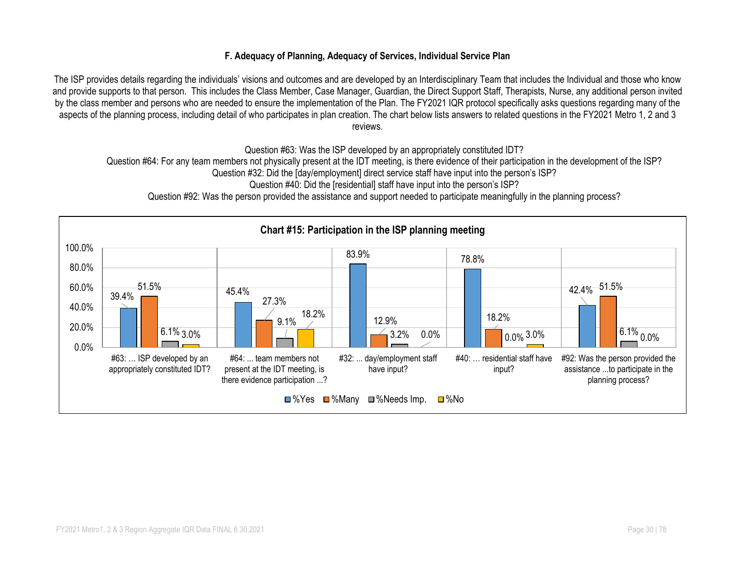### F. Adequacy of Planning, Adequacy of Services, Individual Service Plan

The ISP provides details regarding the individuals' visions and outcomes and are developed by an Interdisciplinary Team that includes the Individual and those who know and provide supports to that person. This includes the Class Member, Case Manager, Guardian, the Direct Support Staff, Therapists, Nurse, any additional person invited by the class member and persons who are needed to ensure the implementation of the Plan. The FY2021 IQR protocol specifically asks questions regarding many of the aspects of the planning process, including detail of who participates in plan creation. The chart below lists answers to related questions in the FY2021 Metro 1, 2 and 3 reviews.

Question #63: Was the ISP developed by an appropriately constituted IDT?
Question #64: For any team members not physically present at the IDT meeting, is there evidence of their participation in the development of the ISP?
Question #32: Did the [day/employment] direct service staff have input into the person's ISP?
Question #40: Did the [residential] staff have input into the person's ISP?
Question #92: Was the person provided the assistance and support needed to participate meaningfully in the planning process?

**Chart #15: Participation in the ISP planning meeting**

| Question | %Yes | %Many | %Needs Imp. | %No |
|---|---|---|---|---|
| #63: … ISP developed by an appropriately constituted IDT? | 39.4% | 51.5% | 6.1% | 3.0% |
| #64: ... team members not present at the IDT meeting, is there evidence participation ...? | 45.4% | 27.3% | 9.1% | 18.2% |
| #32: ... day/employment staff have input? | 83.9% | 12.9% | 3.2% | 0.0% |
| #40: … residential staff have input? | 78.8% | 18.2% | 0.0% | 3.0% |
| #92: Was the person provided the assistance ...to participate in the planning process? | 42.4% | 51.5% | 6.1% | 0.0% |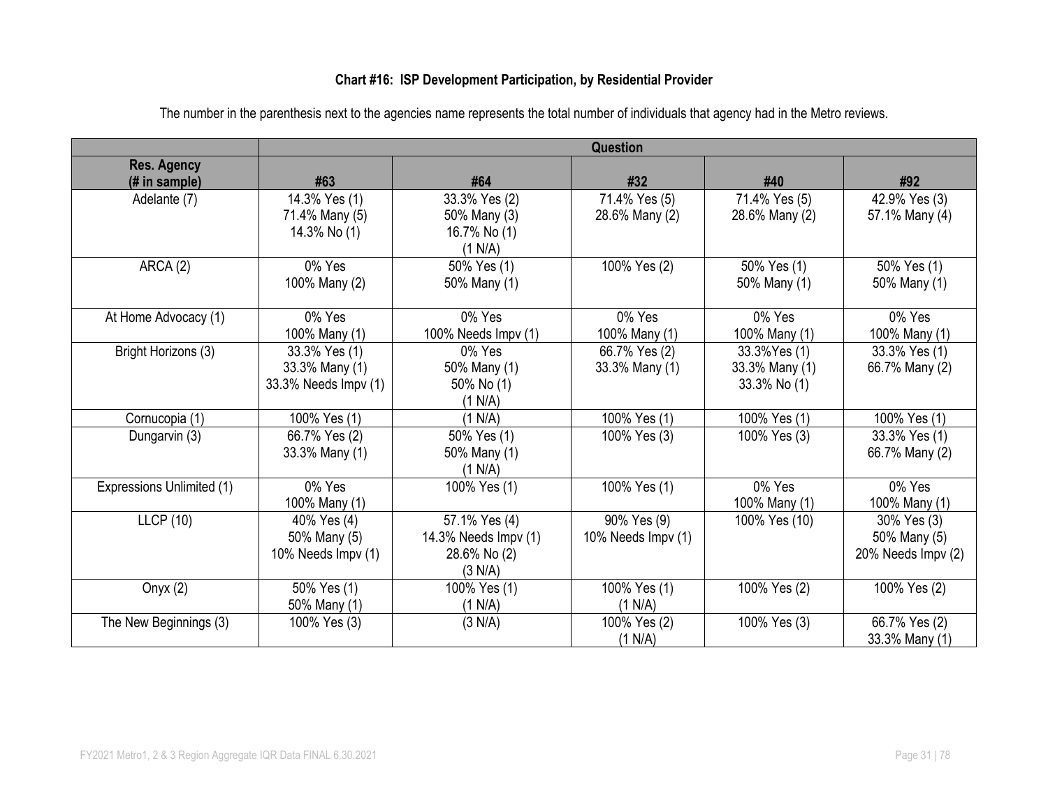### Chart #16: ISP Development Participation, by Residential Provider

The number in the parenthesis next to the agencies name represents the total number of individuals that agency had in the Metro reviews.

| | Question | | | | |
|---|---|---|---|---|---|
| **Res. Agency (# in sample)** | **#63** | **#64** | **#32** | **#40** | **#92** |
| Adelante (7) | 14.3% Yes (1)<br>71.4% Many (5)<br>14.3% No (1) | 33.3% Yes (2)<br>50% Many (3)<br>16.7% No (1)<br>(1 N/A) | 71.4% Yes (5)<br>28.6% Many (2) | 71.4% Yes (5)<br>28.6% Many (2) | 42.9% Yes (3)<br>57.1% Many (4) |
| ARCA (2) | 0% Yes<br>100% Many (2) | 50% Yes (1)<br>50% Many (1) | 100% Yes (2) | 50% Yes (1)<br>50% Many (1) | 50% Yes (1)<br>50% Many (1) |
| At Home Advocacy (1) | 0% Yes<br>100% Many (1) | 0% Yes<br>100% Needs Impv (1) | 0% Yes<br>100% Many (1) | 0% Yes<br>100% Many (1) | 0% Yes<br>100% Many (1) |
| Bright Horizons (3) | 33.3% Yes (1)<br>33.3% Many (1)<br>33.3% Needs Impv (1) | 0% Yes<br>50% Many (1)<br>50% No (1)<br>(1 N/A) | 66.7% Yes (2)<br>33.3% Many (1) | 33.3%Yes (1)<br>33.3% Many (1)<br>33.3% No (1) | 33.3% Yes (1)<br>66.7% Many (2) |
| Cornucopia (1) | 100% Yes (1) | (1 N/A) | 100% Yes (1) | 100% Yes (1) | 100% Yes (1) |
| Dungarvin (3) | 66.7% Yes (2)<br>33.3% Many (1) | 50% Yes (1)<br>50% Many (1)<br>(1 N/A) | 100% Yes (3) | 100% Yes (3) | 33.3% Yes (1)<br>66.7% Many (2) |
| Expressions Unlimited (1) | 0% Yes<br>100% Many (1) | 100% Yes (1) | 100% Yes (1) | 0% Yes<br>100% Many (1) | 0% Yes<br>100% Many (1) |
| LLCP (10) | 40% Yes (4)<br>50% Many (5)<br>10% Needs Impv (1) | 57.1% Yes (4)<br>14.3% Needs Impv (1)<br>28.6% No (2)<br>(3 N/A) | 90% Yes (9)<br>10% Needs Impv (1) | 100% Yes (10) | 30% Yes (3)<br>50% Many (5)<br>20% Needs Impv (2) |
| Onyx (2) | 50% Yes (1)<br>50% Many (1) | 100% Yes (1)<br>(1 N/A) | 100% Yes (1)<br>(1 N/A) | 100% Yes (2) | 100% Yes (2) |
| The New Beginnings (3) | 100% Yes (3) | (3 N/A) | 100% Yes (2)<br>(1 N/A) | 100% Yes (3) | 66.7% Yes (2)<br>33.3% Many (1) |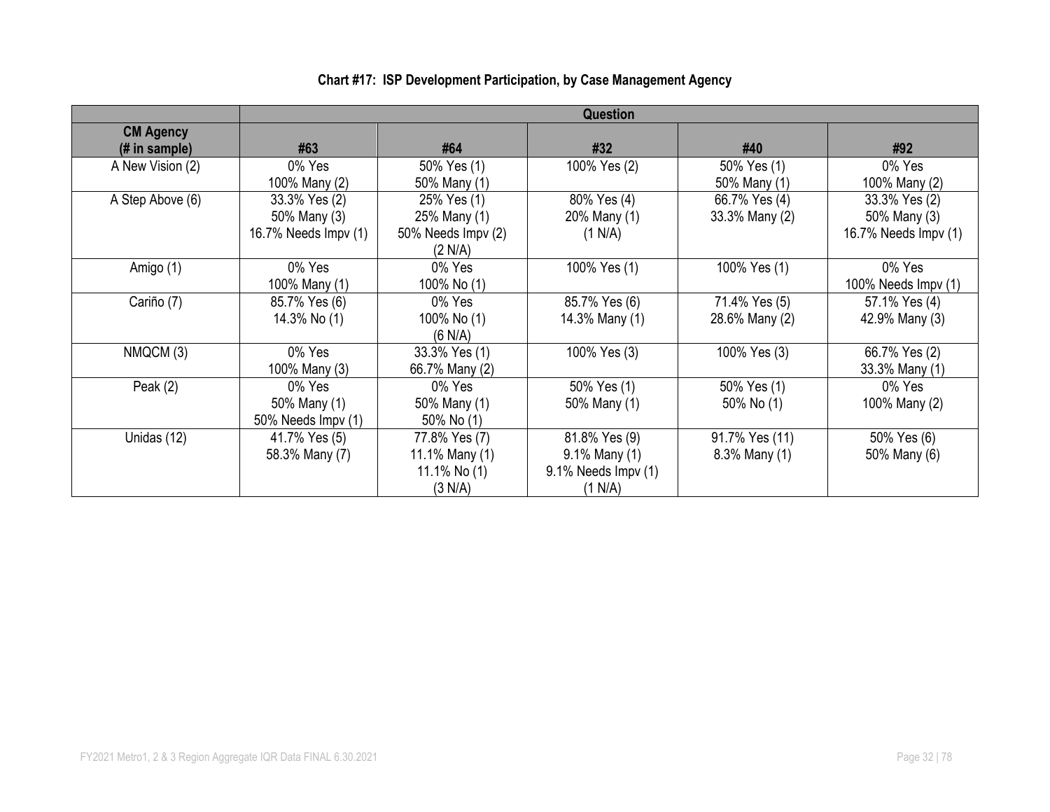**Chart #17: ISP Development Participation, by Case Management Agency**

| | Question | | | | |
|---|---|---|---|---|---|
| **CM Agency (# in sample)** | **#63** | **#64** | **#32** | **#40** | **#92** |
| A New Vision (2) | 0% Yes<br>100% Many (2) | 50% Yes (1)<br>50% Many (1) | 100% Yes (2) | 50% Yes (1)<br>50% Many (1) | 0% Yes<br>100% Many (2) |
| A Step Above (6) | 33.3% Yes (2)<br>50% Many (3)<br>16.7% Needs Impv (1) | 25% Yes (1)<br>25% Many (1)<br>50% Needs Impv (2)<br>(2 N/A) | 80% Yes (4)<br>20% Many (1)<br>(1 N/A) | 66.7% Yes (4)<br>33.3% Many (2) | 33.3% Yes (2)<br>50% Many (3)<br>16.7% Needs Impv (1) |
| Amigo (1) | 0% Yes<br>100% Many (1) | 0% Yes<br>100% No (1) | 100% Yes (1) | 100% Yes (1) | 0% Yes<br>100% Needs Impv (1) |
| Cariño (7) | 85.7% Yes (6)<br>14.3% No (1) | 0% Yes<br>100% No (1)<br>(6 N/A) | 85.7% Yes (6)<br>14.3% Many (1) | 71.4% Yes (5)<br>28.6% Many (2) | 57.1% Yes (4)<br>42.9% Many (3) |
| NMQCM (3) | 0% Yes<br>100% Many (3) | 33.3% Yes (1)<br>66.7% Many (2) | 100% Yes (3) | 100% Yes (3) | 66.7% Yes (2)<br>33.3% Many (1) |
| Peak (2) | 0% Yes<br>50% Many (1)<br>50% Needs Impv (1) | 0% Yes<br>50% Many (1)<br>50% No (1) | 50% Yes (1)<br>50% Many (1) | 50% Yes (1)<br>50% No (1) | 0% Yes<br>100% Many (2) |
| Unidas (12) | 41.7% Yes (5)<br>58.3% Many (7) | 77.8% Yes (7)<br>11.1% Many (1)<br>11.1% No (1)<br>(3 N/A) | 81.8% Yes (9)<br>9.1% Many (1)<br>9.1% Needs Impv (1)<br>(1 N/A) | 91.7% Yes (11)<br>8.3% Many (1) | 50% Yes (6)<br>50% Many (6) |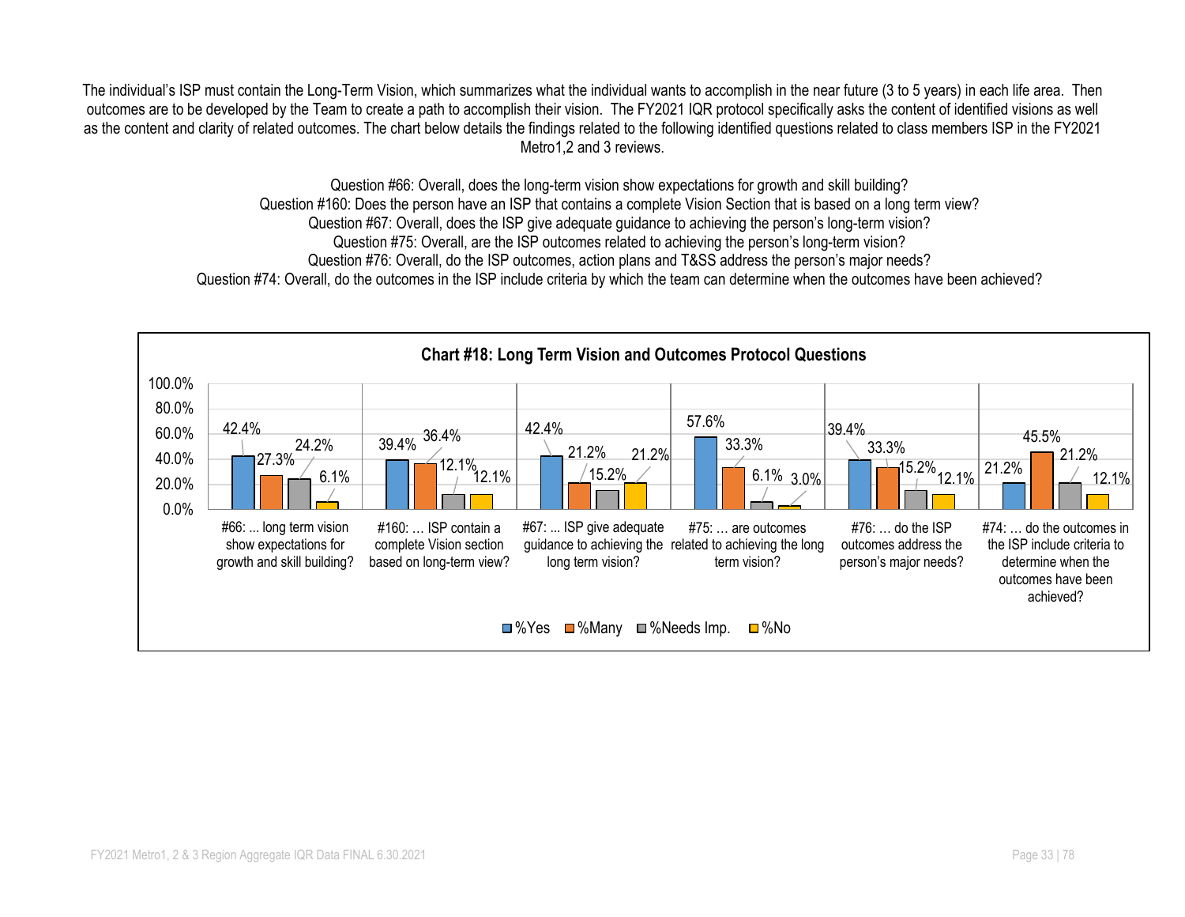The individual's ISP must contain the Long-Term Vision, which summarizes what the individual wants to accomplish in the near future (3 to 5 years) in each life area. Then outcomes are to be developed by the Team to create a path to accomplish their vision. The FY2021 IQR protocol specifically asks the content of identified visions as well as the content and clarity of related outcomes. The chart below details the findings related to the following identified questions related to class members ISP in the FY2021 Metro1,2 and 3 reviews.

Question #66: Overall, does the long-term vision show expectations for growth and skill building?
Question #160: Does the person have an ISP that contains a complete Vision Section that is based on a long term view?
Question #67: Overall, does the ISP give adequate guidance to achieving the person's long-term vision?
Question #75: Overall, are the ISP outcomes related to achieving the person's long-term vision?
Question #76: Overall, do the ISP outcomes, action plans and T&SS address the person's major needs?
Question #74: Overall, do the outcomes in the ISP include criteria by which the team can determine when the outcomes have been achieved?

**Chart #18: Long Term Vision and Outcomes Protocol Questions**

| Question | %Yes | %Many | %Needs Imp. | %No |
|---|---|---|---|---|
| #66: ... long term vision show expectations for growth and skill building? | 42.4% | 27.3% | 24.2% | 6.1% |
| #160: … ISP contain a complete Vision section based on long-term view? | 39.4% | 36.4% | 12.1% | 12.1% |
| #67: ... ISP give adequate guidance to achieving the long term vision? | 42.4% | 21.2% | 15.2% | 21.2% |
| #75: … are outcomes related to achieving the long term vision? | 57.6% | 33.3% | 6.1% | 3.0% |
| #76: … do the ISP outcomes address the person's major needs? | 39.4% | 33.3% | 15.2% | 12.1% |
| #74: … do the outcomes in the ISP include criteria to determine when the outcomes have been achieved? | 21.2% | 45.5% | 21.2% | 12.1% |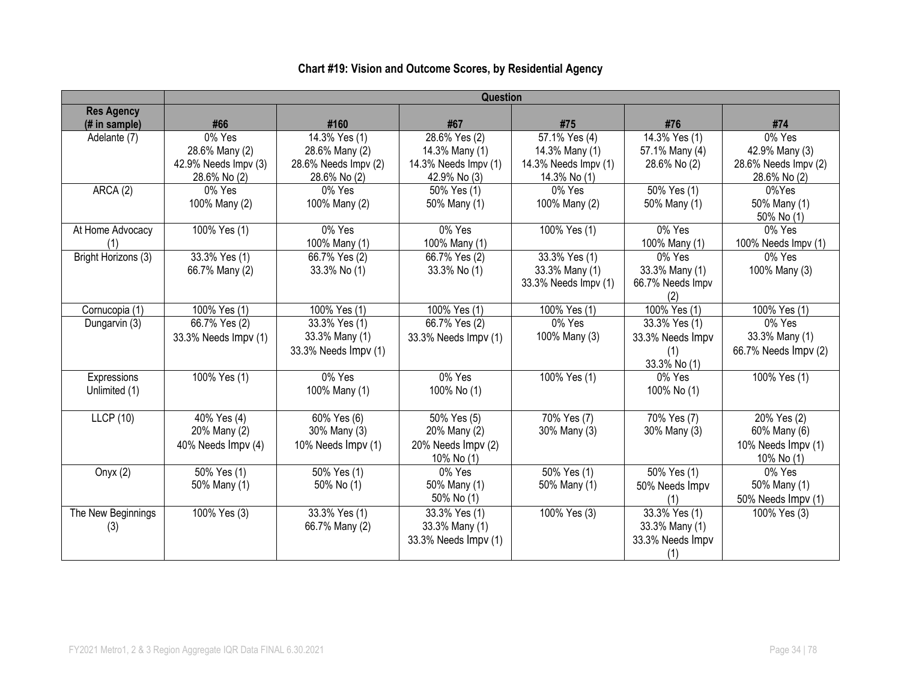**Chart #19: Vision and Outcome Scores, by Residential Agency**

| | Question | | | | | |
|---|---|---|---|---|---|---|
| **Res Agency (# in sample)** | **#66** | **#160** | **#67** | **#75** | **#76** | **#74** |
| Adelante (7) | 0% Yes<br>28.6% Many (2)<br>42.9% Needs Impv (3)<br>28.6% No (2) | 14.3% Yes (1)<br>28.6% Many (2)<br>28.6% Needs Impv (2)<br>28.6% No (2) | 28.6% Yes (2)<br>14.3% Many (1)<br>14.3% Needs Impv (1)<br>42.9% No (3) | 57.1% Yes (4)<br>14.3% Many (1)<br>14.3% Needs Impv (1)<br>14.3% No (1) | 14.3% Yes (1)<br>57.1% Many (4)<br>28.6% No (2) | 0% Yes<br>42.9% Many (3)<br>28.6% Needs Impv (2)<br>28.6% No (2) |
| ARCA (2) | 0% Yes<br>100% Many (2) | 0% Yes<br>100% Many (2) | 50% Yes (1)<br>50% Many (1) | 0% Yes<br>100% Many (2) | 50% Yes (1)<br>50% Many (1) | 0%Yes<br>50% Many (1)<br>50% No (1) |
| At Home Advocacy (1) | 100% Yes (1) | 0% Yes<br>100% Many (1) | 0% Yes<br>100% Many (1) | 100% Yes (1) | 0% Yes<br>100% Many (1) | 0% Yes<br>100% Needs Impv (1) |
| Bright Horizons (3) | 33.3% Yes (1)<br>66.7% Many (2) | 66.7% Yes (2)<br>33.3% No (1) | 66.7% Yes (2)<br>33.3% No (1) | 33.3% Yes (1)<br>33.3% Many (1)<br>33.3% Needs Impv (1) | 0% Yes<br>33.3% Many (1)<br>66.7% Needs Impv (2) | 0% Yes<br>100% Many (3) |
| Cornucopia (1) | 100% Yes (1) | 100% Yes (1) | 100% Yes (1) | 100% Yes (1) | 100% Yes (1) | 100% Yes (1) |
| Dungarvin (3) | 66.7% Yes (2)<br>33.3% Needs Impv (1) | 33.3% Yes (1)<br>33.3% Many (1)<br>33.3% Needs Impv (1) | 66.7% Yes (2)<br>33.3% Needs Impv (1) | 0% Yes<br>100% Many (3) | 33.3% Yes (1)<br>33.3% Needs Impv (1)<br>33.3% No (1) | 0% Yes<br>33.3% Many (1)<br>66.7% Needs Impv (2) |
| Expressions Unlimited (1) | 100% Yes (1) | 0% Yes<br>100% Many (1) | 0% Yes<br>100% No (1) | 100% Yes (1) | 0% Yes<br>100% No (1) | 100% Yes (1) |
| LLCP (10) | 40% Yes (4)<br>20% Many (2)<br>40% Needs Impv (4) | 60% Yes (6)<br>30% Many (3)<br>10% Needs Impv (1) | 50% Yes (5)<br>20% Many (2)<br>20% Needs Impv (2)<br>10% No (1) | 70% Yes (7)<br>30% Many (3) | 70% Yes (7)<br>30% Many (3) | 20% Yes (2)<br>60% Many (6)<br>10% Needs Impv (1)<br>10% No (1) |
| Onyx (2) | 50% Yes (1)<br>50% Many (1) | 50% Yes (1)<br>50% No (1) | 0% Yes<br>50% Many (1)<br>50% No (1) | 50% Yes (1)<br>50% Many (1) | 50% Yes (1)<br>50% Needs Impv (1) | 0% Yes<br>50% Many (1)<br>50% Needs Impv (1) |
| The New Beginnings (3) | 100% Yes (3) | 33.3% Yes (1)<br>66.7% Many (2) | 33.3% Yes (1)<br>33.3% Many (1)<br>33.3% Needs Impv (1) | 100% Yes (3) | 33.3% Yes (1)<br>33.3% Many (1)<br>33.3% Needs Impv (1) | 100% Yes (3) |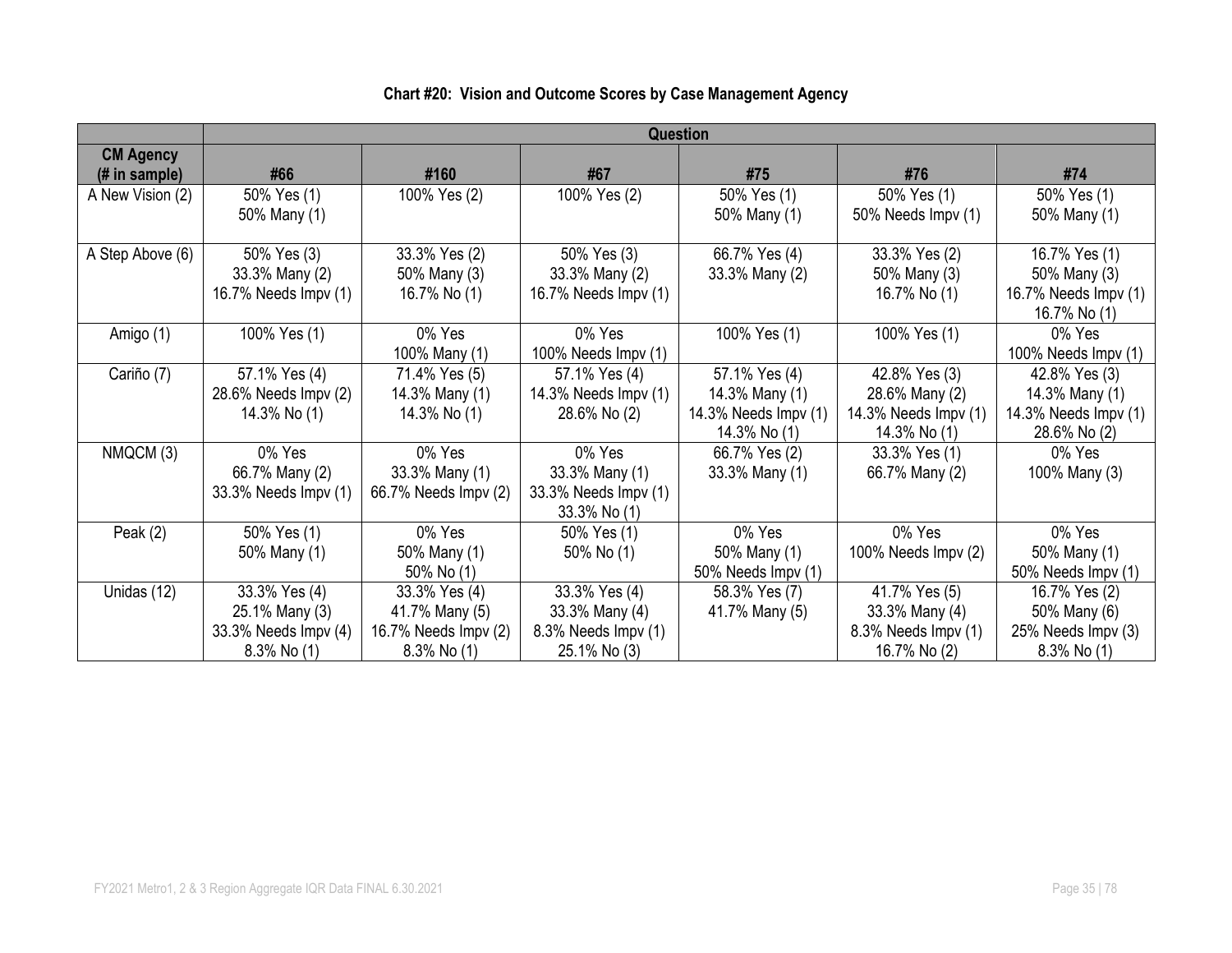**Chart #20: Vision and Outcome Scores by Case Management Agency**

| | Question | | | | | |
|---|---|---|---|---|---|---|
| **CM Agency (# in sample)** | **#66** | **#160** | **#67** | **#75** | **#76** | **#74** |
| A New Vision (2) | 50% Yes (1)<br>50% Many (1) | 100% Yes (2) | 100% Yes (2) | 50% Yes (1)<br>50% Many (1) | 50% Yes (1)<br>50% Needs Impv (1) | 50% Yes (1)<br>50% Many (1) |
| A Step Above (6) | 50% Yes (3)<br>33.3% Many (2)<br>16.7% Needs Impv (1) | 33.3% Yes (2)<br>50% Many (3)<br>16.7% No (1) | 50% Yes (3)<br>33.3% Many (2)<br>16.7% Needs Impv (1) | 66.7% Yes (4)<br>33.3% Many (2) | 33.3% Yes (2)<br>50% Many (3)<br>16.7% No (1) | 16.7% Yes (1)<br>50% Many (3)<br>16.7% Needs Impv (1)<br>16.7% No (1) |
| Amigo (1) | 100% Yes (1) | 0% Yes<br>100% Many (1) | 0% Yes<br>100% Needs Impv (1) | 100% Yes (1) | 100% Yes (1) | 0% Yes<br>100% Needs Impv (1) |
| Cariño (7) | 57.1% Yes (4)<br>28.6% Needs Impv (2)<br>14.3% No (1) | 71.4% Yes (5)<br>14.3% Many (1)<br>14.3% No (1) | 57.1% Yes (4)<br>14.3% Needs Impv (1)<br>28.6% No (2) | 57.1% Yes (4)<br>14.3% Many (1)<br>14.3% Needs Impv (1)<br>14.3% No (1) | 42.8% Yes (3)<br>28.6% Many (2)<br>14.3% Needs Impv (1)<br>14.3% No (1) | 42.8% Yes (3)<br>14.3% Many (1)<br>14.3% Needs Impv (1)<br>28.6% No (2) |
| NMQCM (3) | 0% Yes<br>66.7% Many (2)<br>33.3% Needs Impv (1) | 0% Yes<br>33.3% Many (1)<br>66.7% Needs Impv (2) | 0% Yes<br>33.3% Many (1)<br>33.3% Needs Impv (1)<br>33.3% No (1) | 66.7% Yes (2)<br>33.3% Many (1) | 33.3% Yes (1)<br>66.7% Many (2) | 0% Yes<br>100% Many (3) |
| Peak (2) | 50% Yes (1)<br>50% Many (1) | 0% Yes<br>50% Many (1)<br>50% No (1) | 50% Yes (1)<br>50% No (1) | 0% Yes<br>50% Many (1)<br>50% Needs Impv (1) | 0% Yes<br>100% Needs Impv (2) | 0% Yes<br>50% Many (1)<br>50% Needs Impv (1) |
| Unidas (12) | 33.3% Yes (4)<br>25.1% Many (3)<br>33.3% Needs Impv (4)<br>8.3% No (1) | 33.3% Yes (4)<br>41.7% Many (5)<br>16.7% Needs Impv (2)<br>8.3% No (1) | 33.3% Yes (4)<br>33.3% Many (4)<br>8.3% Needs Impv (1)<br>25.1% No (3) | 58.3% Yes (7)<br>41.7% Many (5) | 41.7% Yes (5)<br>33.3% Many (4)<br>8.3% Needs Impv (1)<br>16.7% No (2) | 16.7% Yes (2)<br>50% Many (6)<br>25% Needs Impv (3)<br>8.3% No (1) |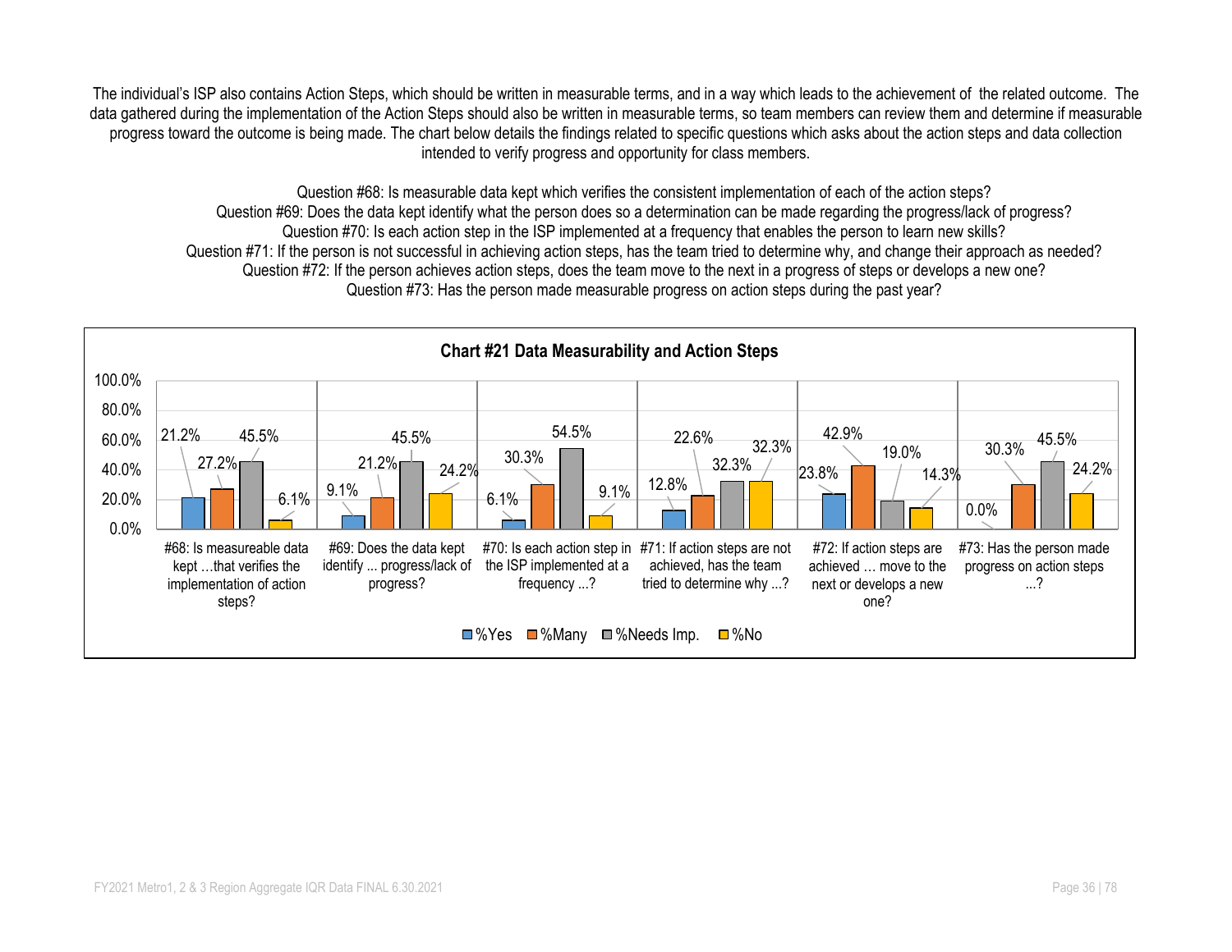The individual's ISP also contains Action Steps, which should be written in measurable terms, and in a way which leads to the achievement of the related outcome. The data gathered during the implementation of the Action Steps should also be written in measurable terms, so team members can review them and determine if measurable progress toward the outcome is being made. The chart below details the findings related to specific questions which asks about the action steps and data collection intended to verify progress and opportunity for class members.

Question #68: Is measurable data kept which verifies the consistent implementation of each of the action steps?
Question #69: Does the data kept identify what the person does so a determination can be made regarding the progress/lack of progress?
Question #70: Is each action step in the ISP implemented at a frequency that enables the person to learn new skills?
Question #71: If the person is not successful in achieving action steps, has the team tried to determine why, and change their approach as needed?
Question #72: If the person achieves action steps, does the team move to the next in a progress of steps or develops a new one?
Question #73: Has the person made measurable progress on action steps during the past year?

**Chart #21 Data Measurability and Action Steps**

| Question | %Yes | %Many | %Needs Imp. | %No |
|---|---|---|---|---|
| #68: Is measureable data kept …that verifies the implementation of action steps? | 21.2% | 27.2% | 45.5% | 6.1% |
| #69: Does the data kept identify ... progress/lack of progress? | 9.1% | 21.2% | 45.5% | 24.2% |
| #70: Is each action step in the ISP implemented at a frequency ...? | 6.1% | 30.3% | 54.5% | 9.1% |
| #71: If action steps are not achieved, has the team tried to determine why ...? | 12.8% | 22.6% | 32.3% | 32.3% |
| #72: If action steps are achieved … move to the next or develops a new one? | 23.8% | 42.9% | 19.0% | 14.3% |
| #73: Has the person made progress on action steps ...? | 0.0% | 30.3% | 45.5% | 24.2% |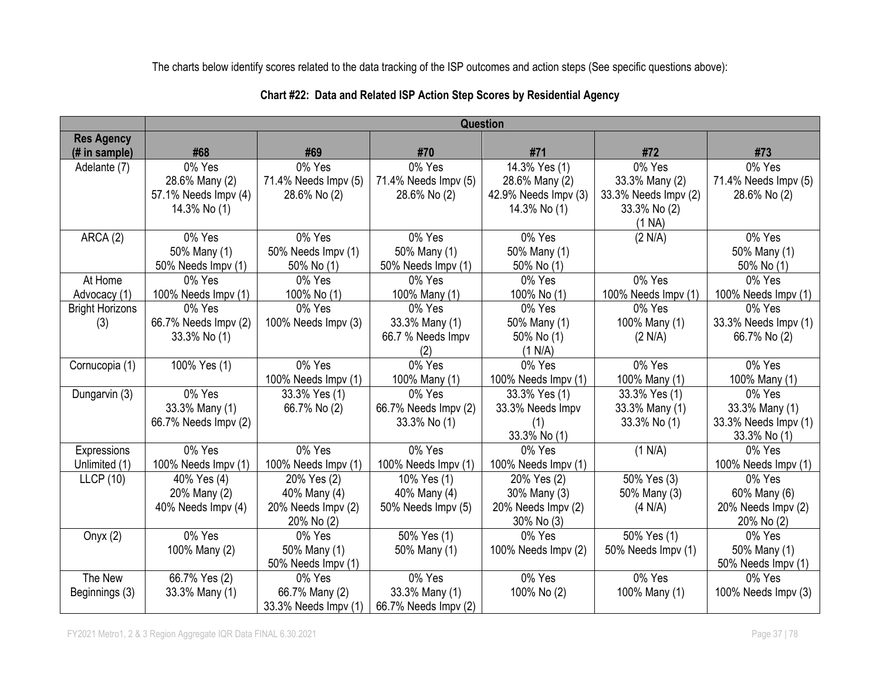The charts below identify scores related to the data tracking of the ISP outcomes and action steps (See specific questions above):

**Chart #22: Data and Related ISP Action Step Scores by Residential Agency**

| | Question | | | | | |
|---|---|---|---|---|---|---|
| **Res Agency (# in sample)** | **#68** | **#69** | **#70** | **#71** | **#72** | **#73** |
| Adelante (7) | 0% Yes<br>28.6% Many (2)<br>57.1% Needs Impv (4)<br>14.3% No (1) | 0% Yes<br>71.4% Needs Impv (5)<br>28.6% No (2) | 0% Yes<br>71.4% Needs Impv (5)<br>28.6% No (2) | 14.3% Yes (1)<br>28.6% Many (2)<br>42.9% Needs Impv (3)<br>14.3% No (1) | 0% Yes<br>33.3% Many (2)<br>33.3% Needs Impv (2)<br>33.3% No (2)<br>(1 NA) | 0% Yes<br>71.4% Needs Impv (5)<br>28.6% No (2) |
| ARCA (2) | 0% Yes<br>50% Many (1)<br>50% Needs Impv (1) | 0% Yes<br>50% Needs Impv (1)<br>50% No (1) | 0% Yes<br>50% Many (1)<br>50% Needs Impv (1) | 0% Yes<br>50% Many (1)<br>50% No (1) | (2 N/A) | 0% Yes<br>50% Many (1)<br>50% No (1) |
| At Home Advocacy (1) | 0% Yes<br>100% Needs Impv (1) | 0% Yes<br>100% No (1) | 0% Yes<br>100% Many (1) | 0% Yes<br>100% No (1) | 0% Yes<br>100% Needs Impv (1) | 0% Yes<br>100% Needs Impv (1) |
| Bright Horizons (3) | 0% Yes<br>66.7% Needs Impv (2)<br>33.3% No (1) | 0% Yes<br>100% Needs Impv (3) | 0% Yes<br>33.3% Many (1)<br>66.7 % Needs Impv (2) | 0% Yes<br>50% Many (1)<br>50% No (1)<br>(1 N/A) | 0% Yes<br>100% Many (1)<br>(2 N/A) | 0% Yes<br>33.3% Needs Impv (1)<br>66.7% No (2) |
| Cornucopia (1) | 100% Yes (1) | 0% Yes<br>100% Needs Impv (1) | 0% Yes<br>100% Many (1) | 0% Yes<br>100% Needs Impv (1) | 0% Yes<br>100% Many (1) | 0% Yes<br>100% Many (1) |
| Dungarvin (3) | 0% Yes<br>33.3% Many (1)<br>66.7% Needs Impv (2) | 33.3% Yes (1)<br>66.7% No (2) | 0% Yes<br>66.7% Needs Impv (2)<br>33.3% No (1) | 33.3% Yes (1)<br>33.3% Needs Impv (1)<br>33.3% No (1) | 33.3% Yes (1)<br>33.3% Many (1)<br>33.3% No (1) | 0% Yes<br>33.3% Many (1)<br>33.3% Needs Impv (1)<br>33.3% No (1) |
| Expressions Unlimited (1) | 0% Yes<br>100% Needs Impv (1) | 0% Yes<br>100% Needs Impv (1) | 0% Yes<br>100% Needs Impv (1) | 0% Yes<br>100% Needs Impv (1) | (1 N/A) | 0% Yes<br>100% Needs Impv (1) |
| LLCP (10) | 40% Yes (4)<br>20% Many (2)<br>40% Needs Impv (4) | 20% Yes (2)<br>40% Many (4)<br>20% Needs Impv (2)<br>20% No (2) | 10% Yes (1)<br>40% Many (4)<br>50% Needs Impv (5) | 20% Yes (2)<br>30% Many (3)<br>20% Needs Impv (2)<br>30% No (3) | 50% Yes (3)<br>50% Many (3)<br>(4 N/A) | 0% Yes<br>60% Many (6)<br>20% Needs Impv (2)<br>20% No (2) |
| Onyx (2) | 0% Yes<br>100% Many (2) | 0% Yes<br>50% Many (1)<br>50% Needs Impv (1) | 50% Yes (1)<br>50% Many (1) | 0% Yes<br>100% Needs Impv (2) | 50% Yes (1)<br>50% Needs Impv (1) | 0% Yes<br>50% Many (1)<br>50% Needs Impv (1) |
| The New Beginnings (3) | 66.7% Yes (2)<br>33.3% Many (1) | 0% Yes<br>66.7% Many (2)<br>33.3% Needs Impv (1) | 0% Yes<br>33.3% Many (1)<br>66.7% Needs Impv (2) | 0% Yes<br>100% No (2) | 0% Yes<br>100% Many (1) | 0% Yes<br>100% Needs Impv (3) |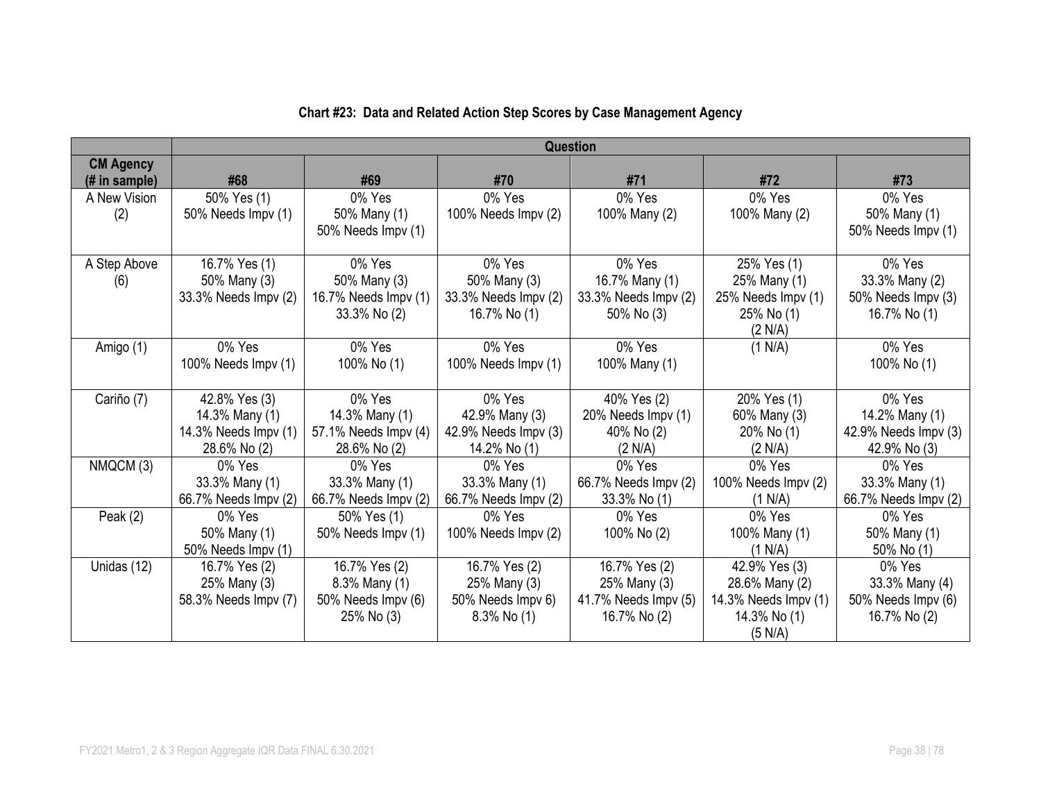**Chart #23: Data and Related Action Step Scores by Case Management Agency**

| | Question | | | | | |
|---|---|---|---|---|---|---|
| **CM Agency (# in sample)** | **#68** | **#69** | **#70** | **#71** | **#72** | **#73** |
| A New Vision (2) | 50% Yes (1)<br>50% Needs Impv (1) | 0% Yes<br>50% Many (1)<br>50% Needs Impv (1) | 0% Yes<br>100% Needs Impv (2) | 0% Yes<br>100% Many (2) | 0% Yes<br>100% Many (2) | 0% Yes<br>50% Many (1)<br>50% Needs Impv (1) |
| A Step Above (6) | 16.7% Yes (1)<br>50% Many (3)<br>33.3% Needs Impv (2) | 0% Yes<br>50% Many (3)<br>16.7% Needs Impv (1)<br>33.3% No (2) | 0% Yes<br>50% Many (3)<br>33.3% Needs Impv (2)<br>16.7% No (1) | 0% Yes<br>16.7% Many (1)<br>33.3% Needs Impv (2)<br>50% No (3) | 25% Yes (1)<br>25% Many (1)<br>25% Needs Impv (1)<br>25% No (1)<br>(2 N/A) | 0% Yes<br>33.3% Many (2)<br>50% Needs Impv (3)<br>16.7% No (1) |
| Amigo (1) | 0% Yes<br>100% Needs Impv (1) | 0% Yes<br>100% No (1) | 0% Yes<br>100% Needs Impv (1) | 0% Yes<br>100% Many (1) | (1 N/A) | 0% Yes<br>100% No (1) |
| Cariño (7) | 42.8% Yes (3)<br>14.3% Many (1)<br>14.3% Needs Impv (1)<br>28.6% No (2) | 0% Yes<br>14.3% Many (1)<br>57.1% Needs Impv (4)<br>28.6% No (2) | 0% Yes<br>42.9% Many (3)<br>42.9% Needs Impv (3)<br>14.2% No (1) | 40% Yes (2)<br>20% Needs Impv (1)<br>40% No (2)<br>(2 N/A) | 20% Yes (1)<br>60% Many (3)<br>20% No (1)<br>(2 N/A) | 0% Yes<br>14.2% Many (1)<br>42.9% Needs Impv (3)<br>42.9% No (3) |
| NMQCM (3) | 0% Yes<br>33.3% Many (1)<br>66.7% Needs Impv (2) | 0% Yes<br>33.3% Many (1)<br>66.7% Needs Impv (2) | 0% Yes<br>33.3% Many (1)<br>66.7% Needs Impv (2) | 0% Yes<br>66.7% Needs Impv (2)<br>33.3% No (1) | 0% Yes<br>100% Needs Impv (2)<br>(1 N/A) | 0% Yes<br>33.3% Many (1)<br>66.7% Needs Impv (2) |
| Peak (2) | 0% Yes<br>50% Many (1)<br>50% Needs Impv (1) | 50% Yes (1)<br>50% Needs Impv (1) | 0% Yes<br>100% Needs Impv (2) | 0% Yes<br>100% No (2) | 0% Yes<br>100% Many (1)<br>(1 N/A) | 0% Yes<br>50% Many (1)<br>50% No (1) |
| Unidas (12) | 16.7% Yes (2)<br>25% Many (3)<br>58.3% Needs Impv (7) | 16.7% Yes (2)<br>8.3% Many (1)<br>50% Needs Impv (6)<br>25% No (3) | 16.7% Yes (2)<br>25% Many (3)<br>50% Needs Impv 6)<br>8.3% No (1) | 16.7% Yes (2)<br>25% Many (3)<br>41.7% Needs Impv (5)<br>16.7% No (2) | 42.9% Yes (3)<br>28.6% Many (2)<br>14.3% Needs Impv (1)<br>14.3% No (1)<br>(5 N/A) | 0% Yes<br>33.3% Many (4)<br>50% Needs Impv (6)<br>16.7% No (2) |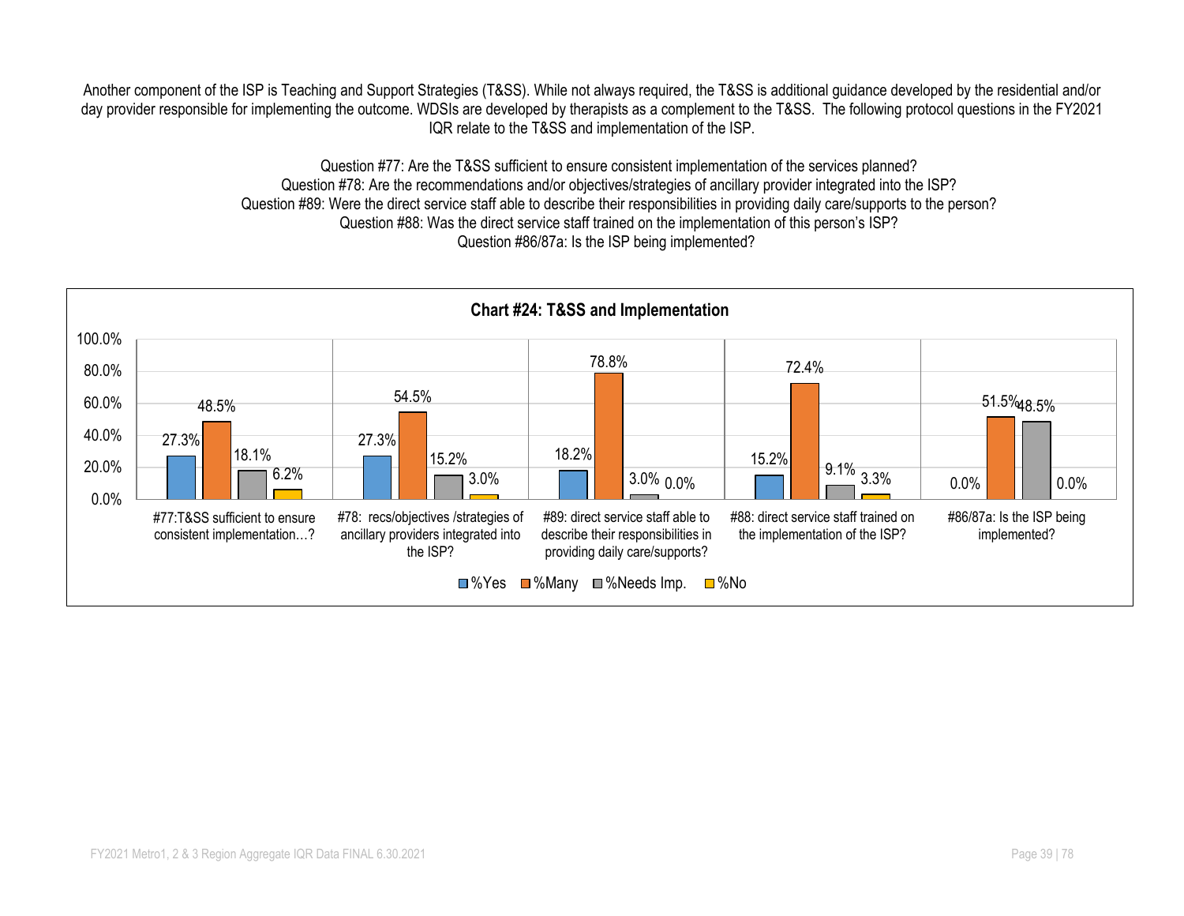Another component of the ISP is Teaching and Support Strategies (T&SS). While not always required, the T&SS is additional guidance developed by the residential and/or day provider responsible for implementing the outcome. WDSIs are developed by therapists as a complement to the T&SS. The following protocol questions in the FY2021 IQR relate to the T&SS and implementation of the ISP.

Question #77: Are the T&SS sufficient to ensure consistent implementation of the services planned?
Question #78: Are the recommendations and/or objectives/strategies of ancillary provider integrated into the ISP?
Question #89: Were the direct service staff able to describe their responsibilities in providing daily care/supports to the person?
Question #88: Was the direct service staff trained on the implementation of this person's ISP?
Question #86/87a: Is the ISP being implemented?

**Chart #24: T&SS and Implementation**

| | %Yes | %Many | %Needs Imp. | %No |
|---|---|---|---|---|
| #77:T&SS sufficient to ensure consistent implementation…? | 27.3% | 48.5% | 18.1% | 6.2% |
| #78: recs/objectives /strategies of ancillary providers integrated into the ISP? | 27.3% | 54.5% | 15.2% | 3.0% |
| #89: direct service staff able to describe their responsibilities in providing daily care/supports? | 18.2% | 78.8% | 3.0% | 0.0% |
| #88: direct service staff trained on the implementation of the ISP? | 15.2% | 72.4% | 9.1% | 3.3% |
| #86/87a: Is the ISP being implemented? | 0.0% | 51.5% | 48.5% | 0.0% |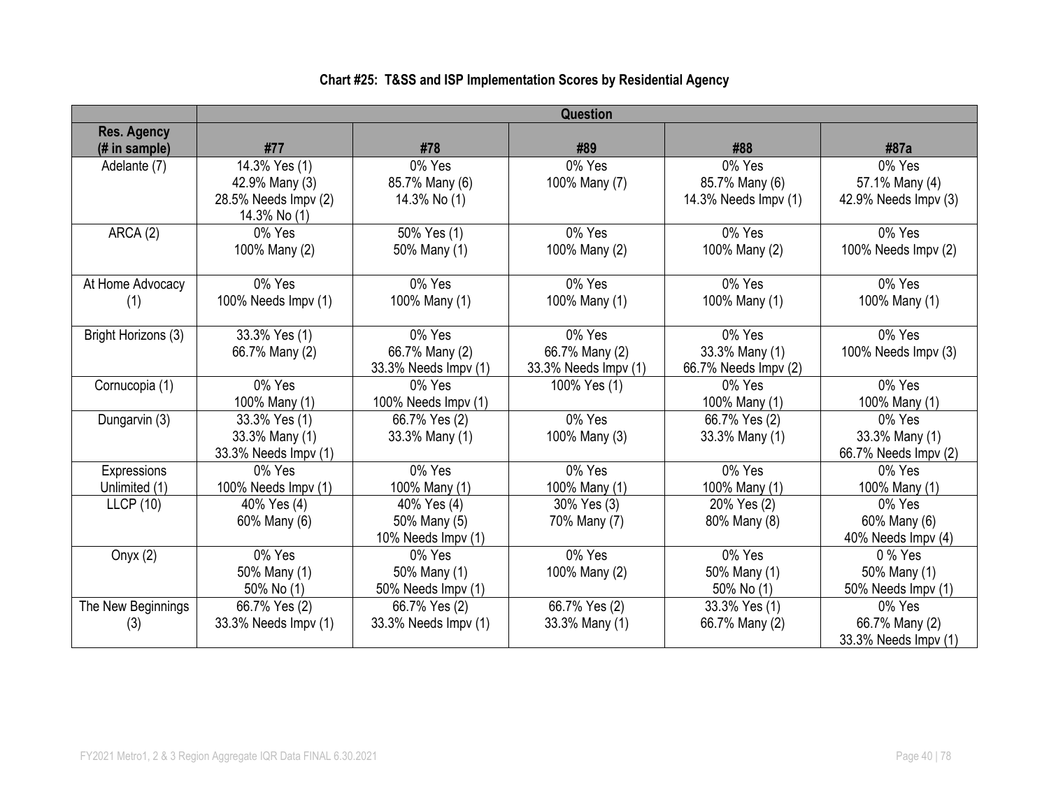**Chart #25: T&SS and ISP Implementation Scores by Residential Agency**

| | Question | | | | |
|---|---|---|---|---|---|
| **Res. Agency (# in sample)** | **#77** | **#78** | **#89** | **#88** | **#87a** |
| Adelante (7) | 14.3% Yes (1)<br>42.9% Many (3)<br>28.5% Needs Impv (2)<br>14.3% No (1) | 0% Yes<br>85.7% Many (6)<br>14.3% No (1) | 0% Yes<br>100% Many (7) | 0% Yes<br>85.7% Many (6)<br>14.3% Needs Impv (1) | 0% Yes<br>57.1% Many (4)<br>42.9% Needs Impv (3) |
| ARCA (2) | 0% Yes<br>100% Many (2) | 50% Yes (1)<br>50% Many (1) | 0% Yes<br>100% Many (2) | 0% Yes<br>100% Many (2) | 0% Yes<br>100% Needs Impv (2) |
| At Home Advocacy (1) | 0% Yes<br>100% Needs Impv (1) | 0% Yes<br>100% Many (1) | 0% Yes<br>100% Many (1) | 0% Yes<br>100% Many (1) | 0% Yes<br>100% Many (1) |
| Bright Horizons (3) | 33.3% Yes (1)<br>66.7% Many (2) | 0% Yes<br>66.7% Many (2)<br>33.3% Needs Impv (1) | 0% Yes<br>66.7% Many (2)<br>33.3% Needs Impv (1) | 0% Yes<br>33.3% Many (1)<br>66.7% Needs Impv (2) | 0% Yes<br>100% Needs Impv (3) |
| Cornucopia (1) | 0% Yes<br>100% Many (1) | 0% Yes<br>100% Needs Impv (1) | 100% Yes (1) | 0% Yes<br>100% Many (1) | 0% Yes<br>100% Many (1) |
| Dungarvin (3) | 33.3% Yes (1)<br>33.3% Many (1)<br>33.3% Needs Impv (1) | 66.7% Yes (2)<br>33.3% Many (1) | 0% Yes<br>100% Many (3) | 66.7% Yes (2)<br>33.3% Many (1) | 0% Yes<br>33.3% Many (1)<br>66.7% Needs Impv (2) |
| Expressions Unlimited (1) | 0% Yes<br>100% Needs Impv (1) | 0% Yes<br>100% Many (1) | 0% Yes<br>100% Many (1) | 0% Yes<br>100% Many (1) | 0% Yes<br>100% Many (1) |
| LLCP (10) | 40% Yes (4)<br>60% Many (6) | 40% Yes (4)<br>50% Many (5)<br>10% Needs Impv (1) | 30% Yes (3)<br>70% Many (7) | 20% Yes (2)<br>80% Many (8) | 0% Yes<br>60% Many (6)<br>40% Needs Impv (4) |
| Onyx (2) | 0% Yes<br>50% Many (1)<br>50% No (1) | 0% Yes<br>50% Many (1)<br>50% Needs Impv (1) | 0% Yes<br>100% Many (2) | 0% Yes<br>50% Many (1)<br>50% No (1) | 0 % Yes<br>50% Many (1)<br>50% Needs Impv (1) |
| The New Beginnings (3) | 66.7% Yes (2)<br>33.3% Needs Impv (1) | 66.7% Yes (2)<br>33.3% Needs Impv (1) | 66.7% Yes (2)<br>33.3% Many (1) | 33.3% Yes (1)<br>66.7% Many (2) | 0% Yes<br>66.7% Many (2)<br>33.3% Needs Impv (1) |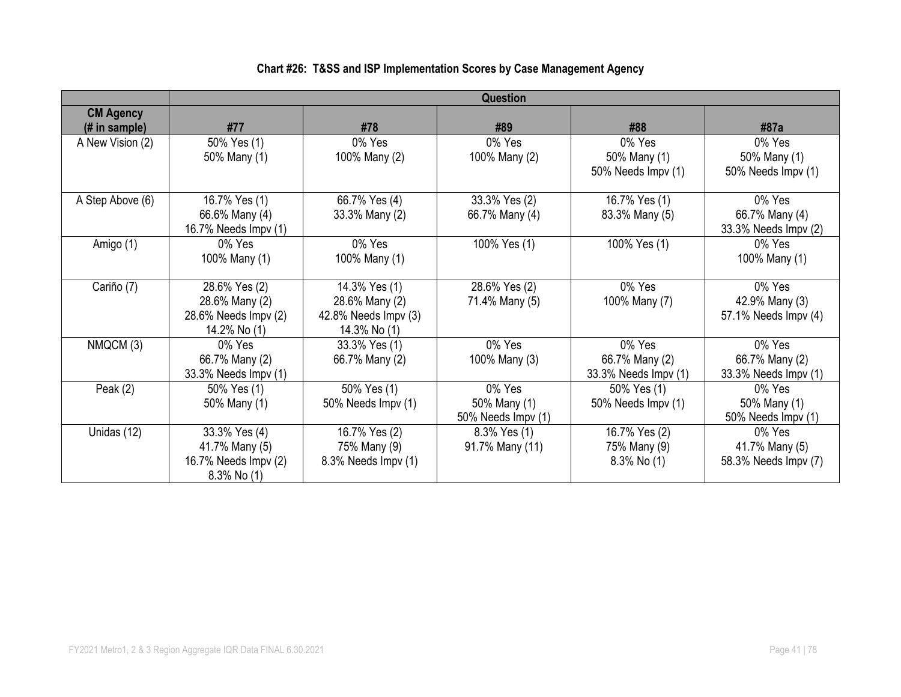**Chart #26: T&SS and ISP Implementation Scores by Case Management Agency**

| | Question | | | | |
|---|---|---|---|---|---|
| **CM Agency (# in sample)** | **#77** | **#78** | **#89** | **#88** | **#87a** |
| A New Vision (2) | 50% Yes (1)<br>50% Many (1) | 0% Yes<br>100% Many (2) | 0% Yes<br>100% Many (2) | 0% Yes<br>50% Many (1)<br>50% Needs Impv (1) | 0% Yes<br>50% Many (1)<br>50% Needs Impv (1) |
| A Step Above (6) | 16.7% Yes (1)<br>66.6% Many (4)<br>16.7% Needs Impv (1) | 66.7% Yes (4)<br>33.3% Many (2) | 33.3% Yes (2)<br>66.7% Many (4) | 16.7% Yes (1)<br>83.3% Many (5) | 0% Yes<br>66.7% Many (4)<br>33.3% Needs Impv (2) |
| Amigo (1) | 0% Yes<br>100% Many (1) | 0% Yes<br>100% Many (1) | 100% Yes (1) | 100% Yes (1) | 0% Yes<br>100% Many (1) |
| Cariño (7) | 28.6% Yes (2)<br>28.6% Many (2)<br>28.6% Needs Impv (2)<br>14.2% No (1) | 14.3% Yes (1)<br>28.6% Many (2)<br>42.8% Needs Impv (3)<br>14.3% No (1) | 28.6% Yes (2)<br>71.4% Many (5) | 0% Yes<br>100% Many (7) | 0% Yes<br>42.9% Many (3)<br>57.1% Needs Impv (4) |
| NMQCM (3) | 0% Yes<br>66.7% Many (2)<br>33.3% Needs Impv (1) | 33.3% Yes (1)<br>66.7% Many (2) | 0% Yes<br>100% Many (3) | 0% Yes<br>66.7% Many (2)<br>33.3% Needs Impv (1) | 0% Yes<br>66.7% Many (2)<br>33.3% Needs Impv (1) |
| Peak (2) | 50% Yes (1)<br>50% Many (1) | 50% Yes (1)<br>50% Needs Impv (1) | 0% Yes<br>50% Many (1)<br>50% Needs Impv (1) | 50% Yes (1)<br>50% Needs Impv (1) | 0% Yes<br>50% Many (1)<br>50% Needs Impv (1) |
| Unidas (12) | 33.3% Yes (4)<br>41.7% Many (5)<br>16.7% Needs Impv (2)<br>8.3% No (1) | 16.7% Yes (2)<br>75% Many (9)<br>8.3% Needs Impv (1) | 8.3% Yes (1)<br>91.7% Many (11) | 16.7% Yes (2)<br>75% Many (9)<br>8.3% No (1) | 0% Yes<br>41.7% Many (5)<br>58.3% Needs Impv (7) |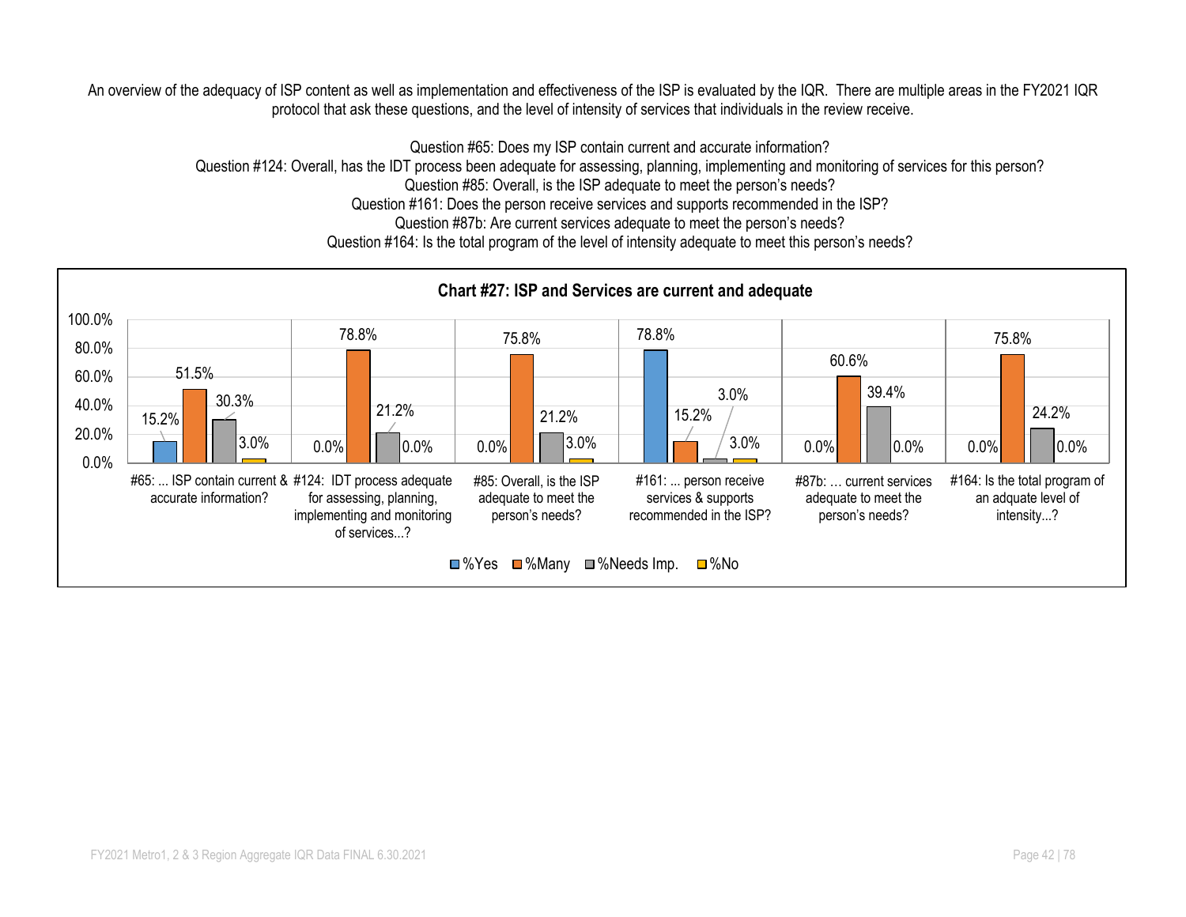An overview of the adequacy of ISP content as well as implementation and effectiveness of the ISP is evaluated by the IQR. There are multiple areas in the FY2021 IQR protocol that ask these questions, and the level of intensity of services that individuals in the review receive.

Question #65: Does my ISP contain current and accurate information?
Question #124: Overall, has the IDT process been adequate for assessing, planning, implementing and monitoring of services for this person?
Question #85: Overall, is the ISP adequate to meet the person's needs?
Question #161: Does the person receive services and supports recommended in the ISP?
Question #87b: Are current services adequate to meet the person's needs?
Question #164: Is the total program of the level of intensity adequate to meet this person's needs?

**Chart #27: ISP and Services are current and adequate**

| | %Yes | %Many | %Needs Imp. | %No |
|---|---|---|---|---|
| #65: ... ISP contain current & accurate information? | 15.2% | 51.5% | 30.3% | 3.0% |
| #124: IDT process adequate for assessing, planning, implementing and monitoring of services...? | 0.0% | 78.8% | 21.2% | 0.0% |
| #85: Overall, is the ISP adequate to meet the person's needs? | 0.0% | 75.8% | 21.2% | 3.0% |
| #161: ... person receive services & supports recommended in the ISP? | 78.8% | 15.2% | 3.0% | 3.0% |
| #87b: … current services adequate to meet the person's needs? | 0.0% | 60.6% | 39.4% | 0.0% |
| #164: Is the total program of an adquate level of intensity...? | 0.0% | 75.8% | 24.2% | 0.0% |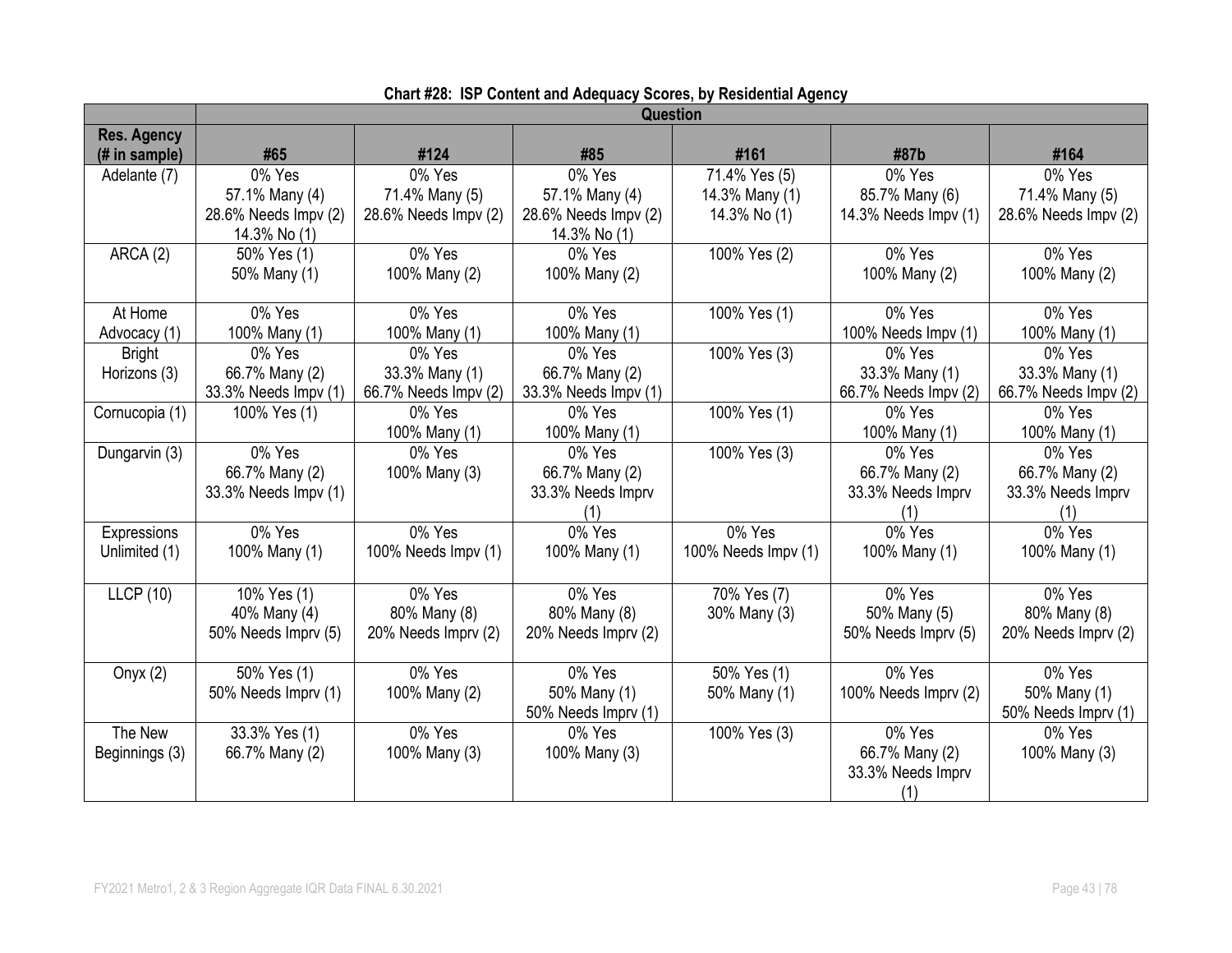**Chart #28: ISP Content and Adequacy Scores, by Residential Agency**

| | Question | | | | | |
|---|---|---|---|---|---|---|
| **Res. Agency (# in sample)** | **#65** | **#124** | **#85** | **#161** | **#87b** | **#164** |
| Adelante (7) | 0% Yes<br>57.1% Many (4)<br>28.6% Needs Impv (2)<br>14.3% No (1) | 0% Yes<br>71.4% Many (5)<br>28.6% Needs Impv (2) | 0% Yes<br>57.1% Many (4)<br>28.6% Needs Impv (2)<br>14.3% No (1) | 71.4% Yes (5)<br>14.3% Many (1)<br>14.3% No (1) | 0% Yes<br>85.7% Many (6)<br>14.3% Needs Impv (1) | 0% Yes<br>71.4% Many (5)<br>28.6% Needs Impv (2) |
| ARCA (2) | 50% Yes (1)<br>50% Many (1) | 0% Yes<br>100% Many (2) | 0% Yes<br>100% Many (2) | 100% Yes (2) | 0% Yes<br>100% Many (2) | 0% Yes<br>100% Many (2) |
| At Home Advocacy (1) | 0% Yes<br>100% Many (1) | 0% Yes<br>100% Many (1) | 0% Yes<br>100% Many (1) | 100% Yes (1) | 0% Yes<br>100% Needs Impv (1) | 0% Yes<br>100% Many (1) |
| Bright Horizons (3) | 0% Yes<br>66.7% Many (2)<br>33.3% Needs Impv (1) | 0% Yes<br>33.3% Many (1)<br>66.7% Needs Impv (2) | 0% Yes<br>66.7% Many (2)<br>33.3% Needs Impv (1) | 100% Yes (3) | 0% Yes<br>33.3% Many (1)<br>66.7% Needs Impv (2) | 0% Yes<br>33.3% Many (1)<br>66.7% Needs Impv (2) |
| Cornucopia (1) | 100% Yes (1) | 0% Yes<br>100% Many (1) | 0% Yes<br>100% Many (1) | 100% Yes (1) | 0% Yes<br>100% Many (1) | 0% Yes<br>100% Many (1) |
| Dungarvin (3) | 0% Yes<br>66.7% Many (2)<br>33.3% Needs Impv (1) | 0% Yes<br>100% Many (3) | 0% Yes<br>66.7% Many (2)<br>33.3% Needs Imprv (1) | 100% Yes (3) | 0% Yes<br>66.7% Many (2)<br>33.3% Needs Imprv (1) | 0% Yes<br>66.7% Many (2)<br>33.3% Needs Imprv (1) |
| Expressions Unlimited (1) | 0% Yes<br>100% Many (1) | 0% Yes<br>100% Needs Impv (1) | 0% Yes<br>100% Many (1) | 0% Yes<br>100% Needs Impv (1) | 0% Yes<br>100% Many (1) | 0% Yes<br>100% Many (1) |
| LLCP (10) | 10% Yes (1)<br>40% Many (4)<br>50% Needs Imprv (5) | 0% Yes<br>80% Many (8)<br>20% Needs Imprv (2) | 0% Yes<br>80% Many (8)<br>20% Needs Imprv (2) | 70% Yes (7)<br>30% Many (3) | 0% Yes<br>50% Many (5)<br>50% Needs Imprv (5) | 0% Yes<br>80% Many (8)<br>20% Needs Imprv (2) |
| Onyx (2) | 50% Yes (1)<br>50% Needs Imprv (1) | 0% Yes<br>100% Many (2) | 0% Yes<br>50% Many (1)<br>50% Needs Imprv (1) | 50% Yes (1)<br>50% Many (1) | 0% Yes<br>100% Needs Imprv (2) | 0% Yes<br>50% Many (1)<br>50% Needs Imprv (1) |
| The New Beginnings (3) | 33.3% Yes (1)<br>66.7% Many (2) | 0% Yes<br>100% Many (3) | 0% Yes<br>100% Many (3) | 100% Yes (3) | 0% Yes<br>66.7% Many (2)<br>33.3% Needs Imprv (1) | 0% Yes<br>100% Many (3) |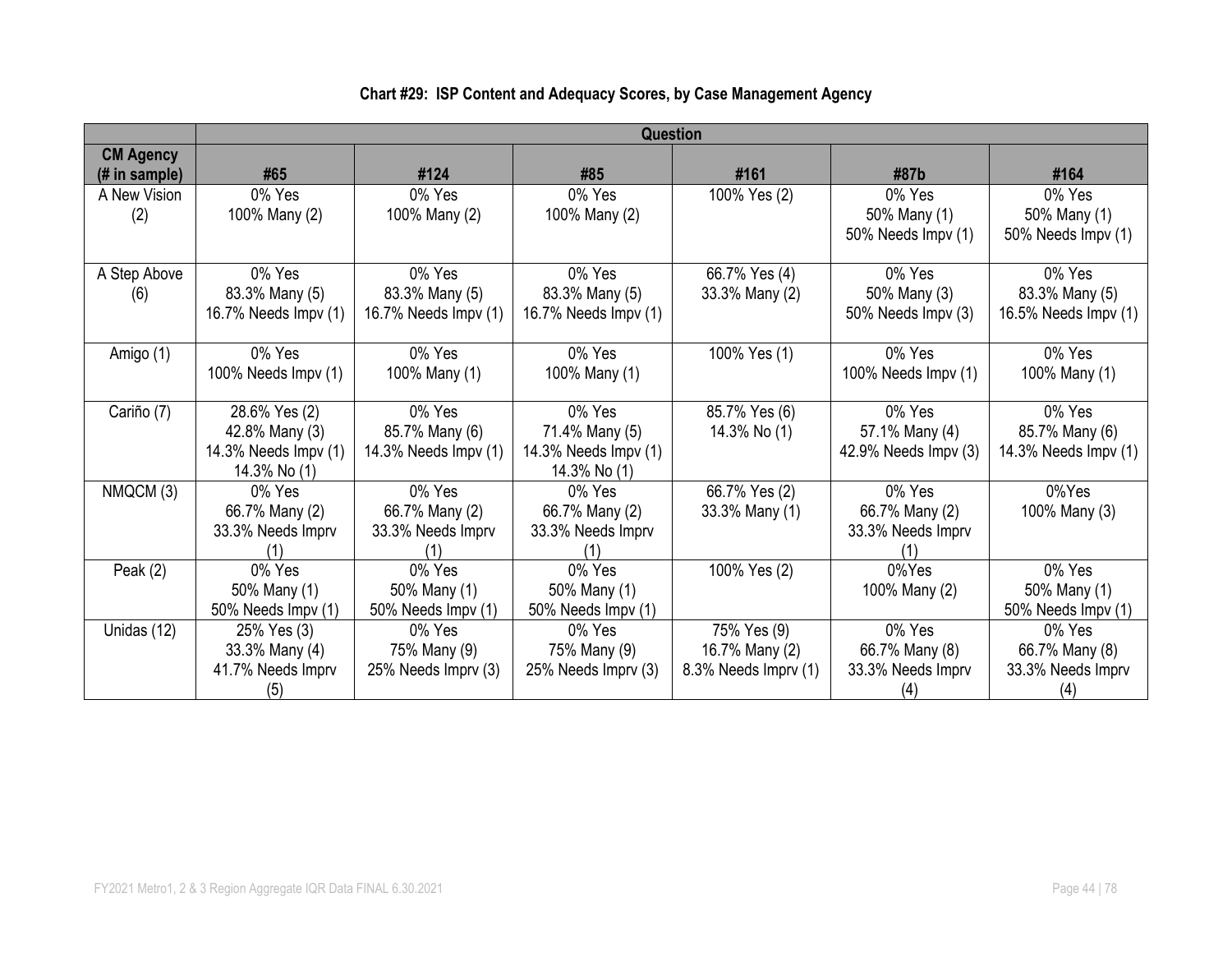**Chart #29: ISP Content and Adequacy Scores, by Case Management Agency**

| | Question | | | | | |
|---|---|---|---|---|---|---|
| **CM Agency (# in sample)** | **#65** | **#124** | **#85** | **#161** | **#87b** | **#164** |
| A New Vision (2) | 0% Yes<br>100% Many (2) | 0% Yes<br>100% Many (2) | 0% Yes<br>100% Many (2) | 100% Yes (2) | 0% Yes<br>50% Many (1)<br>50% Needs Impv (1) | 0% Yes<br>50% Many (1)<br>50% Needs Impv (1) |
| A Step Above (6) | 0% Yes<br>83.3% Many (5)<br>16.7% Needs Impv (1) | 0% Yes<br>83.3% Many (5)<br>16.7% Needs Impv (1) | 0% Yes<br>83.3% Many (5)<br>16.7% Needs Impv (1) | 66.7% Yes (4)<br>33.3% Many (2) | 0% Yes<br>50% Many (3)<br>50% Needs Impv (3) | 0% Yes<br>83.3% Many (5)<br>16.5% Needs Impv (1) |
| Amigo (1) | 0% Yes<br>100% Needs Impv (1) | 0% Yes<br>100% Many (1) | 0% Yes<br>100% Many (1) | 100% Yes (1) | 0% Yes<br>100% Needs Impv (1) | 0% Yes<br>100% Many (1) |
| Cariño (7) | 28.6% Yes (2)<br>42.8% Many (3)<br>14.3% Needs Impv (1)<br>14.3% No (1) | 0% Yes<br>85.7% Many (6)<br>14.3% Needs Impv (1) | 0% Yes<br>71.4% Many (5)<br>14.3% Needs Impv (1)<br>14.3% No (1) | 85.7% Yes (6)<br>14.3% No (1) | 0% Yes<br>57.1% Many (4)<br>42.9% Needs Impv (3) | 0% Yes<br>85.7% Many (6)<br>14.3% Needs Impv (1) |
| NMQCM (3) | 0% Yes<br>66.7% Many (2)<br>33.3% Needs Imprv (1) | 0% Yes<br>66.7% Many (2)<br>33.3% Needs Imprv (1) | 0% Yes<br>66.7% Many (2)<br>33.3% Needs Imprv (1) | 66.7% Yes (2)<br>33.3% Many (1) | 0% Yes<br>66.7% Many (2)<br>33.3% Needs Imprv (1) | 0%Yes<br>100% Many (3) |
| Peak (2) | 0% Yes<br>50% Many (1)<br>50% Needs Impv (1) | 0% Yes<br>50% Many (1)<br>50% Needs Impv (1) | 0% Yes<br>50% Many (1)<br>50% Needs Impv (1) | 100% Yes (2) | 0%Yes<br>100% Many (2) | 0% Yes<br>50% Many (1)<br>50% Needs Impv (1) |
| Unidas (12) | 25% Yes (3)<br>33.3% Many (4)<br>41.7% Needs Imprv (5) | 0% Yes<br>75% Many (9)<br>25% Needs Imprv (3) | 0% Yes<br>75% Many (9)<br>25% Needs Imprv (3) | 75% Yes (9)<br>16.7% Many (2)<br>8.3% Needs Imprv (1) | 0% Yes<br>66.7% Many (8)<br>33.3% Needs Imprv (4) | 0% Yes<br>66.7% Many (8)<br>33.3% Needs Imprv (4) |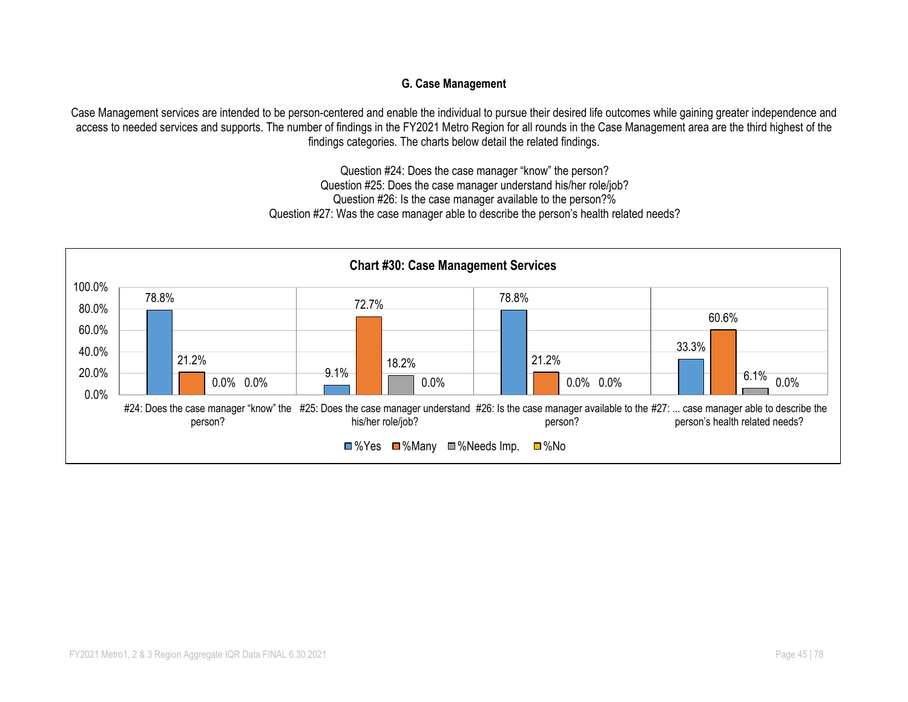### G. Case Management

Case Management services are intended to be person-centered and enable the individual to pursue their desired life outcomes while gaining greater independence and access to needed services and supports. The number of findings in the FY2021 Metro Region for all rounds in the Case Management area are the third highest of the findings categories. The charts below detail the related findings.

Question #24: Does the case manager "know" the person?
Question #25: Does the case manager understand his/her role/job?
Question #26: Is the case manager available to the person?%
Question #27: Was the case manager able to describe the person's health related needs?

**Chart #30: Case Management Services**

| | %Yes | %Many | %Needs Imp. | %No |
|---|---|---|---|---|
| #24: Does the case manager "know" the person? | 78.8% | 21.2% | 0.0% | 0.0% |
| #25: Does the case manager understand his/her role/job? | 9.1% | 72.7% | 18.2% | 0.0% |
| #26: Is the case manager available to the person? | 78.8% | 21.2% | 0.0% | 0.0% |
| #27: ... case manager able to describe the person's health related needs? | 33.3% | 60.6% | 6.1% | 0.0% |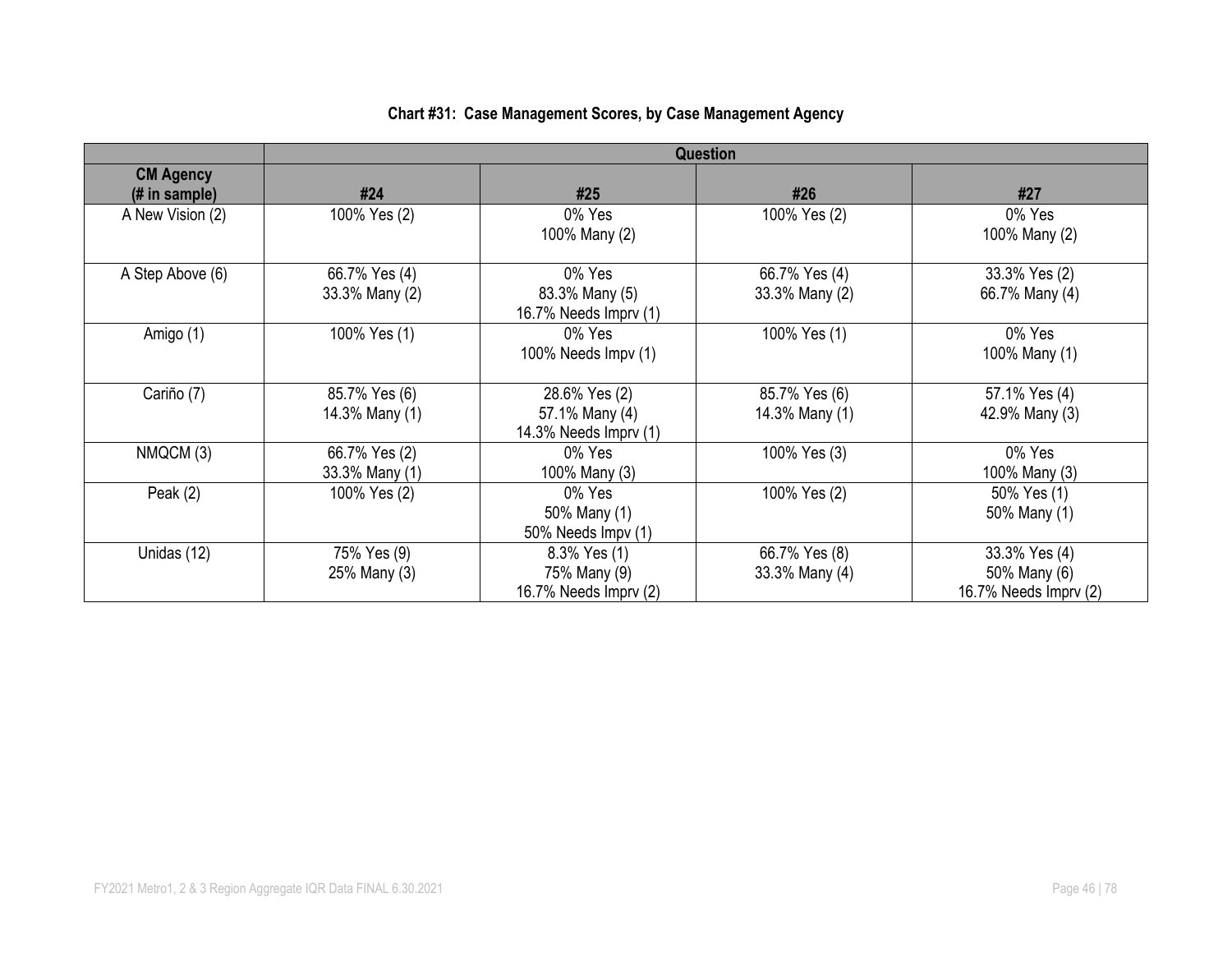**Chart #31: Case Management Scores, by Case Management Agency**

| | Question | | | |
|---|---|---|---|---|
| **CM Agency (# in sample)** | **#24** | **#25** | **#26** | **#27** |
| A New Vision (2) | 100% Yes (2) | 0% Yes<br>100% Many (2) | 100% Yes (2) | 0% Yes<br>100% Many (2) |
| A Step Above (6) | 66.7% Yes (4)<br>33.3% Many (2) | 0% Yes<br>83.3% Many (5)<br>16.7% Needs Imprv (1) | 66.7% Yes (4)<br>33.3% Many (2) | 33.3% Yes (2)<br>66.7% Many (4) |
| Amigo (1) | 100% Yes (1) | 0% Yes<br>100% Needs Impv (1) | 100% Yes (1) | 0% Yes<br>100% Many (1) |
| Cariño (7) | 85.7% Yes (6)<br>14.3% Many (1) | 28.6% Yes (2)<br>57.1% Many (4)<br>14.3% Needs Imprv (1) | 85.7% Yes (6)<br>14.3% Many (1) | 57.1% Yes (4)<br>42.9% Many (3) |
| NMQCM (3) | 66.7% Yes (2)<br>33.3% Many (1) | 0% Yes<br>100% Many (3) | 100% Yes (3) | 0% Yes<br>100% Many (3) |
| Peak (2) | 100% Yes (2) | 0% Yes<br>50% Many (1)<br>50% Needs Impv (1) | 100% Yes (2) | 50% Yes (1)<br>50% Many (1) |
| Unidas (12) | 75% Yes (9)<br>25% Many (3) | 8.3% Yes (1)<br>75% Many (9)<br>16.7% Needs Imprv (2) | 66.7% Yes (8)<br>33.3% Many (4) | 33.3% Yes (4)<br>50% Many (6)<br>16.7% Needs Imprv (2) |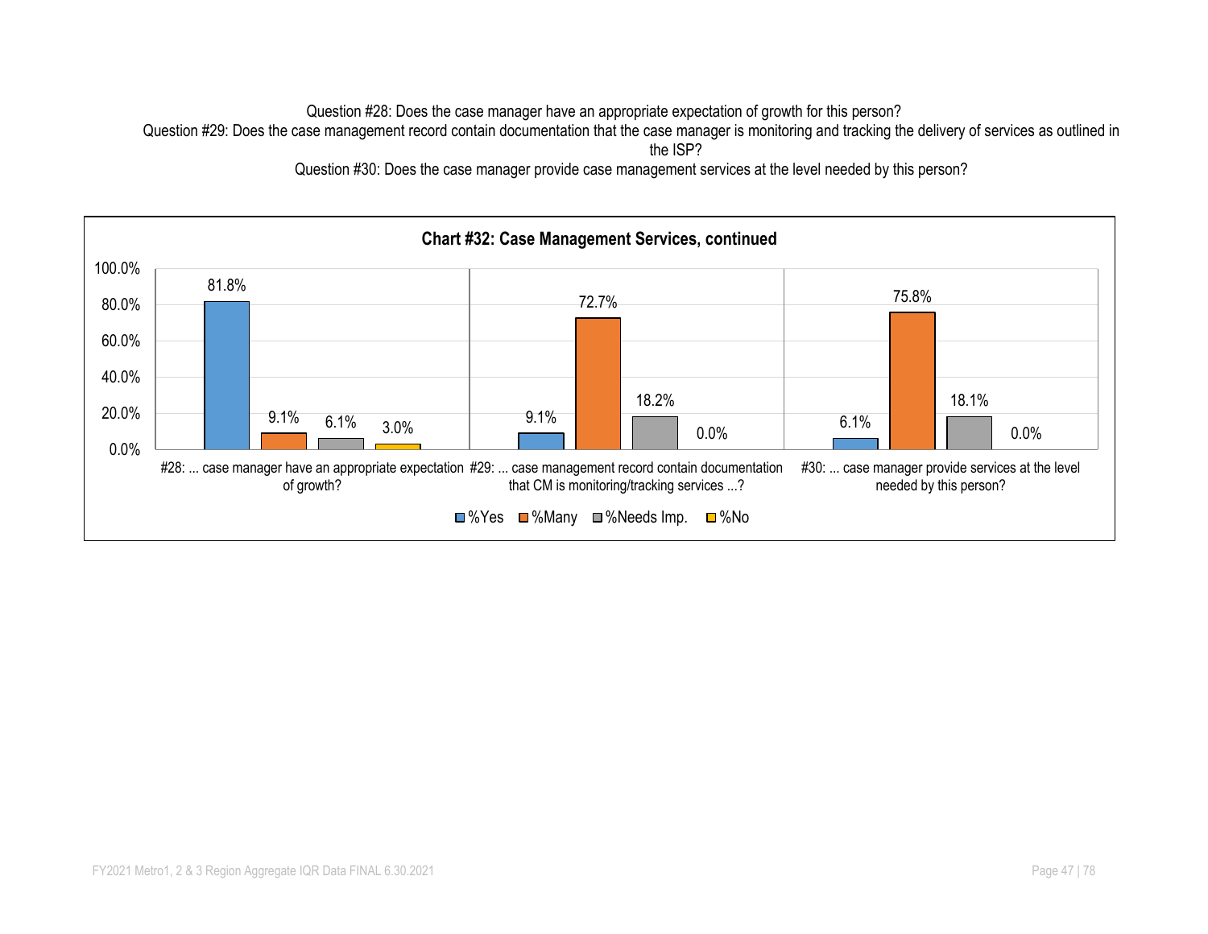Question #28: Does the case manager have an appropriate expectation of growth for this person?

Question #29: Does the case management record contain documentation that the case manager is monitoring and tracking the delivery of services as outlined in the ISP?

Question #30: Does the case manager provide case management services at the level needed by this person?

**Chart #32: Case Management Services, continued**

| | %Yes | %Many | %Needs Imp. | %No |
|---|---|---|---|---|
| #28: ... case manager have an appropriate expectation of growth? | 81.8% | 9.1% | 6.1% | 3.0% |
| #29: ... case management record contain documentation that CM is monitoring/tracking services ...? | 9.1% | 72.7% | 18.2% | 0.0% |
| #30: ... case manager provide services at the level needed by this person? | 6.1% | 75.8% | 18.1% | 0.0% |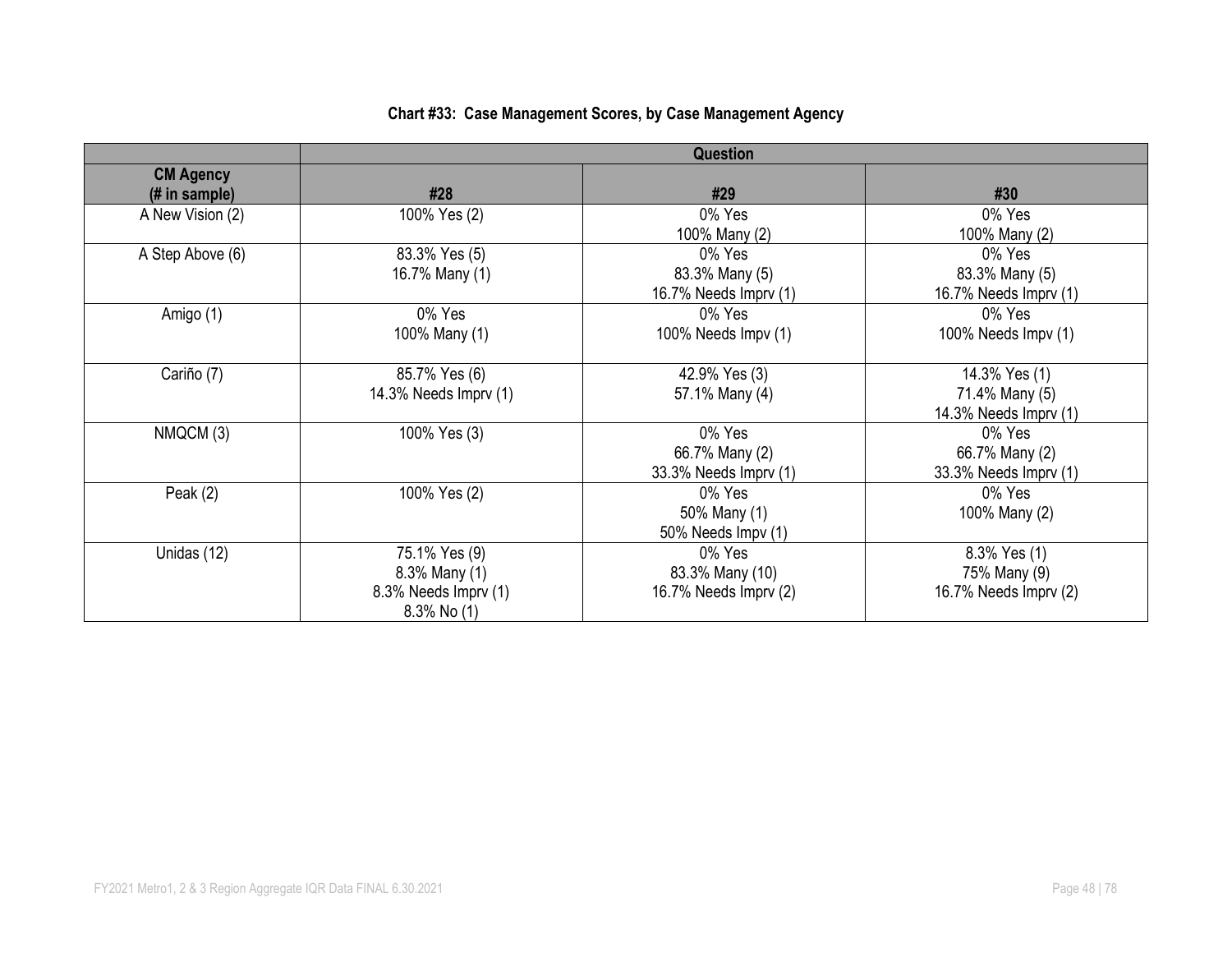**Chart #33: Case Management Scores, by Case Management Agency**

| | Question | | |
|---|---|---|---|
| **CM Agency (# in sample)** | **#28** | **#29** | **#30** |
| A New Vision (2) | 100% Yes (2) | 0% Yes<br>100% Many (2) | 0% Yes<br>100% Many (2) |
| A Step Above (6) | 83.3% Yes (5)<br>16.7% Many (1) | 0% Yes<br>83.3% Many (5)<br>16.7% Needs Imprv (1) | 0% Yes<br>83.3% Many (5)<br>16.7% Needs Imprv (1) |
| Amigo (1) | 0% Yes<br>100% Many (1) | 0% Yes<br>100% Needs Impv (1) | 0% Yes<br>100% Needs Impv (1) |
| Cariño (7) | 85.7% Yes (6)<br>14.3% Needs Imprv (1) | 42.9% Yes (3)<br>57.1% Many (4) | 14.3% Yes (1)<br>71.4% Many (5)<br>14.3% Needs Imprv (1) |
| NMQCM (3) | 100% Yes (3) | 0% Yes<br>66.7% Many (2)<br>33.3% Needs Imprv (1) | 0% Yes<br>66.7% Many (2)<br>33.3% Needs Imprv (1) |
| Peak (2) | 100% Yes (2) | 0% Yes<br>50% Many (1)<br>50% Needs Impv (1) | 0% Yes<br>100% Many (2) |
| Unidas (12) | 75.1% Yes (9)<br>8.3% Many (1)<br>8.3% Needs Imprv (1)<br>8.3% No (1) | 0% Yes<br>83.3% Many (10)<br>16.7% Needs Imprv (2) | 8.3% Yes (1)<br>75% Many (9)<br>16.7% Needs Imprv (2) |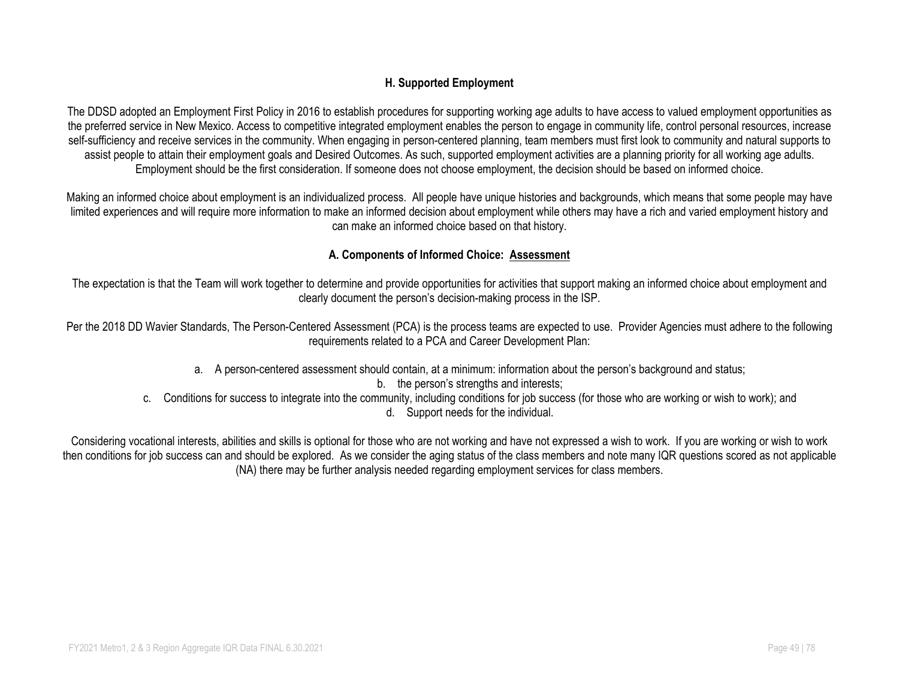## H. Supported Employment

The DDSD adopted an Employment First Policy in 2016 to establish procedures for supporting working age adults to have access to valued employment opportunities as the preferred service in New Mexico. Access to competitive integrated employment enables the person to engage in community life, control personal resources, increase self-sufficiency and receive services in the community. When engaging in person-centered planning, team members must first look to community and natural supports to assist people to attain their employment goals and Desired Outcomes. As such, supported employment activities are a planning priority for all working age adults. Employment should be the first consideration. If someone does not choose employment, the decision should be based on informed choice.

Making an informed choice about employment is an individualized process. All people have unique histories and backgrounds, which means that some people may have limited experiences and will require more information to make an informed decision about employment while others may have a rich and varied employment history and can make an informed choice based on that history.

### A. Components of Informed Choice: <u>Assessment</u>

The expectation is that the Team will work together to determine and provide opportunities for activities that support making an informed choice about employment and clearly document the person's decision-making process in the ISP.

Per the 2018 DD Wavier Standards, The Person-Centered Assessment (PCA) is the process teams are expected to use. Provider Agencies must adhere to the following requirements related to a PCA and Career Development Plan:

a. A person-centered assessment should contain, at a minimum: information about the person's background and status;
b. the person's strengths and interests;
c. Conditions for success to integrate into the community, including conditions for job success (for those who are working or wish to work); and
d. Support needs for the individual.

Considering vocational interests, abilities and skills is optional for those who are not working and have not expressed a wish to work. If you are working or wish to work then conditions for job success can and should be explored. As we consider the aging status of the class members and note many IQR questions scored as not applicable (NA) there may be further analysis needed regarding employment services for class members.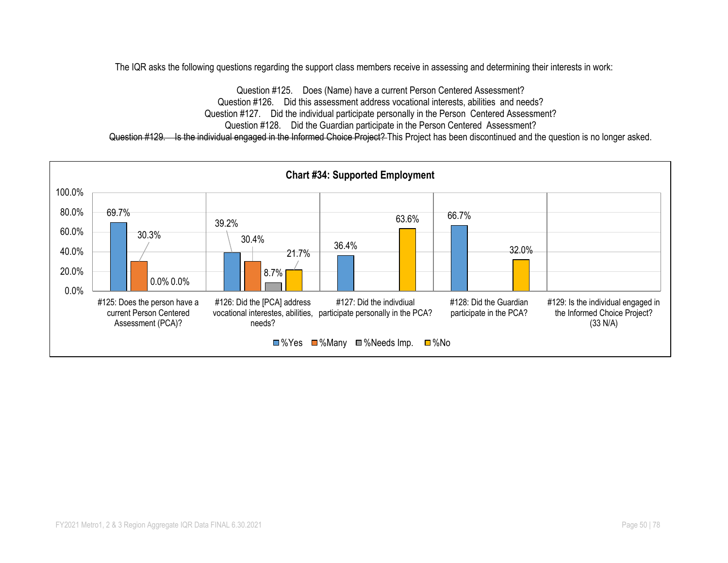The IQR asks the following questions regarding the support class members receive in assessing and determining their interests in work:

Question #125. Does (Name) have a current Person Centered Assessment?
Question #126. Did this assessment address vocational interests, abilities and needs?
Question #127. Did the individual participate personally in the Person Centered Assessment?
Question #128. Did the Guardian participate in the Person Centered Assessment?
~~Question #129. Is the individual engaged in the Informed Choice Project?~~ This Project has been discontinued and the question is no longer asked.

**Chart #34: Supported Employment**

| Question | %Yes | %Many | %Needs Imp. | %No |
|---|---|---|---|---|
| #125: Does the person have a current Person Centered Assessment (PCA)? | 69.7% | 30.3% | 0.0% | 0.0% |
| #126: Did the [PCA] address vocational interestes, abilities, needs? | 39.2% | 30.4% | 8.7% | 21.7% |
| #127: Did the indivdiual participate personally in the PCA? | 36.4% | | | 63.6% |
| #128: Did the Guardian participate in the PCA? | 66.7% | | | 32.0% |
| #129: Is the individual engaged in the Informed Choice Project? (33 N/A) | | | | |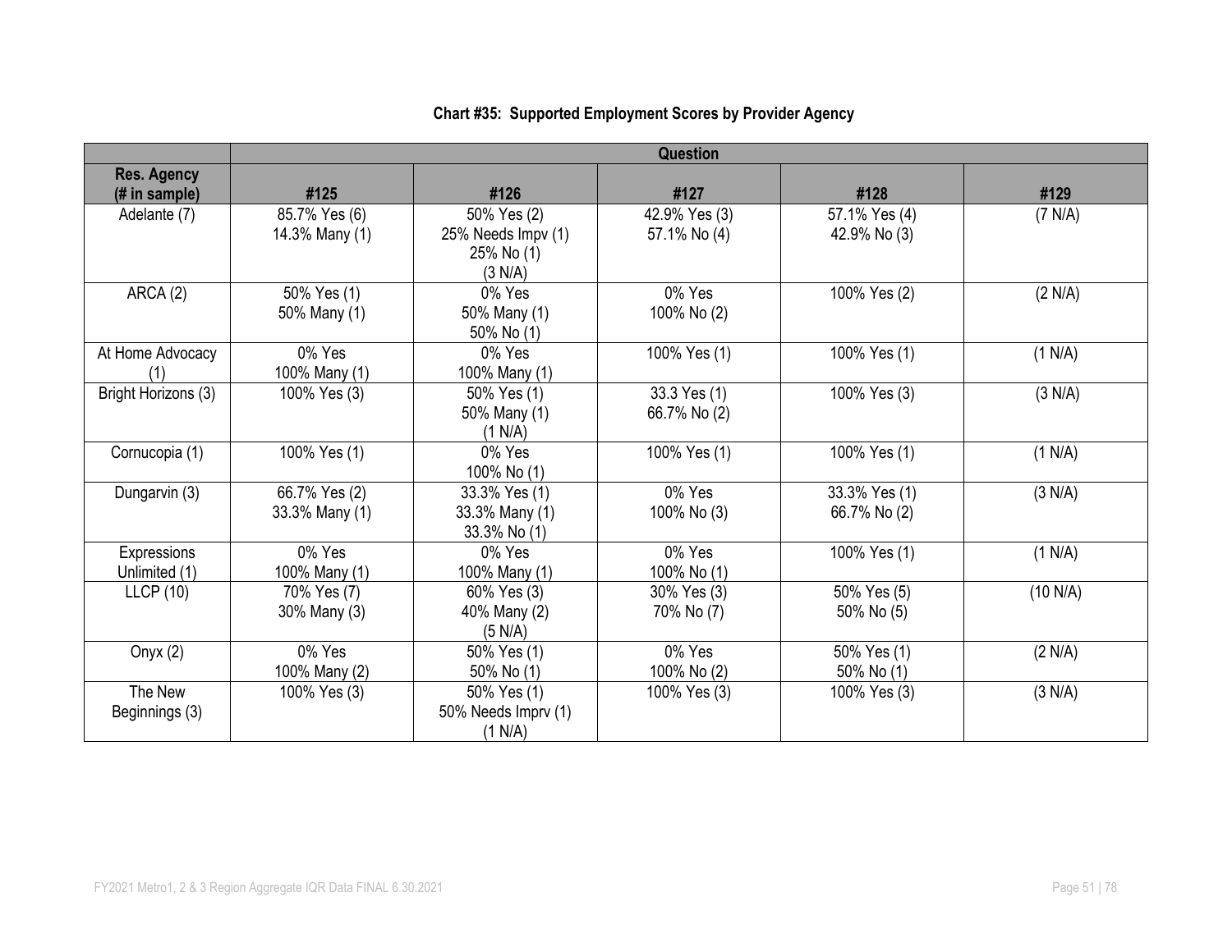**Chart #35: Supported Employment Scores by Provider Agency**

| | Question | | | | |
|---|---|---|---|---|---|
| **Res. Agency (# in sample)** | **#125** | **#126** | **#127** | **#128** | **#129** |
| Adelante (7) | 85.7% Yes (6)<br>14.3% Many (1) | 50% Yes (2)<br>25% Needs Impv (1)<br>25% No (1)<br>(3 N/A) | 42.9% Yes (3)<br>57.1% No (4) | 57.1% Yes (4)<br>42.9% No (3) | (7 N/A) |
| ARCA (2) | 50% Yes (1)<br>50% Many (1) | 0% Yes<br>50% Many (1)<br>50% No (1) | 0% Yes<br>100% No (2) | 100% Yes (2) | (2 N/A) |
| At Home Advocacy (1) | 0% Yes<br>100% Many (1) | 0% Yes<br>100% Many (1) | 100% Yes (1) | 100% Yes (1) | (1 N/A) |
| Bright Horizons (3) | 100% Yes (3) | 50% Yes (1)<br>50% Many (1)<br>(1 N/A) | 33.3 Yes (1)<br>66.7% No (2) | 100% Yes (3) | (3 N/A) |
| Cornucopia (1) | 100% Yes (1) | 0% Yes<br>100% No (1) | 100% Yes (1) | 100% Yes (1) | (1 N/A) |
| Dungarvin (3) | 66.7% Yes (2)<br>33.3% Many (1) | 33.3% Yes (1)<br>33.3% Many (1)<br>33.3% No (1) | 0% Yes<br>100% No (3) | 33.3% Yes (1)<br>66.7% No (2) | (3 N/A) |
| Expressions Unlimited (1) | 0% Yes<br>100% Many (1) | 0% Yes<br>100% Many (1) | 0% Yes<br>100% No (1) | 100% Yes (1) | (1 N/A) |
| LLCP (10) | 70% Yes (7)<br>30% Many (3) | 60% Yes (3)<br>40% Many (2)<br>(5 N/A) | 30% Yes (3)<br>70% No (7) | 50% Yes (5)<br>50% No (5) | (10 N/A) |
| Onyx (2) | 0% Yes<br>100% Many (2) | 50% Yes (1)<br>50% No (1) | 0% Yes<br>100% No (2) | 50% Yes (1)<br>50% No (1) | (2 N/A) |
| The New Beginnings (3) | 100% Yes (3) | 50% Yes (1)<br>50% Needs Imprv (1)<br>(1 N/A) | 100% Yes (3) | 100% Yes (3) | (3 N/A) |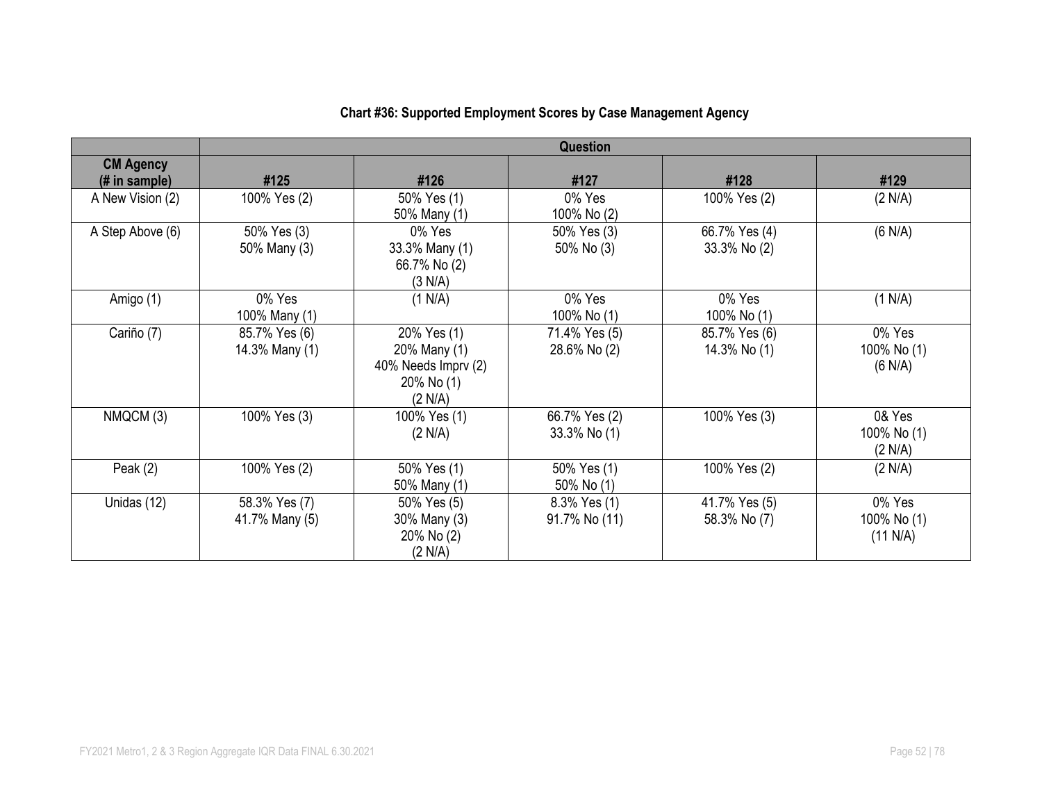**Chart #36: Supported Employment Scores by Case Management Agency**

| | Question | | | | |
|---|---|---|---|---|---|
| **CM Agency (# in sample)** | **#125** | **#126** | **#127** | **#128** | **#129** |
| A New Vision (2) | 100% Yes (2) | 50% Yes (1)<br>50% Many (1) | 0% Yes<br>100% No (2) | 100% Yes (2) | (2 N/A) |
| A Step Above (6) | 50% Yes (3)<br>50% Many (3) | 0% Yes<br>33.3% Many (1)<br>66.7% No (2)<br>(3 N/A) | 50% Yes (3)<br>50% No (3) | 66.7% Yes (4)<br>33.3% No (2) | (6 N/A) |
| Amigo (1) | 0% Yes<br>100% Many (1) | (1 N/A) | 0% Yes<br>100% No (1) | 0% Yes<br>100% No (1) | (1 N/A) |
| Cariño (7) | 85.7% Yes (6)<br>14.3% Many (1) | 20% Yes (1)<br>20% Many (1)<br>40% Needs Imprv (2)<br>20% No (1)<br>(2 N/A) | 71.4% Yes (5)<br>28.6% No (2) | 85.7% Yes (6)<br>14.3% No (1) | 0% Yes<br>100% No (1)<br>(6 N/A) |
| NMQCM (3) | 100% Yes (3) | 100% Yes (1)<br>(2 N/A) | 66.7% Yes (2)<br>33.3% No (1) | 100% Yes (3) | 0& Yes<br>100% No (1)<br>(2 N/A) |
| Peak (2) | 100% Yes (2) | 50% Yes (1)<br>50% Many (1) | 50% Yes (1)<br>50% No (1) | 100% Yes (2) | (2 N/A) |
| Unidas (12) | 58.3% Yes (7)<br>41.7% Many (5) | 50% Yes (5)<br>30% Many (3)<br>20% No (2)<br>(2 N/A) | 8.3% Yes (1)<br>91.7% No (11) | 41.7% Yes (5)<br>58.3% No (7) | 0% Yes<br>100% No (1)<br>(11 N/A) |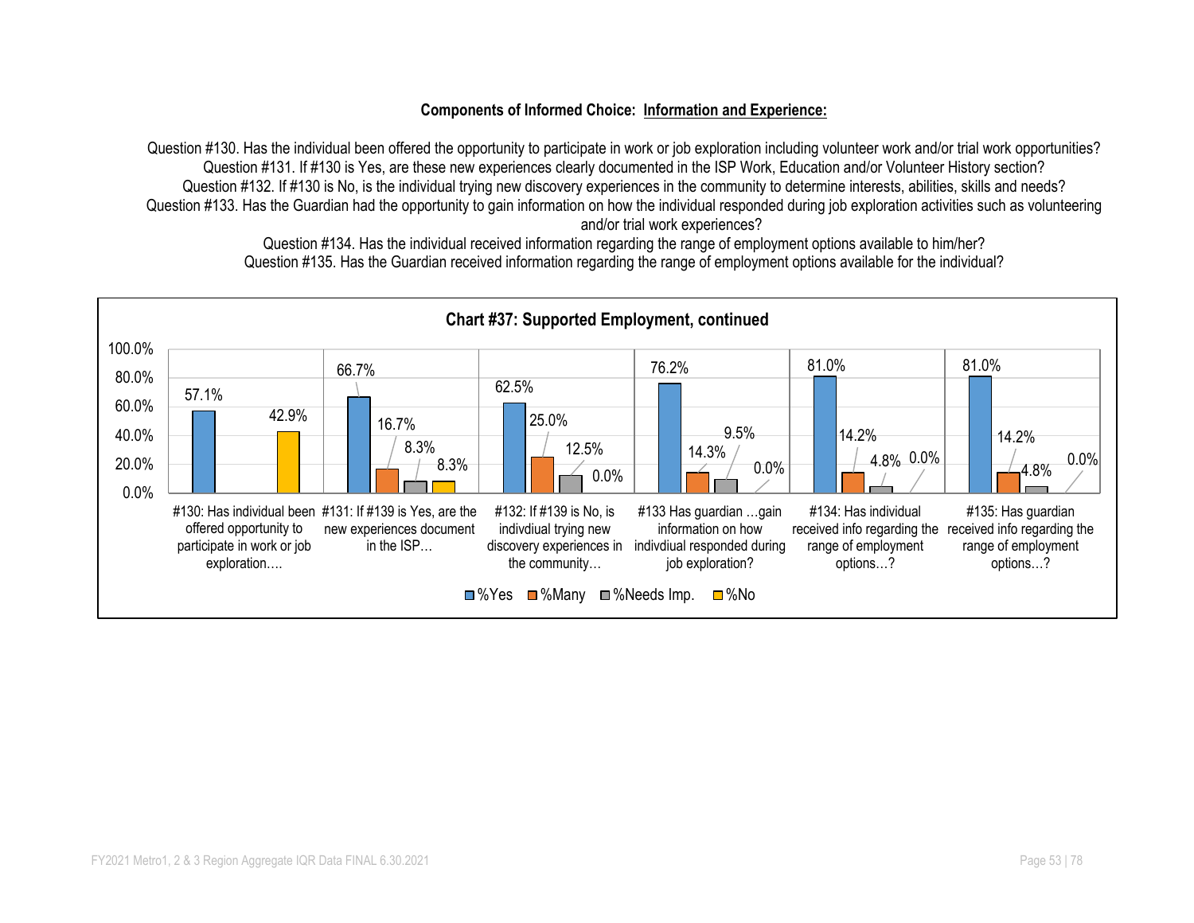**Components of Informed Choice: Information and Experience:**

Question #130. Has the individual been offered the opportunity to participate in work or job exploration including volunteer work and/or trial work opportunities?
Question #131. If #130 is Yes, are these new experiences clearly documented in the ISP Work, Education and/or Volunteer History section?
Question #132. If #130 is No, is the individual trying new discovery experiences in the community to determine interests, abilities, skills and needs?
Question #133. Has the Guardian had the opportunity to gain information on how the individual responded during job exploration activities such as volunteering and/or trial work experiences?
Question #134. Has the individual received information regarding the range of employment options available to him/her?
Question #135. Has the Guardian received information regarding the range of employment options available for the individual?

**Chart #37: Supported Employment, continued**

| | %Yes | %Many | %Needs Imp. | %No |
|---|---|---|---|---|
| #130: Has individual been offered opportunity to participate in work or job exploration…. | 57.1% | | | 42.9% |
| #131: If #139 is Yes, are the new experiences document in the ISP… | 66.7% | 16.7% | 8.3% | 8.3% |
| #132: If #139 is No, is indivdiual trying new discovery experiences in the community… | 62.5% | 25.0% | 12.5% | 0.0% |
| #133 Has guardian …gain information on how indivdiual responded during job exploration? | 76.2% | 14.3% | 9.5% | 0.0% |
| #134: Has individual received info regarding the range of employment options…? | 81.0% | 14.2% | 4.8% | 0.0% |
| #135: Has guardian received info regarding the range of employment options…? | 81.0% | 14.2% | 4.8% | 0.0% |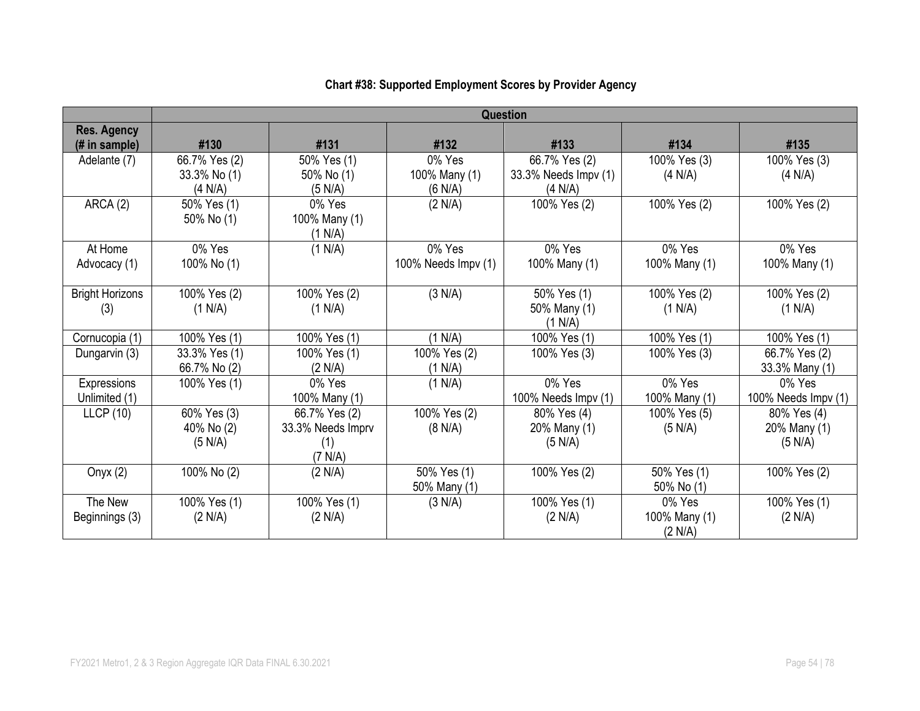**Chart #38: Supported Employment Scores by Provider Agency**

| | Question | | | | | |
|---|---|---|---|---|---|---|
| **Res. Agency (# in sample)** | **#130** | **#131** | **#132** | **#133** | **#134** | **#135** |
| Adelante (7) | 66.7% Yes (2) 33.3% No (1) (4 N/A) | 50% Yes (1) 50% No (1) (5 N/A) | 0% Yes 100% Many (1) (6 N/A) | 66.7% Yes (2) 33.3% Needs Impv (1) (4 N/A) | 100% Yes (3) (4 N/A) | 100% Yes (3) (4 N/A) |
| ARCA (2) | 50% Yes (1) 50% No (1) | 0% Yes 100% Many (1) (1 N/A) | (2 N/A) | 100% Yes (2) | 100% Yes (2) | 100% Yes (2) |
| At Home Advocacy (1) | 0% Yes 100% No (1) | (1 N/A) | 0% Yes 100% Needs Impv (1) | 0% Yes 100% Many (1) | 0% Yes 100% Many (1) | 0% Yes 100% Many (1) |
| Bright Horizons (3) | 100% Yes (2) (1 N/A) | 100% Yes (2) (1 N/A) | (3 N/A) | 50% Yes (1) 50% Many (1) (1 N/A) | 100% Yes (2) (1 N/A) | 100% Yes (2) (1 N/A) |
| Cornucopia (1) | 100% Yes (1) | 100% Yes (1) | (1 N/A) | 100% Yes (1) | 100% Yes (1) | 100% Yes (1) |
| Dungarvin (3) | 33.3% Yes (1) 66.7% No (2) | 100% Yes (1) (2 N/A) | 100% Yes (2) (1 N/A) | 100% Yes (3) | 100% Yes (3) | 66.7% Yes (2) 33.3% Many (1) |
| Expressions Unlimited (1) | 100% Yes (1) | 0% Yes 100% Many (1) | (1 N/A) | 0% Yes 100% Needs Impv (1) | 0% Yes 100% Many (1) | 0% Yes 100% Needs Impv (1) |
| LLCP (10) | 60% Yes (3) 40% No (2) (5 N/A) | 66.7% Yes (2) 33.3% Needs Imprv (1) (7 N/A) | 100% Yes (2) (8 N/A) | 80% Yes (4) 20% Many (1) (5 N/A) | 100% Yes (5) (5 N/A) | 80% Yes (4) 20% Many (1) (5 N/A) |
| Onyx (2) | 100% No (2) | (2 N/A) | 50% Yes (1) 50% Many (1) | 100% Yes (2) | 50% Yes (1) 50% No (1) | 100% Yes (2) |
| The New Beginnings (3) | 100% Yes (1) (2 N/A) | 100% Yes (1) (2 N/A) | (3 N/A) | 100% Yes (1) (2 N/A) | 0% Yes 100% Many (1) (2 N/A) | 100% Yes (1) (2 N/A) |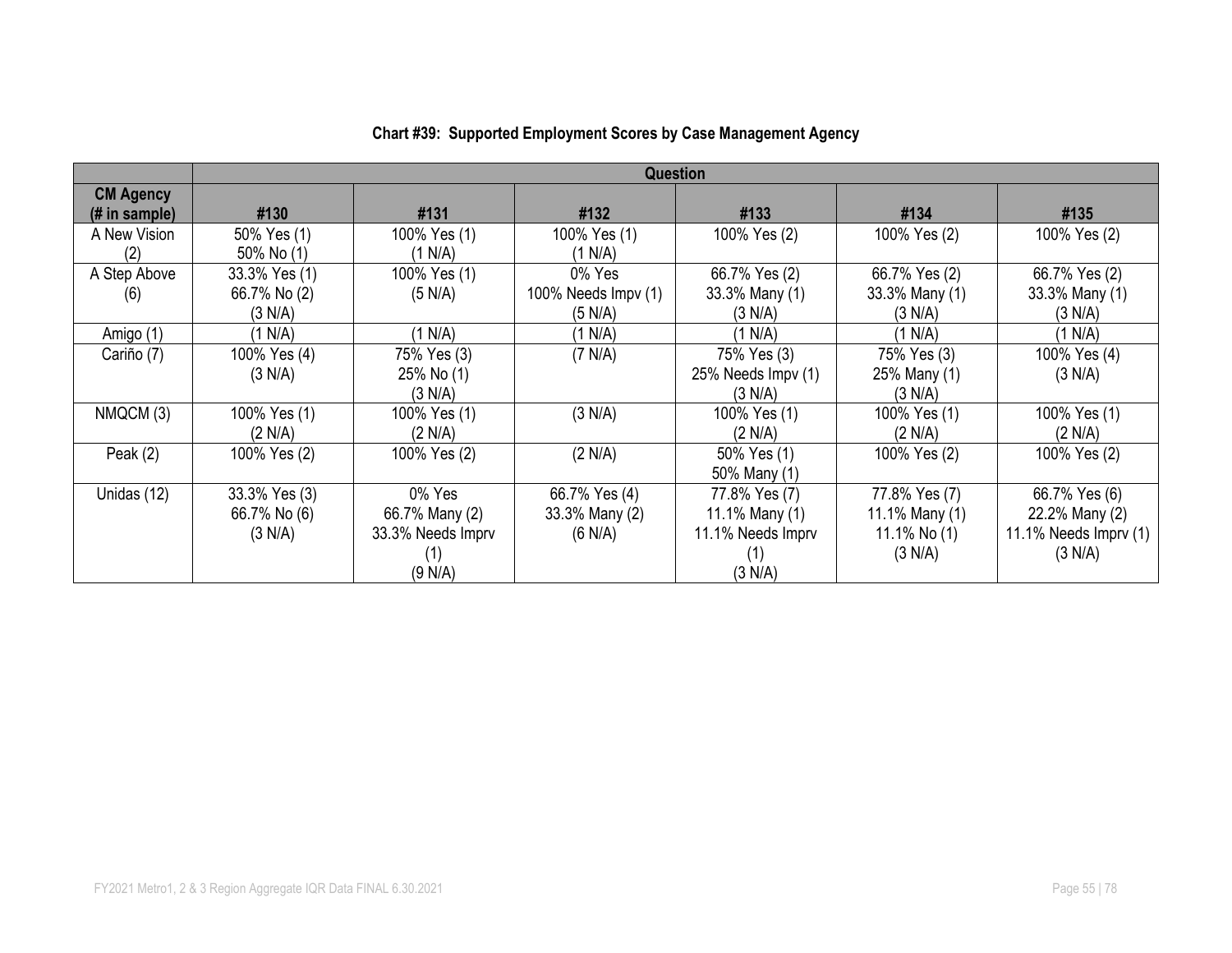### Chart #39: Supported Employment Scores by Case Management Agency

| | Question | | | | | |
|---|---|---|---|---|---|---|
| **CM Agency (# in sample)** | **#130** | **#131** | **#132** | **#133** | **#134** | **#135** |
| A New Vision (2) | 50% Yes (1)<br>50% No (1) | 100% Yes (1)<br>(1 N/A) | 100% Yes (1)<br>(1 N/A) | 100% Yes (2) | 100% Yes (2) | 100% Yes (2) |
| A Step Above (6) | 33.3% Yes (1)<br>66.7% No (2)<br>(3 N/A) | 100% Yes (1)<br>(5 N/A) | 0% Yes<br>100% Needs Impv (1)<br>(5 N/A) | 66.7% Yes (2)<br>33.3% Many (1)<br>(3 N/A) | 66.7% Yes (2)<br>33.3% Many (1)<br>(3 N/A) | 66.7% Yes (2)<br>33.3% Many (1)<br>(3 N/A) |
| Amigo (1) | (1 N/A) | (1 N/A) | (1 N/A) | (1 N/A) | (1 N/A) | (1 N/A) |
| Cariño (7) | 100% Yes (4)<br>(3 N/A) | 75% Yes (3)<br>25% No (1)<br>(3 N/A) | (7 N/A) | 75% Yes (3)<br>25% Needs Impv (1)<br>(3 N/A) | 75% Yes (3)<br>25% Many (1)<br>(3 N/A) | 100% Yes (4)<br>(3 N/A) |
| NMQCM (3) | 100% Yes (1)<br>(2 N/A) | 100% Yes (1)<br>(2 N/A) | (3 N/A) | 100% Yes (1)<br>(2 N/A) | 100% Yes (1)<br>(2 N/A) | 100% Yes (1)<br>(2 N/A) |
| Peak (2) | 100% Yes (2) | 100% Yes (2) | (2 N/A) | 50% Yes (1)<br>50% Many (1) | 100% Yes (2) | 100% Yes (2) |
| Unidas (12) | 33.3% Yes (3)<br>66.7% No (6)<br>(3 N/A) | 0% Yes<br>66.7% Many (2)<br>33.3% Needs Imprv (1)<br>(9 N/A) | 66.7% Yes (4)<br>33.3% Many (2)<br>(6 N/A) | 77.8% Yes (7)<br>11.1% Many (1)<br>11.1% Needs Imprv (1)<br>(3 N/A) | 77.8% Yes (7)<br>11.1% Many (1)<br>11.1% No (1)<br>(3 N/A) | 66.7% Yes (6)<br>22.2% Many (2)<br>11.1% Needs Imprv (1)<br>(3 N/A) |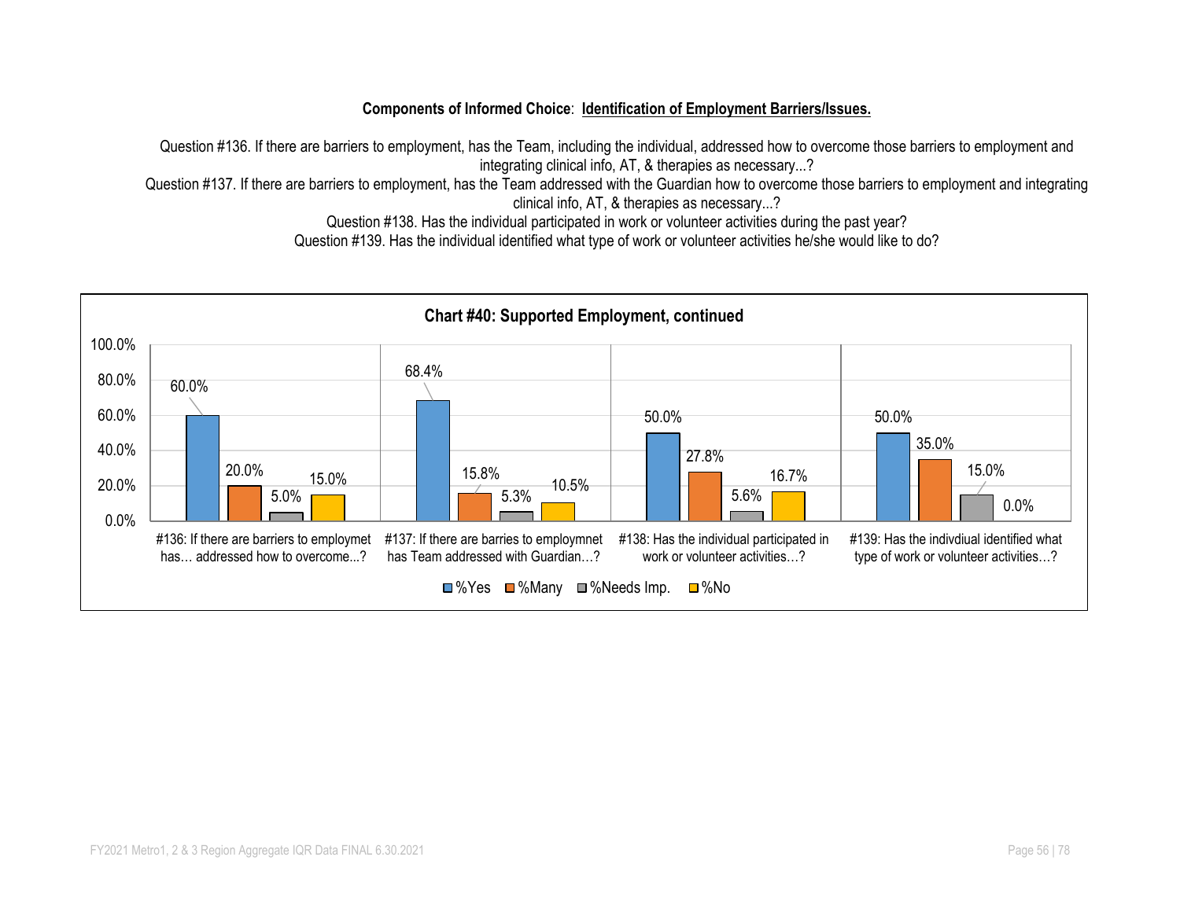**Components of Informed Choice**: **Identification of Employment Barriers/Issues.**

Question #136. If there are barriers to employment, has the Team, including the individual, addressed how to overcome those barriers to employment and integrating clinical info, AT, & therapies as necessary...?

Question #137. If there are barriers to employment, has the Team addressed with the Guardian how to overcome those barriers to employment and integrating clinical info, AT, & therapies as necessary...?

Question #138. Has the individual participated in work or volunteer activities during the past year?

Question #139. Has the individual identified what type of work or volunteer activities he/she would like to do?

**Chart #40: Supported Employment, continued**

| | %Yes | %Many | %Needs Imp. | %No |
|---|---|---|---|---|
| #136: If there are barriers to employmet has… addressed how to overcome...? | 60.0% | 20.0% | 5.0% | 15.0% |
| #137: If there are barries to employmnet has Team addressed with Guardian…? | 68.4% | 15.8% | 5.3% | 10.5% |
| #138: Has the individual participated in work or volunteer activities…? | 50.0% | 27.8% | 5.6% | 16.7% |
| #139: Has the indivdiual identified what type of work or volunteer activities…? | 50.0% | 35.0% | 15.0% | 0.0% |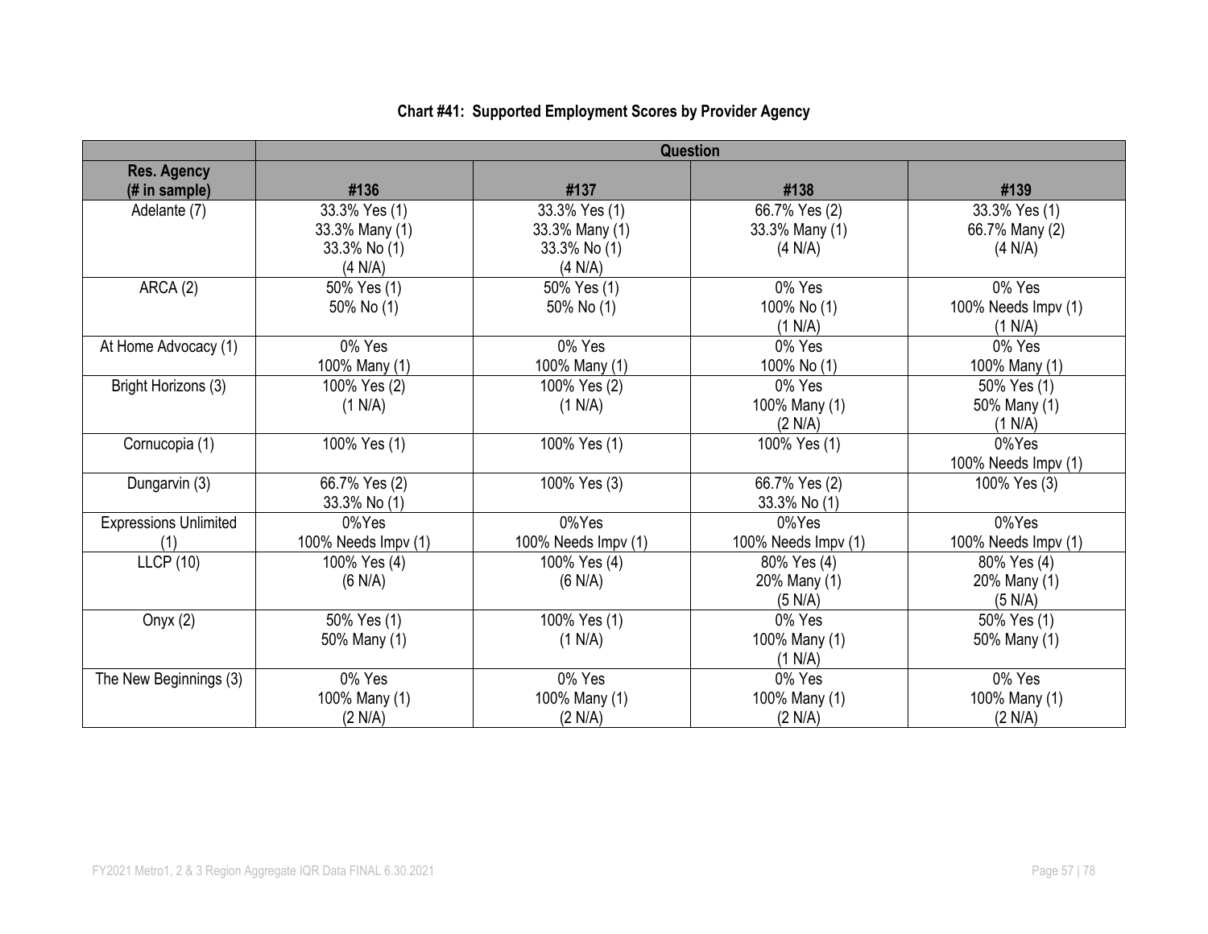**Chart #41: Supported Employment Scores by Provider Agency**

| | Question | | | |
|---|---|---|---|---|
| **Res. Agency (# in sample)** | **#136** | **#137** | **#138** | **#139** |
| Adelante (7) | 33.3% Yes (1)<br>33.3% Many (1)<br>33.3% No (1)<br>(4 N/A) | 33.3% Yes (1)<br>33.3% Many (1)<br>33.3% No (1)<br>(4 N/A) | 66.7% Yes (2)<br>33.3% Many (1)<br>(4 N/A) | 33.3% Yes (1)<br>66.7% Many (2)<br>(4 N/A) |
| ARCA (2) | 50% Yes (1)<br>50% No (1) | 50% Yes (1)<br>50% No (1) | 0% Yes<br>100% No (1)<br>(1 N/A) | 0% Yes<br>100% Needs Impv (1)<br>(1 N/A) |
| At Home Advocacy (1) | 0% Yes<br>100% Many (1) | 0% Yes<br>100% Many (1) | 0% Yes<br>100% No (1) | 0% Yes<br>100% Many (1) |
| Bright Horizons (3) | 100% Yes (2)<br>(1 N/A) | 100% Yes (2)<br>(1 N/A) | 0% Yes<br>100% Many (1)<br>(2 N/A) | 50% Yes (1)<br>50% Many (1)<br>(1 N/A) |
| Cornucopia (1) | 100% Yes (1) | 100% Yes (1) | 100% Yes (1) | 0%Yes<br>100% Needs Impv (1) |
| Dungarvin (3) | 66.7% Yes (2)<br>33.3% No (1) | 100% Yes (3) | 66.7% Yes (2)<br>33.3% No (1) | 100% Yes (3) |
| Expressions Unlimited (1) | 0%Yes<br>100% Needs Impv (1) | 0%Yes<br>100% Needs Impv (1) | 0%Yes<br>100% Needs Impv (1) | 0%Yes<br>100% Needs Impv (1) |
| LLCP (10) | 100% Yes (4)<br>(6 N/A) | 100% Yes (4)<br>(6 N/A) | 80% Yes (4)<br>20% Many (1)<br>(5 N/A) | 80% Yes (4)<br>20% Many (1)<br>(5 N/A) |
| Onyx (2) | 50% Yes (1)<br>50% Many (1) | 100% Yes (1)<br>(1 N/A) | 0% Yes<br>100% Many (1)<br>(1 N/A) | 50% Yes (1)<br>50% Many (1) |
| The New Beginnings (3) | 0% Yes<br>100% Many (1)<br>(2 N/A) | 0% Yes<br>100% Many (1)<br>(2 N/A) | 0% Yes<br>100% Many (1)<br>(2 N/A) | 0% Yes<br>100% Many (1)<br>(2 N/A) |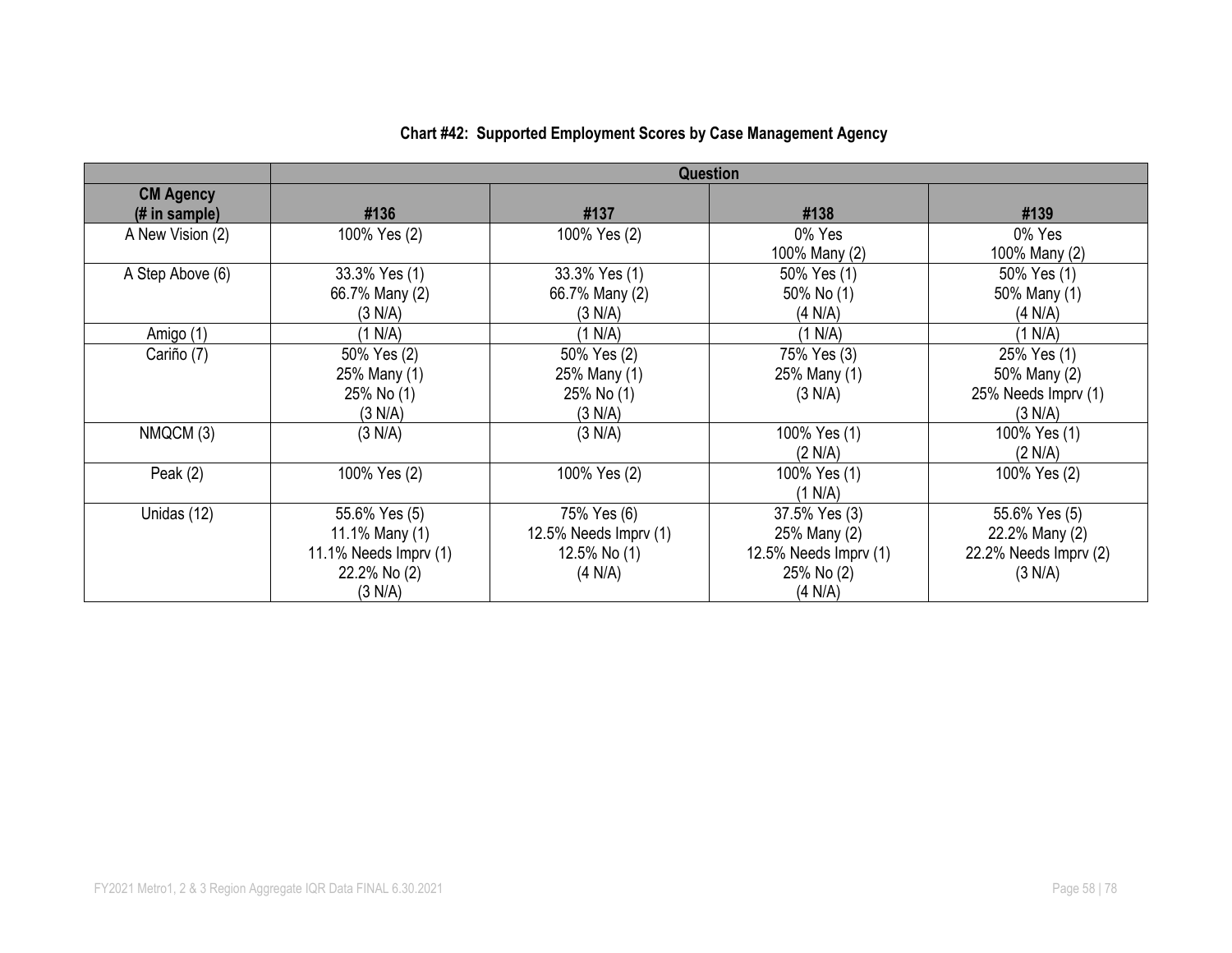### Chart #42: Supported Employment Scores by Case Management Agency

| | Question | | | |
|---|---|---|---|---|
| **CM Agency (# in sample)** | **#136** | **#137** | **#138** | **#139** |
| A New Vision (2) | 100% Yes (2) | 100% Yes (2) | 0% Yes<br>100% Many (2) | 0% Yes<br>100% Many (2) |
| A Step Above (6) | 33.3% Yes (1)<br>66.7% Many (2)<br>(3 N/A) | 33.3% Yes (1)<br>66.7% Many (2)<br>(3 N/A) | 50% Yes (1)<br>50% No (1)<br>(4 N/A) | 50% Yes (1)<br>50% Many (1)<br>(4 N/A) |
| Amigo (1) | (1 N/A) | (1 N/A) | (1 N/A) | (1 N/A) |
| Cariño (7) | 50% Yes (2)<br>25% Many (1)<br>25% No (1)<br>(3 N/A) | 50% Yes (2)<br>25% Many (1)<br>25% No (1)<br>(3 N/A) | 75% Yes (3)<br>25% Many (1)<br>(3 N/A) | 25% Yes (1)<br>50% Many (2)<br>25% Needs Imprv (1)<br>(3 N/A) |
| NMQCM (3) | (3 N/A) | (3 N/A) | 100% Yes (1)<br>(2 N/A) | 100% Yes (1)<br>(2 N/A) |
| Peak (2) | 100% Yes (2) | 100% Yes (2) | 100% Yes (1)<br>(1 N/A) | 100% Yes (2) |
| Unidas (12) | 55.6% Yes (5)<br>11.1% Many (1)<br>11.1% Needs Imprv (1)<br>22.2% No (2)<br>(3 N/A) | 75% Yes (6)<br>12.5% Needs Imprv (1)<br>12.5% No (1)<br>(4 N/A) | 37.5% Yes (3)<br>25% Many (2)<br>12.5% Needs Imprv (1)<br>25% No (2)<br>(4 N/A) | 55.6% Yes (5)<br>22.2% Many (2)<br>22.2% Needs Imprv (2)<br>(3 N/A) |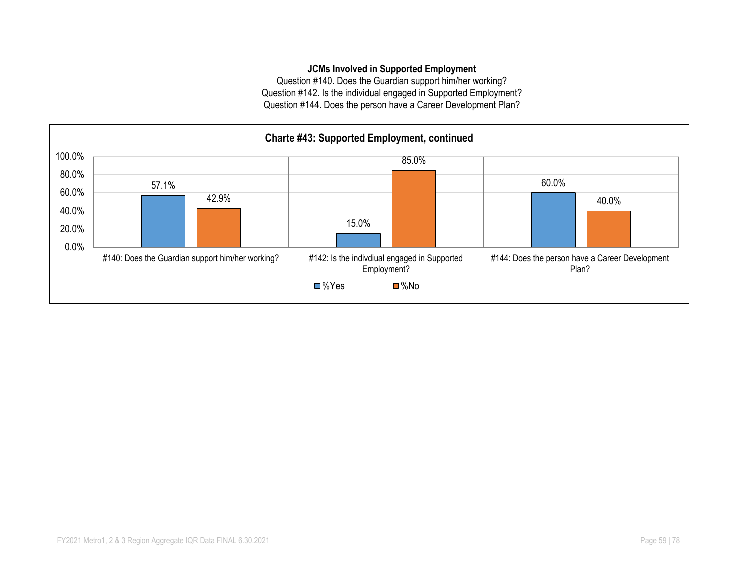**JCMs Involved in Supported Employment**

Question #140. Does the Guardian support him/her working?
Question #142. Is the individual engaged in Supported Employment?
Question #144. Does the person have a Career Development Plan?

**Charte #43: Supported Employment, continued**

| Question | %Yes | %No |
|---|---|---|
| #140: Does the Guardian support him/her working? | 57.1% | 42.9% |
| #142: Is the indivdiual engaged in Supported Employment? | 15.0% | 85.0% |
| #144: Does the person have a Career Development Plan? | 60.0% | 40.0% |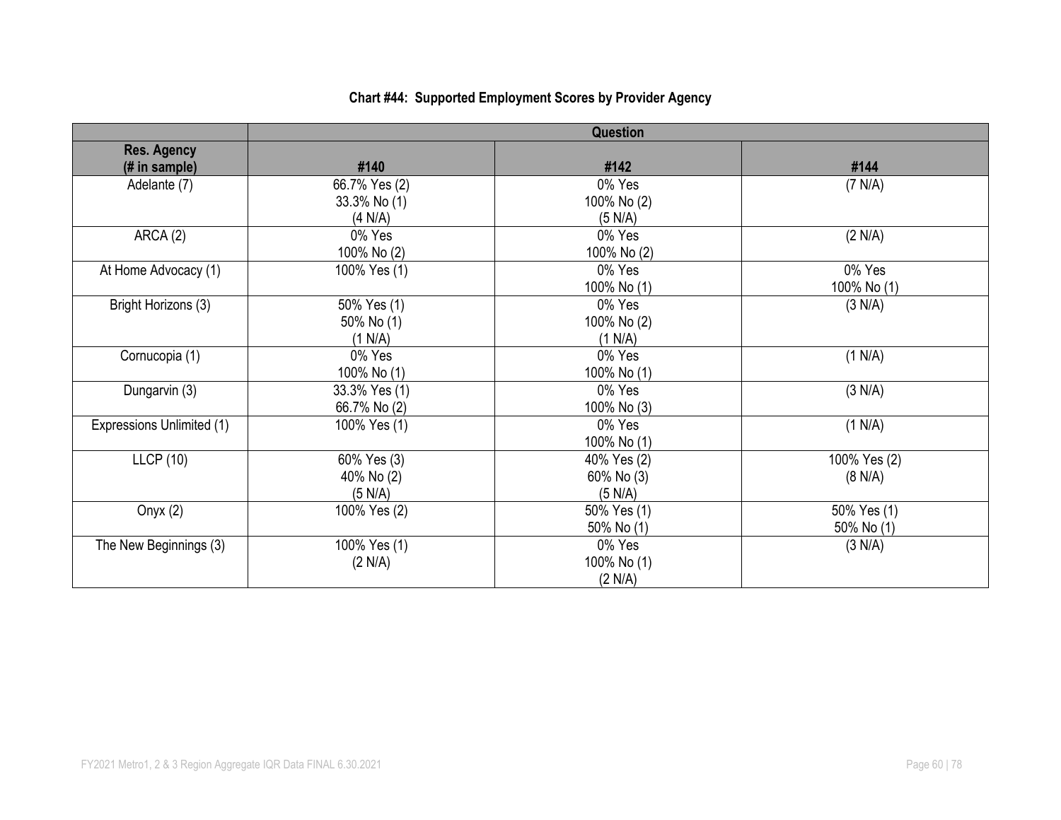**Chart #44: Supported Employment Scores by Provider Agency**

| | Question | | |
|---|---|---|---|
| **Res. Agency (# in sample)** | **#140** | **#142** | **#144** |
| Adelante (7) | 66.7% Yes (2)<br>33.3% No (1)<br>(4 N/A) | 0% Yes<br>100% No (2)<br>(5 N/A) | (7 N/A) |
| ARCA (2) | 0% Yes<br>100% No (2) | 0% Yes<br>100% No (2) | (2 N/A) |
| At Home Advocacy (1) | 100% Yes (1) | 0% Yes<br>100% No (1) | 0% Yes<br>100% No (1) |
| Bright Horizons (3) | 50% Yes (1)<br>50% No (1)<br>(1 N/A) | 0% Yes<br>100% No (2)<br>(1 N/A) | (3 N/A) |
| Cornucopia (1) | 0% Yes<br>100% No (1) | 0% Yes<br>100% No (1) | (1 N/A) |
| Dungarvin (3) | 33.3% Yes (1)<br>66.7% No (2) | 0% Yes<br>100% No (3) | (3 N/A) |
| Expressions Unlimited (1) | 100% Yes (1) | 0% Yes<br>100% No (1) | (1 N/A) |
| LLCP (10) | 60% Yes (3)<br>40% No (2)<br>(5 N/A) | 40% Yes (2)<br>60% No (3)<br>(5 N/A) | 100% Yes (2)<br>(8 N/A) |
| Onyx (2) | 100% Yes (2) | 50% Yes (1)<br>50% No (1) | 50% Yes (1)<br>50% No (1) |
| The New Beginnings (3) | 100% Yes (1)<br>(2 N/A) | 0% Yes<br>100% No (1)<br>(2 N/A) | (3 N/A) |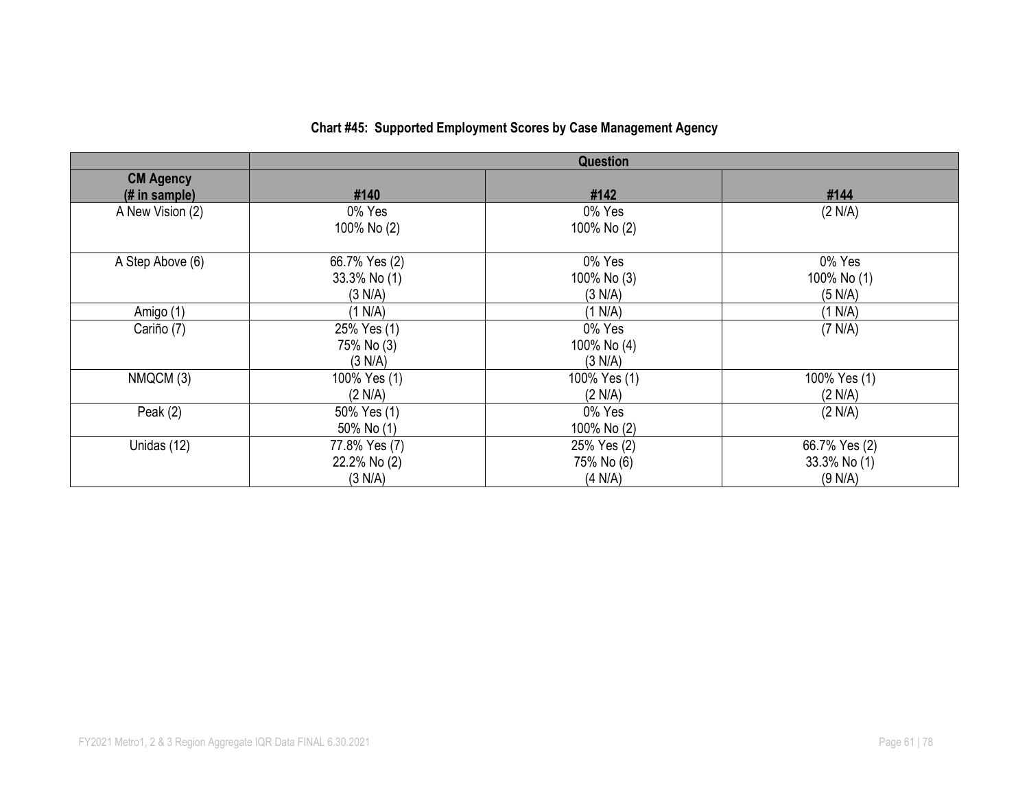**Chart #45: Supported Employment Scores by Case Management Agency**

| | Question | | |
|---|---|---|---|
| **CM Agency (# in sample)** | **#140** | **#142** | **#144** |
| A New Vision (2) | 0% Yes<br>100% No (2) | 0% Yes<br>100% No (2) | (2 N/A) |
| A Step Above (6) | 66.7% Yes (2)<br>33.3% No (1)<br>(3 N/A) | 0% Yes<br>100% No (3)<br>(3 N/A) | 0% Yes<br>100% No (1)<br>(5 N/A) |
| Amigo (1) | (1 N/A) | (1 N/A) | (1 N/A) |
| Cariño (7) | 25% Yes (1)<br>75% No (3)<br>(3 N/A) | 0% Yes<br>100% No (4)<br>(3 N/A) | (7 N/A) |
| NMQCM (3) | 100% Yes (1)<br>(2 N/A) | 100% Yes (1)<br>(2 N/A) | 100% Yes (1)<br>(2 N/A) |
| Peak (2) | 50% Yes (1)<br>50% No (1) | 0% Yes<br>100% No (2) | (2 N/A) |
| Unidas (12) | 77.8% Yes (7)<br>22.2% No (2)<br>(3 N/A) | 25% Yes (2)<br>75% No (6)<br>(4 N/A) | 66.7% Yes (2)<br>33.3% No (1)<br>(9 N/A) |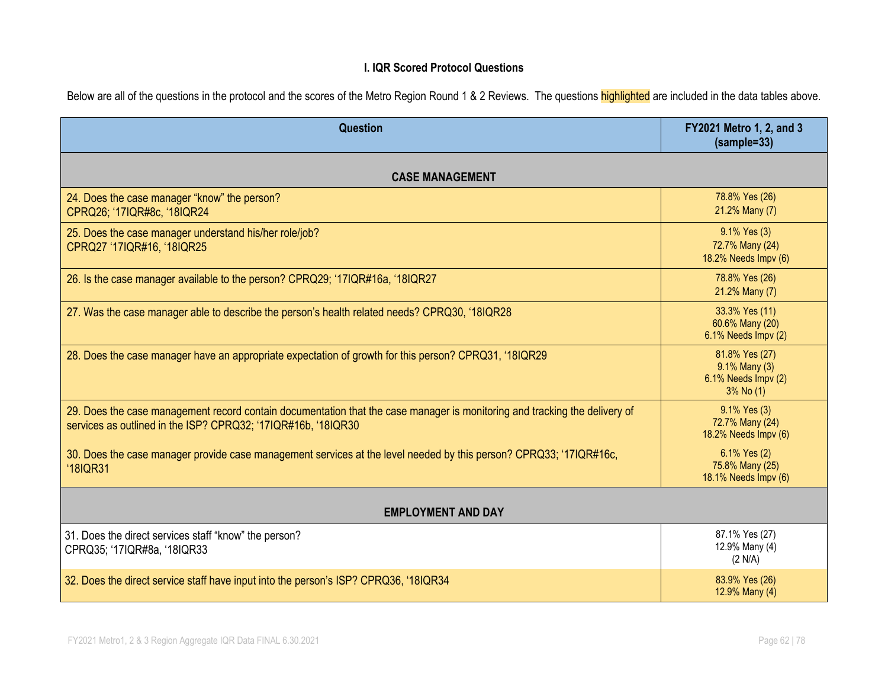### I. IQR Scored Protocol Questions

Below are all of the questions in the protocol and the scores of the Metro Region Round 1 & 2 Reviews. The questions highlighted are included in the data tables above.

| Question | FY2021 Metro 1, 2, and 3 (sample=33) |
|---|---|
| **CASE MANAGEMENT** | |
| 24. Does the case manager "know" the person? CPRQ26; '17IQR#8c, '18IQR24 | 78.8% Yes (26)<br>21.2% Many (7) |
| 25. Does the case manager understand his/her role/job? CPRQ27 '17IQR#16, '18IQR25 | 9.1% Yes (3)<br>72.7% Many (24)<br>18.2% Needs Impv (6) |
| 26. Is the case manager available to the person? CPRQ29; '17IQR#16a, '18IQR27 | 78.8% Yes (26)<br>21.2% Many (7) |
| 27. Was the case manager able to describe the person's health related needs? CPRQ30, '18IQR28 | 33.3% Yes (11)<br>60.6% Many (20)<br>6.1% Needs Impv (2) |
| 28. Does the case manager have an appropriate expectation of growth for this person? CPRQ31, '18IQR29 | 81.8% Yes (27)<br>9.1% Many (3)<br>6.1% Needs Impv (2)<br>3% No (1) |
| 29. Does the case management record contain documentation that the case manager is monitoring and tracking the delivery of services as outlined in the ISP? CPRQ32; '17IQR#16b, '18IQR30 | 9.1% Yes (3)<br>72.7% Many (24)<br>18.2% Needs Impv (6) |
| 30. Does the case manager provide case management services at the level needed by this person? CPRQ33; '17IQR#16c, '18IQR31 | 6.1% Yes (2)<br>75.8% Many (25)<br>18.1% Needs Impv (6) |
| **EMPLOYMENT AND DAY** | |
| 31. Does the direct services staff "know" the person? CPRQ35; '17IQR#8a, '18IQR33 | 87.1% Yes (27)<br>12.9% Many (4)<br>(2 N/A) |
| 32. Does the direct service staff have input into the person's ISP? CPRQ36, '18IQR34 | 83.9% Yes (26)<br>12.9% Many (4) |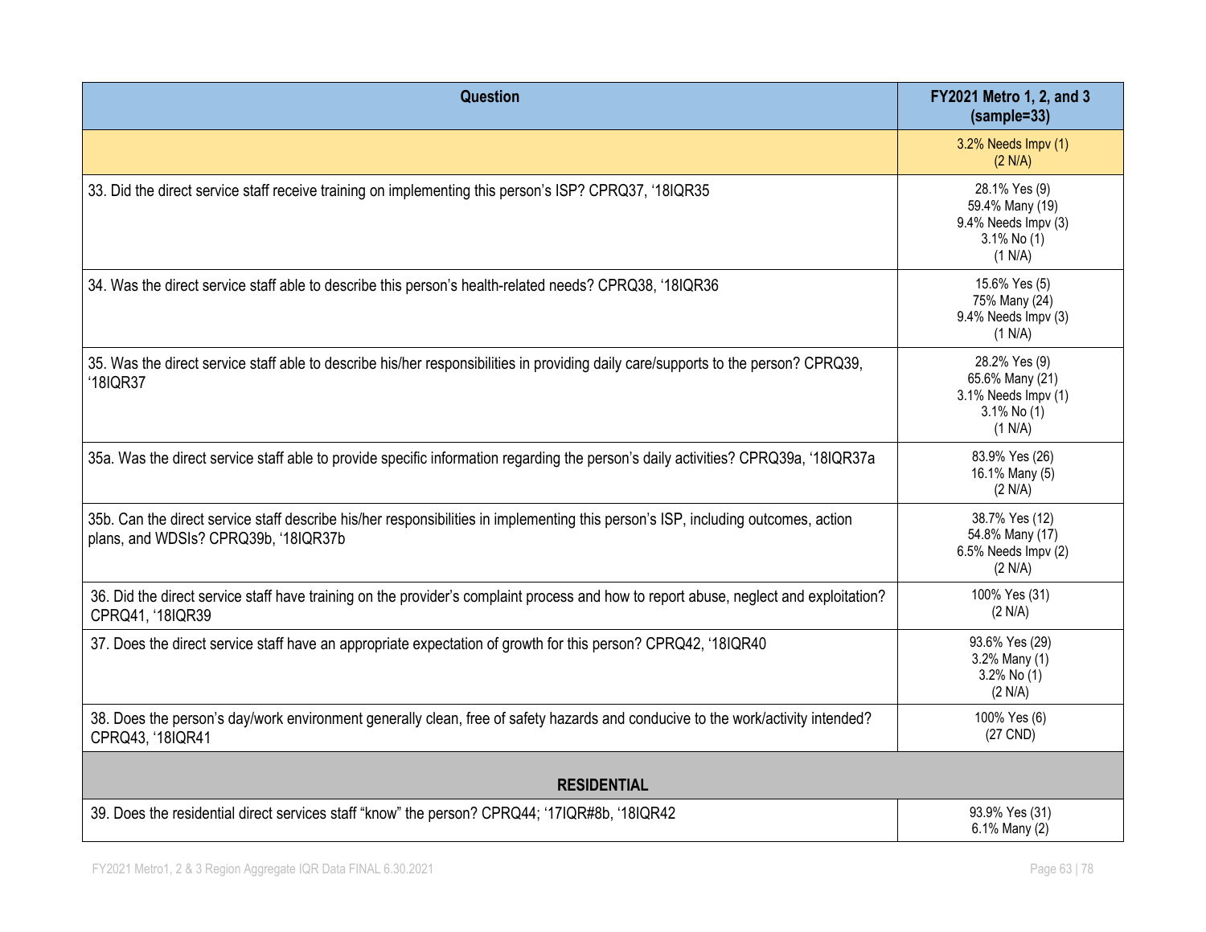| Question | FY2021 Metro 1, 2, and 3 (sample=33) |
| --- | --- |
| | 3.2% Needs Impv (1)<br>(2 N/A) |
| 33. Did the direct service staff receive training on implementing this person's ISP? CPRQ37, '18IQR35 | 28.1% Yes (9)<br>59.4% Many (19)<br>9.4% Needs Impv (3)<br>3.1% No (1)<br>(1 N/A) |
| 34. Was the direct service staff able to describe this person's health-related needs? CPRQ38, '18IQR36 | 15.6% Yes (5)<br>75% Many (24)<br>9.4% Needs Impv (3)<br>(1 N/A) |
| 35. Was the direct service staff able to describe his/her responsibilities in providing daily care/supports to the person? CPRQ39, '18IQR37 | 28.2% Yes (9)<br>65.6% Many (21)<br>3.1% Needs Impv (1)<br>3.1% No (1)<br>(1 N/A) |
| 35a. Was the direct service staff able to provide specific information regarding the person's daily activities? CPRQ39a, '18IQR37a | 83.9% Yes (26)<br>16.1% Many (5)<br>(2 N/A) |
| 35b. Can the direct service staff describe his/her responsibilities in implementing this person's ISP, including outcomes, action plans, and WDSIs? CPRQ39b, '18IQR37b | 38.7% Yes (12)<br>54.8% Many (17)<br>6.5% Needs Impv (2)<br>(2 N/A) |
| 36. Did the direct service staff have training on the provider's complaint process and how to report abuse, neglect and exploitation? CPRQ41, '18IQR39 | 100% Yes (31)<br>(2 N/A) |
| 37. Does the direct service staff have an appropriate expectation of growth for this person? CPRQ42, '18IQR40 | 93.6% Yes (29)<br>3.2% Many (1)<br>3.2% No (1)<br>(2 N/A) |
| 38. Does the person's day/work environment generally clean, free of safety hazards and conducive to the work/activity intended? CPRQ43, '18IQR41 | 100% Yes (6)<br>(27 CND) |
| **RESIDENTIAL** | |
| 39. Does the residential direct services staff "know" the person? CPRQ44; '17IQR#8b, '18IQR42 | 93.9% Yes (31)<br>6.1% Many (2) |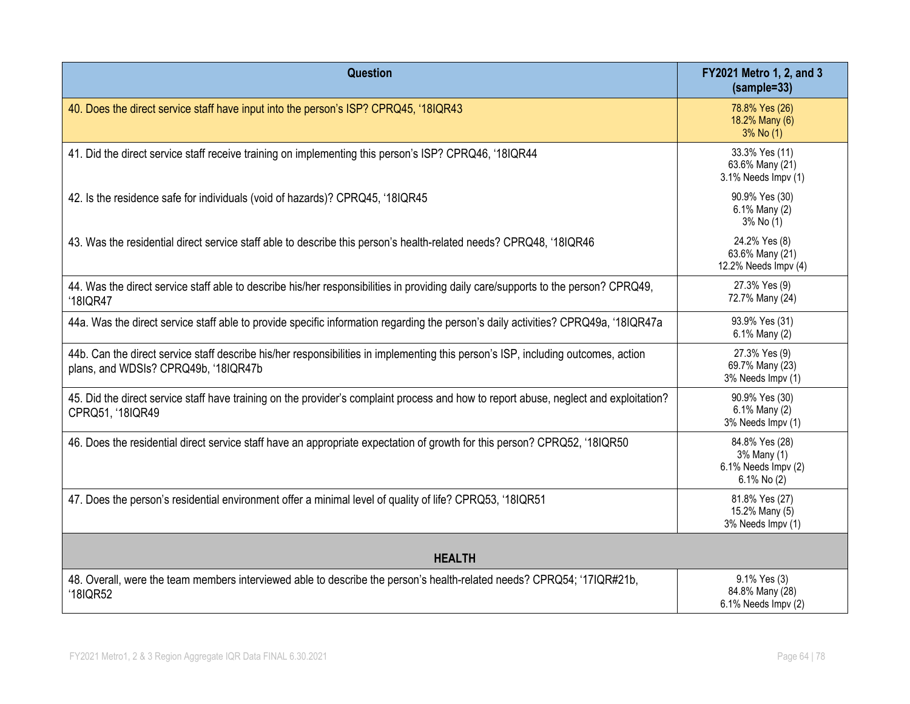| Question | FY2021 Metro 1, 2, and 3 (sample=33) |
|---|---|
| 40. Does the direct service staff have input into the person's ISP? CPRQ45, '18IQR43 | 78.8% Yes (26)<br>18.2% Many (6)<br>3% No (1) |
| 41. Did the direct service staff receive training on implementing this person's ISP? CPRQ46, '18IQR44 | 33.3% Yes (11)<br>63.6% Many (21)<br>3.1% Needs Impv (1) |
| 42. Is the residence safe for individuals (void of hazards)? CPRQ45, '18IQR45 | 90.9% Yes (30)<br>6.1% Many (2)<br>3% No (1) |
| 43. Was the residential direct service staff able to describe this person's health-related needs? CPRQ48, '18IQR46 | 24.2% Yes (8)<br>63.6% Many (21)<br>12.2% Needs Impv (4) |
| 44. Was the direct service staff able to describe his/her responsibilities in providing daily care/supports to the person? CPRQ49, '18IQR47 | 27.3% Yes (9)<br>72.7% Many (24) |
| 44a. Was the direct service staff able to provide specific information regarding the person's daily activities? CPRQ49a, '18IQR47a | 93.9% Yes (31)<br>6.1% Many (2) |
| 44b. Can the direct service staff describe his/her responsibilities in implementing this person's ISP, including outcomes, action plans, and WDSIs? CPRQ49b, '18IQR47b | 27.3% Yes (9)<br>69.7% Many (23)<br>3% Needs Impv (1) |
| 45. Did the direct service staff have training on the provider's complaint process and how to report abuse, neglect and exploitation? CPRQ51, '18IQR49 | 90.9% Yes (30)<br>6.1% Many (2)<br>3% Needs Impv (1) |
| 46. Does the residential direct service staff have an appropriate expectation of growth for this person? CPRQ52, '18IQR50 | 84.8% Yes (28)<br>3% Many (1)<br>6.1% Needs Impv (2)<br>6.1% No (2) |
| 47. Does the person's residential environment offer a minimal level of quality of life? CPRQ53, '18IQR51 | 81.8% Yes (27)<br>15.2% Many (5)<br>3% Needs Impv (1) |
| **HEALTH** | |
| 48. Overall, were the team members interviewed able to describe the person's health-related needs? CPRQ54; '17IQR#21b, '18IQR52 | 9.1% Yes (3)<br>84.8% Many (28)<br>6.1% Needs Impv (2) |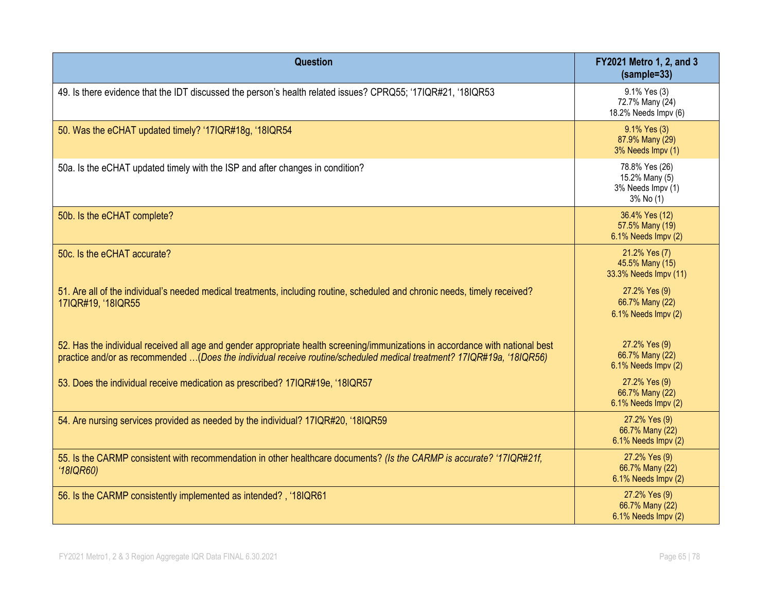| Question | FY2021 Metro 1, 2, and 3 (sample=33) |
| --- | --- |
| 49. Is there evidence that the IDT discussed the person's health related issues? CPRQ55; '17IQR#21, '18IQR53 | 9.1% Yes (3)<br>72.7% Many (24)<br>18.2% Needs Impv (6) |
| 50. Was the eCHAT updated timely? '17IQR#18g, '18IQR54 | 9.1% Yes (3)<br>87.9% Many (29)<br>3% Needs Impv (1) |
| 50a. Is the eCHAT updated timely with the ISP and after changes in condition? | 78.8% Yes (26)<br>15.2% Many (5)<br>3% Needs Impv (1)<br>3% No (1) |
| 50b. Is the eCHAT complete? | 36.4% Yes (12)<br>57.5% Many (19)<br>6.1% Needs Impv (2) |
| 50c. Is the eCHAT accurate? | 21.2% Yes (7)<br>45.5% Many (15)<br>33.3% Needs Impv (11) |
| 51. Are all of the individual's needed medical treatments, including routine, scheduled and chronic needs, timely received? 17IQR#19, '18IQR55 | 27.2% Yes (9)<br>66.7% Many (22)<br>6.1% Needs Impv (2) |
| 52. Has the individual received all age and gender appropriate health screening/immunizations in accordance with national best practice and/or as recommended …*(Does the individual receive routine/scheduled medical treatment? 17IQR#19a, '18IQR56)* | 27.2% Yes (9)<br>66.7% Many (22)<br>6.1% Needs Impv (2) |
| 53. Does the individual receive medication as prescribed? 17IQR#19e, '18IQR57 | 27.2% Yes (9)<br>66.7% Many (22)<br>6.1% Needs Impv (2) |
| 54. Are nursing services provided as needed by the individual? 17IQR#20, '18IQR59 | 27.2% Yes (9)<br>66.7% Many (22)<br>6.1% Needs Impv (2) |
| 55. Is the CARMP consistent with recommendation in other healthcare documents? *(Is the CARMP is accurate? '17IQR#21f, '18IQR60)* | 27.2% Yes (9)<br>66.7% Many (22)<br>6.1% Needs Impv (2) |
| 56. Is the CARMP consistently implemented as intended? , '18IQR61 | 27.2% Yes (9)<br>66.7% Many (22)<br>6.1% Needs Impv (2) |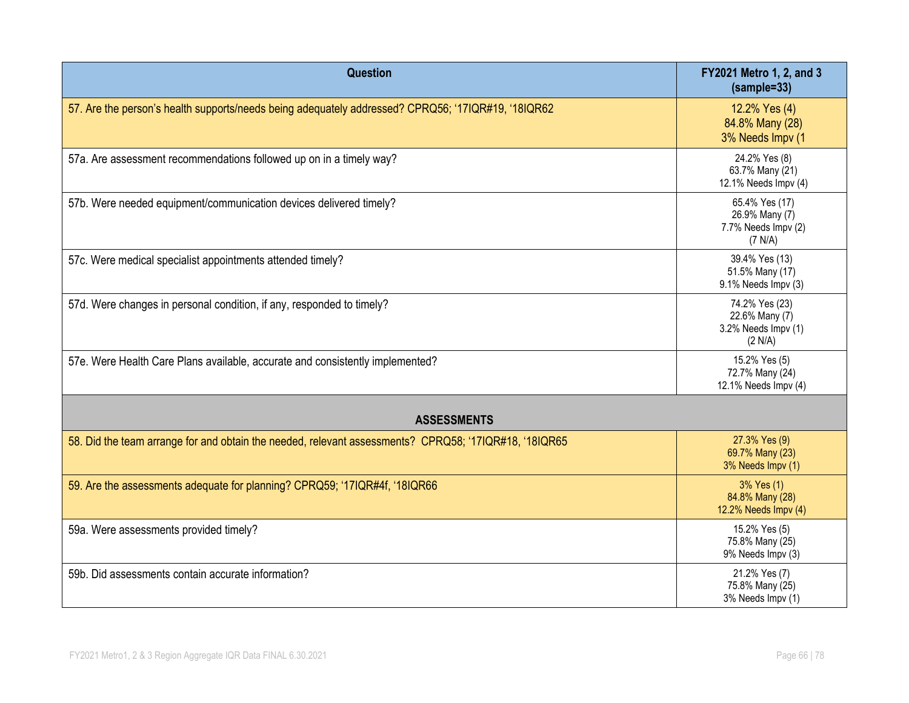| Question | FY2021 Metro 1, 2, and 3 (sample=33) |
|---|---|
| 57. Are the person's health supports/needs being adequately addressed? CPRQ56; '17IQR#19, '18IQR62 | 12.2% Yes (4)<br>84.8% Many (28)<br>3% Needs Impv (1 |
| 57a. Are assessment recommendations followed up on in a timely way? | 24.2% Yes (8)<br>63.7% Many (21)<br>12.1% Needs Impv (4) |
| 57b. Were needed equipment/communication devices delivered timely? | 65.4% Yes (17)<br>26.9% Many (7)<br>7.7% Needs Impv (2)<br>(7 N/A) |
| 57c. Were medical specialist appointments attended timely? | 39.4% Yes (13)<br>51.5% Many (17)<br>9.1% Needs Impv (3) |
| 57d. Were changes in personal condition, if any, responded to timely? | 74.2% Yes (23)<br>22.6% Many (7)<br>3.2% Needs Impv (1)<br>(2 N/A) |
| 57e. Were Health Care Plans available, accurate and consistently implemented? | 15.2% Yes (5)<br>72.7% Many (24)<br>12.1% Needs Impv (4) |
| **ASSESSMENTS** | |
| 58. Did the team arrange for and obtain the needed, relevant assessments? CPRQ58; '17IQR#18, '18IQR65 | 27.3% Yes (9)<br>69.7% Many (23)<br>3% Needs Impv (1) |
| 59. Are the assessments adequate for planning? CPRQ59; '17IQR#4f, '18IQR66 | 3% Yes (1)<br>84.8% Many (28)<br>12.2% Needs Impv (4) |
| 59a. Were assessments provided timely? | 15.2% Yes (5)<br>75.8% Many (25)<br>9% Needs Impv (3) |
| 59b. Did assessments contain accurate information? | 21.2% Yes (7)<br>75.8% Many (25)<br>3% Needs Impv (1) |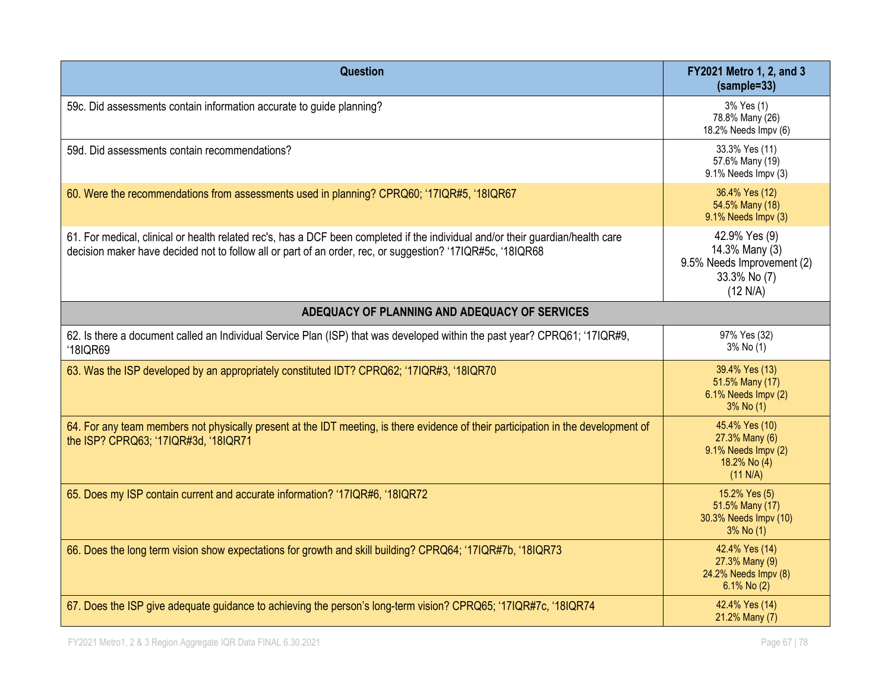| Question | FY2021 Metro 1, 2, and 3 (sample=33) |
|---|---|
| 59c. Did assessments contain information accurate to guide planning? | 3% Yes (1)<br>78.8% Many (26)<br>18.2% Needs Impv (6) |
| 59d. Did assessments contain recommendations? | 33.3% Yes (11)<br>57.6% Many (19)<br>9.1% Needs Impv (3) |
| 60. Were the recommendations from assessments used in planning? CPRQ60; '17IQR#5, '18IQR67 | 36.4% Yes (12)<br>54.5% Many (18)<br>9.1% Needs Impv (3) |
| 61. For medical, clinical or health related rec's, has a DCF been completed if the individual and/or their guardian/health care decision maker have decided not to follow all or part of an order, rec, or suggestion? '17IQR#5c, '18IQR68 | 42.9% Yes (9)<br>14.3% Many (3)<br>9.5% Needs Improvement (2)<br>33.3% No (7)<br>(12 N/A) |
| **ADEQUACY OF PLANNING AND ADEQUACY OF SERVICES** | |
| 62. Is there a document called an Individual Service Plan (ISP) that was developed within the past year? CPRQ61; '17IQR#9, '18IQR69 | 97% Yes (32)<br>3% No (1) |
| 63. Was the ISP developed by an appropriately constituted IDT? CPRQ62; '17IQR#3, '18IQR70 | 39.4% Yes (13)<br>51.5% Many (17)<br>6.1% Needs Impv (2)<br>3% No (1) |
| 64. For any team members not physically present at the IDT meeting, is there evidence of their participation in the development of the ISP? CPRQ63; '17IQR#3d, '18IQR71 | 45.4% Yes (10)<br>27.3% Many (6)<br>9.1% Needs Impv (2)<br>18.2% No (4)<br>(11 N/A) |
| 65. Does my ISP contain current and accurate information? '17IQR#6, '18IQR72 | 15.2% Yes (5)<br>51.5% Many (17)<br>30.3% Needs Impv (10)<br>3% No (1) |
| 66. Does the long term vision show expectations for growth and skill building? CPRQ64; '17IQR#7b, '18IQR73 | 42.4% Yes (14)<br>27.3% Many (9)<br>24.2% Needs Impv (8)<br>6.1% No (2) |
| 67. Does the ISP give adequate guidance to achieving the person's long-term vision? CPRQ65; '17IQR#7c, '18IQR74 | 42.4% Yes (14)<br>21.2% Many (7) |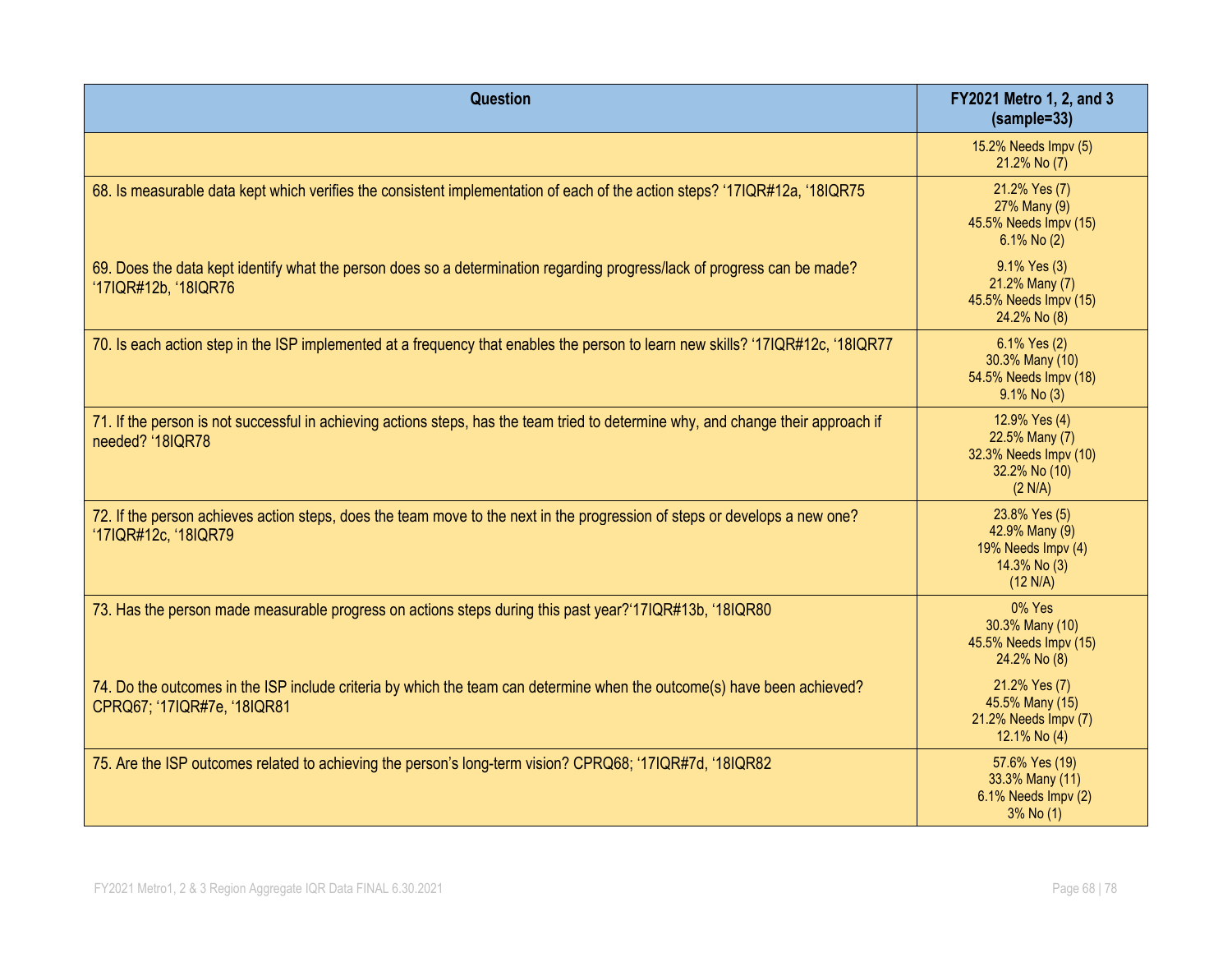| Question | FY2021 Metro 1, 2, and 3 (sample=33) |
|---|---|
| | 15.2% Needs Impv (5)<br>21.2% No (7) |
| 68. Is measurable data kept which verifies the consistent implementation of each of the action steps? '17IQR#12a, '18IQR75 | 21.2% Yes (7)<br>27% Many (9)<br>45.5% Needs Impv (15)<br>6.1% No (2) |
| 69. Does the data kept identify what the person does so a determination regarding progress/lack of progress can be made? '17IQR#12b, '18IQR76 | 9.1% Yes (3)<br>21.2% Many (7)<br>45.5% Needs Impv (15)<br>24.2% No (8) |
| 70. Is each action step in the ISP implemented at a frequency that enables the person to learn new skills? '17IQR#12c, '18IQR77 | 6.1% Yes (2)<br>30.3% Many (10)<br>54.5% Needs Impv (18)<br>9.1% No (3) |
| 71. If the person is not successful in achieving actions steps, has the team tried to determine why, and change their approach if needed? '18IQR78 | 12.9% Yes (4)<br>22.5% Many (7)<br>32.3% Needs Impv (10)<br>32.2% No (10)<br>(2 N/A) |
| 72. If the person achieves action steps, does the team move to the next in the progression of steps or develops a new one? '17IQR#12c, '18IQR79 | 23.8% Yes (5)<br>42.9% Many (9)<br>19% Needs Impv (4)<br>14.3% No (3)<br>(12 N/A) |
| 73. Has the person made measurable progress on actions steps during this past year?'17IQR#13b, '18IQR80 | 0% Yes<br>30.3% Many (10)<br>45.5% Needs Impv (15)<br>24.2% No (8) |
| 74. Do the outcomes in the ISP include criteria by which the team can determine when the outcome(s) have been achieved? CPRQ67; '17IQR#7e, '18IQR81 | 21.2% Yes (7)<br>45.5% Many (15)<br>21.2% Needs Impv (7)<br>12.1% No (4) |
| 75. Are the ISP outcomes related to achieving the person's long-term vision? CPRQ68; '17IQR#7d, '18IQR82 | 57.6% Yes (19)<br>33.3% Many (11)<br>6.1% Needs Impv (2)<br>3% No (1) |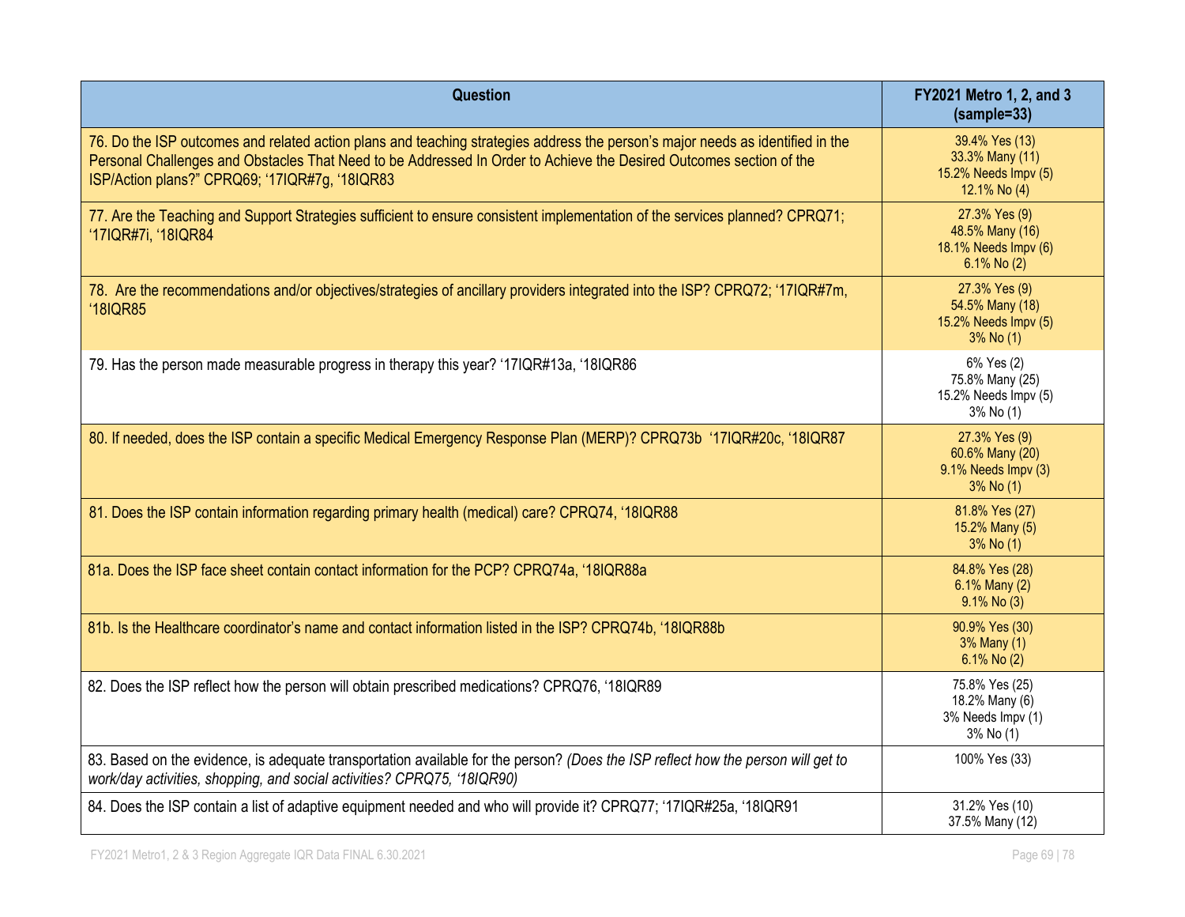| Question | FY2021 Metro 1, 2, and 3 (sample=33) |
|---|---|
| 76. Do the ISP outcomes and related action plans and teaching strategies address the person's major needs as identified in the Personal Challenges and Obstacles That Need to be Addressed In Order to Achieve the Desired Outcomes section of the ISP/Action plans?" CPRQ69; '17IQR#7g, '18IQR83 | 39.4% Yes (13)<br>33.3% Many (11)<br>15.2% Needs Impv (5)<br>12.1% No (4) |
| 77. Are the Teaching and Support Strategies sufficient to ensure consistent implementation of the services planned? CPRQ71; '17IQR#7i, '18IQR84 | 27.3% Yes (9)<br>48.5% Many (16)<br>18.1% Needs Impv (6)<br>6.1% No (2) |
| 78. Are the recommendations and/or objectives/strategies of ancillary providers integrated into the ISP? CPRQ72; '17IQR#7m, '18IQR85 | 27.3% Yes (9)<br>54.5% Many (18)<br>15.2% Needs Impv (5)<br>3% No (1) |
| 79. Has the person made measurable progress in therapy this year? '17IQR#13a, '18IQR86 | 6% Yes (2)<br>75.8% Many (25)<br>15.2% Needs Impv (5)<br>3% No (1) |
| 80. If needed, does the ISP contain a specific Medical Emergency Response Plan (MERP)? CPRQ73b '17IQR#20c, '18IQR87 | 27.3% Yes (9)<br>60.6% Many (20)<br>9.1% Needs Impv (3)<br>3% No (1) |
| 81. Does the ISP contain information regarding primary health (medical) care? CPRQ74, '18IQR88 | 81.8% Yes (27)<br>15.2% Many (5)<br>3% No (1) |
| 81a. Does the ISP face sheet contain contact information for the PCP? CPRQ74a, '18IQR88a | 84.8% Yes (28)<br>6.1% Many (2)<br>9.1% No (3) |
| 81b. Is the Healthcare coordinator's name and contact information listed in the ISP? CPRQ74b, '18IQR88b | 90.9% Yes (30)<br>3% Many (1)<br>6.1% No (2) |
| 82. Does the ISP reflect how the person will obtain prescribed medications? CPRQ76, '18IQR89 | 75.8% Yes (25)<br>18.2% Many (6)<br>3% Needs Impv (1)<br>3% No (1) |
| 83. Based on the evidence, is adequate transportation available for the person? *(Does the ISP reflect how the person will get to work/day activities, shopping, and social activities? CPRQ75, '18IQR90)* | 100% Yes (33) |
| 84. Does the ISP contain a list of adaptive equipment needed and who will provide it? CPRQ77; '17IQR#25a, '18IQR91 | 31.2% Yes (10)<br>37.5% Many (12) |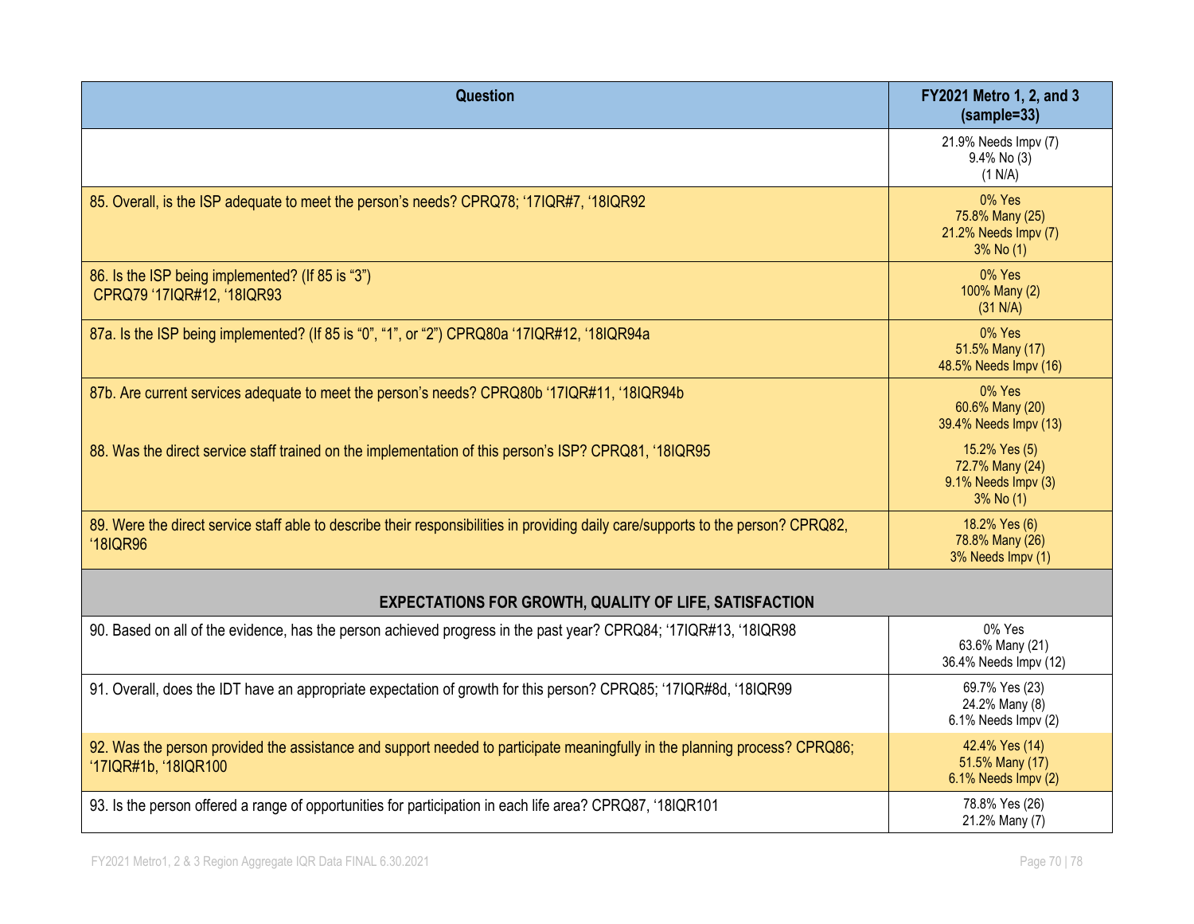| Question | FY2021 Metro 1, 2, and 3 (sample=33) |
|---|---|
| | 21.9% Needs Impv (7)<br>9.4% No (3)<br>(1 N/A) |
| 85. Overall, is the ISP adequate to meet the person's needs? CPRQ78; '17IQR#7, '18IQR92 | 0% Yes<br>75.8% Many (25)<br>21.2% Needs Impv (7)<br>3% No (1) |
| 86. Is the ISP being implemented? (If 85 is "3")<br>CPRQ79 '17IQR#12, '18IQR93 | 0% Yes<br>100% Many (2)<br>(31 N/A) |
| 87a. Is the ISP being implemented? (If 85 is "0", "1", or "2") CPRQ80a '17IQR#12, '18IQR94a | 0% Yes<br>51.5% Many (17)<br>48.5% Needs Impv (16) |
| 87b. Are current services adequate to meet the person's needs? CPRQ80b '17IQR#11, '18IQR94b | 0% Yes<br>60.6% Many (20)<br>39.4% Needs Impv (13) |
| 88. Was the direct service staff trained on the implementation of this person's ISP? CPRQ81, '18IQR95 | 15.2% Yes (5)<br>72.7% Many (24)<br>9.1% Needs Impv (3)<br>3% No (1) |
| 89. Were the direct service staff able to describe their responsibilities in providing daily care/supports to the person? CPRQ82, '18IQR96 | 18.2% Yes (6)<br>78.8% Many (26)<br>3% Needs Impv (1) |
| **EXPECTATIONS FOR GROWTH, QUALITY OF LIFE, SATISFACTION** | |
| 90. Based on all of the evidence, has the person achieved progress in the past year? CPRQ84; '17IQR#13, '18IQR98 | 0% Yes<br>63.6% Many (21)<br>36.4% Needs Impv (12) |
| 91. Overall, does the IDT have an appropriate expectation of growth for this person? CPRQ85; '17IQR#8d, '18IQR99 | 69.7% Yes (23)<br>24.2% Many (8)<br>6.1% Needs Impv (2) |
| 92. Was the person provided the assistance and support needed to participate meaningfully in the planning process? CPRQ86; '17IQR#1b, '18IQR100 | 42.4% Yes (14)<br>51.5% Many (17)<br>6.1% Needs Impv (2) |
| 93. Is the person offered a range of opportunities for participation in each life area? CPRQ87, '18IQR101 | 78.8% Yes (26)<br>21.2% Many (7) |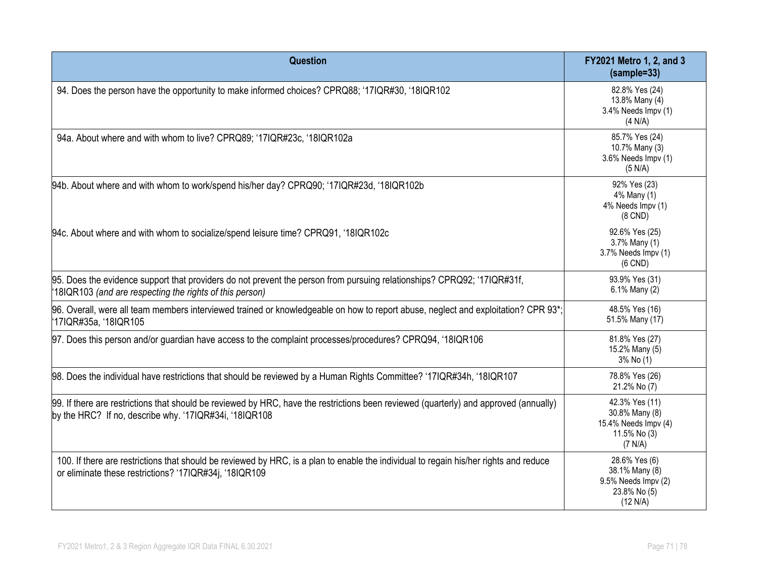| Question | FY2021 Metro 1, 2, and 3 (sample=33) |
|---|---|
| 94. Does the person have the opportunity to make informed choices? CPRQ88; '17IQR#30, '18IQR102 | 82.8% Yes (24)<br>13.8% Many (4)<br>3.4% Needs Impv (1)<br>(4 N/A) |
| 94a. About where and with whom to live? CPRQ89; '17IQR#23c, '18IQR102a | 85.7% Yes (24)<br>10.7% Many (3)<br>3.6% Needs Impv (1)<br>(5 N/A) |
| 94b. About where and with whom to work/spend his/her day? CPRQ90; '17IQR#23d, '18IQR102b | 92% Yes (23)<br>4% Many (1)<br>4% Needs Impv (1)<br>(8 CND) |
| 94c. About where and with whom to socialize/spend leisure time? CPRQ91, '18IQR102c | 92.6% Yes (25)<br>3.7% Many (1)<br>3.7% Needs Impv (1)<br>(6 CND) |
| 95. Does the evidence support that providers do not prevent the person from pursuing relationships? CPRQ92; '17IQR#31f, '18IQR103 *(and are respecting the rights of this person)* | 93.9% Yes (31)<br>6.1% Many (2) |
| 96. Overall, were all team members interviewed trained or knowledgeable on how to report abuse, neglect and exploitation? CPR 93*; '17IQR#35a, '18IQR105 | 48.5% Yes (16)<br>51.5% Many (17) |
| 97. Does this person and/or guardian have access to the complaint processes/procedures? CPRQ94, '18IQR106 | 81.8% Yes (27)<br>15.2% Many (5)<br>3% No (1) |
| 98. Does the individual have restrictions that should be reviewed by a Human Rights Committee? '17IQR#34h, '18IQR107 | 78.8% Yes (26)<br>21.2% No (7) |
| 99. If there are restrictions that should be reviewed by HRC, have the restrictions been reviewed (quarterly) and approved (annually) by the HRC? If no, describe why. '17IQR#34i, '18IQR108 | 42.3% Yes (11)<br>30.8% Many (8)<br>15.4% Needs Impv (4)<br>11.5% No (3)<br>(7 N/A) |
| 100. If there are restrictions that should be reviewed by HRC, is a plan to enable the individual to regain his/her rights and reduce or eliminate these restrictions? '17IQR#34j, '18IQR109 | 28.6% Yes (6)<br>38.1% Many (8)<br>9.5% Needs Impv (2)<br>23.8% No (5)<br>(12 N/A) |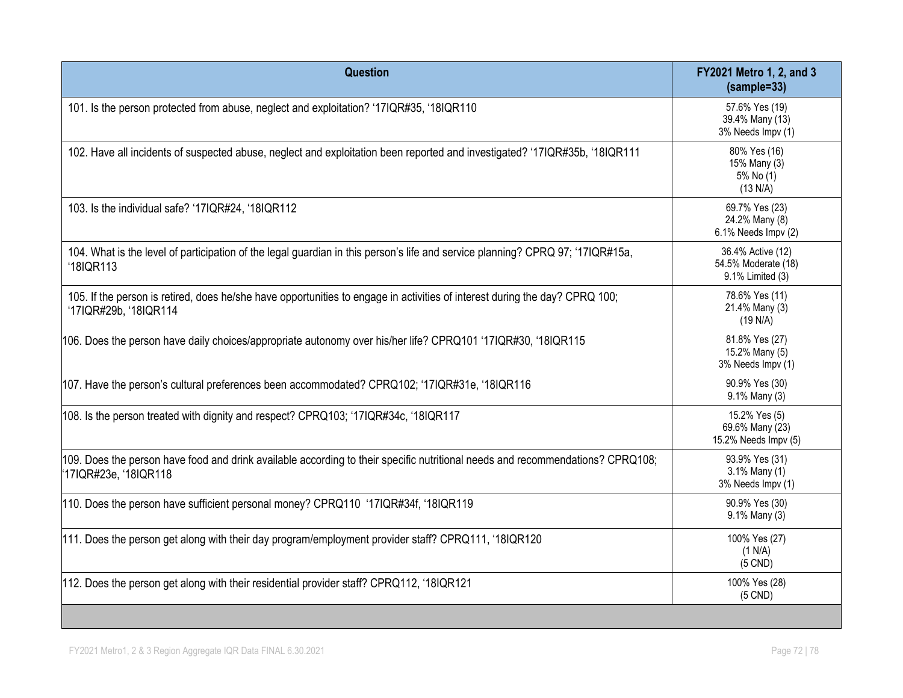| Question | FY2021 Metro 1, 2, and 3 (sample=33) |
| --- | --- |
| 101. Is the person protected from abuse, neglect and exploitation? '17IQR#35, '18IQR110 | 57.6% Yes (19)<br>39.4% Many (13)<br>3% Needs Impv (1) |
| 102. Have all incidents of suspected abuse, neglect and exploitation been reported and investigated? '17IQR#35b, '18IQR111 | 80% Yes (16)<br>15% Many (3)<br>5% No (1)<br>(13 N/A) |
| 103. Is the individual safe? '17IQR#24, '18IQR112 | 69.7% Yes (23)<br>24.2% Many (8)<br>6.1% Needs Impv (2) |
| 104. What is the level of participation of the legal guardian in this person's life and service planning? CPRQ 97; '17IQR#15a, '18IQR113 | 36.4% Active (12)<br>54.5% Moderate (18)<br>9.1% Limited (3) |
| 105. If the person is retired, does he/she have opportunities to engage in activities of interest during the day? CPRQ 100; '17IQR#29b, '18IQR114 | 78.6% Yes (11)<br>21.4% Many (3)<br>(19 N/A) |
| 106. Does the person have daily choices/appropriate autonomy over his/her life? CPRQ101 '17IQR#30, '18IQR115 | 81.8% Yes (27)<br>15.2% Many (5)<br>3% Needs Impv (1) |
| 107. Have the person's cultural preferences been accommodated? CPRQ102; '17IQR#31e, '18IQR116 | 90.9% Yes (30)<br>9.1% Many (3) |
| 108. Is the person treated with dignity and respect? CPRQ103; '17IQR#34c, '18IQR117 | 15.2% Yes (5)<br>69.6% Many (23)<br>15.2% Needs Impv (5) |
| 109. Does the person have food and drink available according to their specific nutritional needs and recommendations? CPRQ108; '17IQR#23e, '18IQR118 | 93.9% Yes (31)<br>3.1% Many (1)<br>3% Needs Impv (1) |
| 110. Does the person have sufficient personal money? CPRQ110 '17IQR#34f, '18IQR119 | 90.9% Yes (30)<br>9.1% Many (3) |
| 111. Does the person get along with their day program/employment provider staff? CPRQ111, '18IQR120 | 100% Yes (27)<br>(1 N/A)<br>(5 CND) |
| 112. Does the person get along with their residential provider staff? CPRQ112, '18IQR121 | 100% Yes (28)<br>(5 CND) |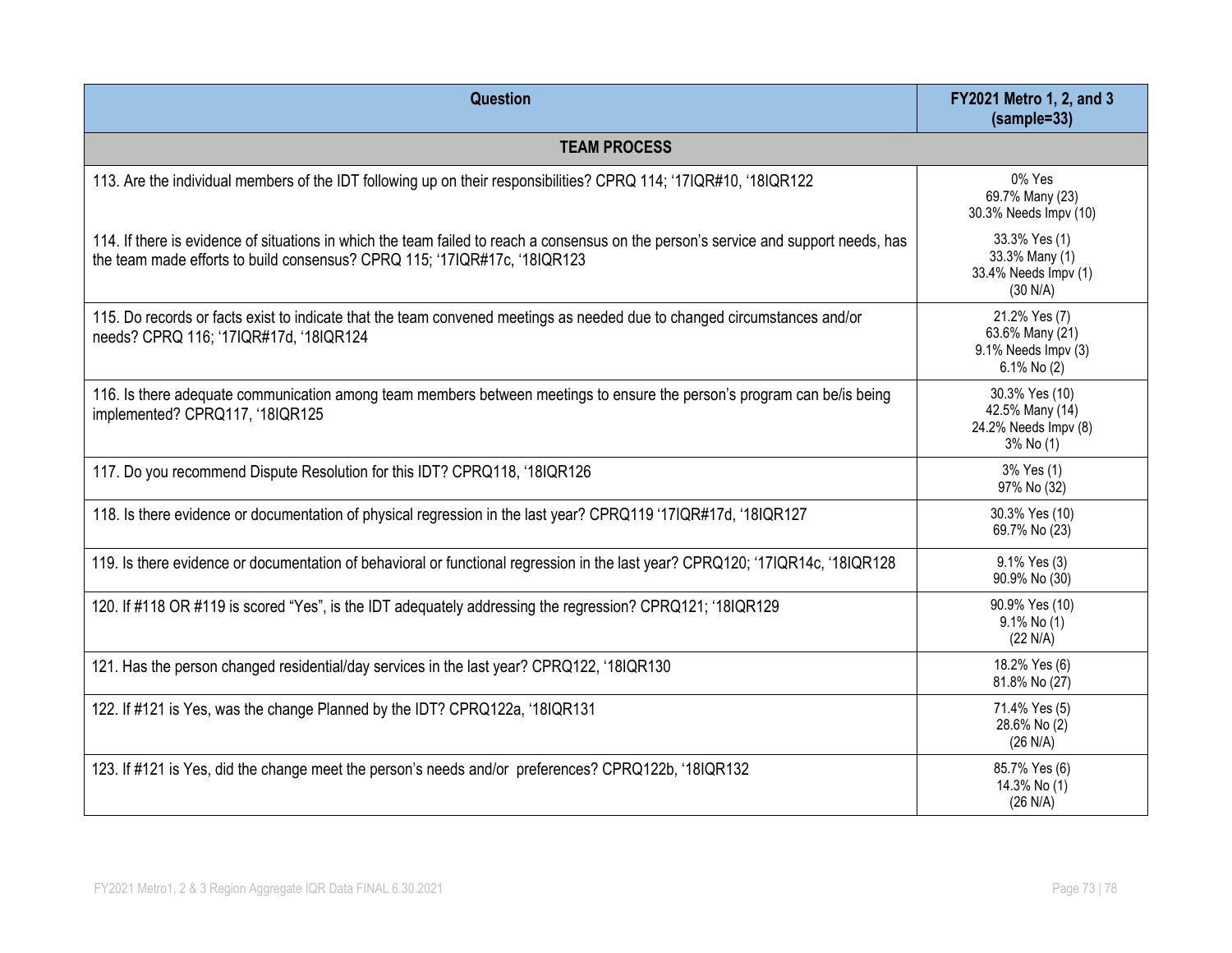| Question | FY2021 Metro 1, 2, and 3 (sample=33) |
| --- | --- |
| **TEAM PROCESS** | |
| 113. Are the individual members of the IDT following up on their responsibilities? CPRQ 114; '17IQR#10, '18IQR122 | 0% Yes<br>69.7% Many (23)<br>30.3% Needs Impv (10) |
| 114. If there is evidence of situations in which the team failed to reach a consensus on the person's service and support needs, has the team made efforts to build consensus? CPRQ 115; '17IQR#17c, '18IQR123 | 33.3% Yes (1)<br>33.3% Many (1)<br>33.4% Needs Impv (1)<br>(30 N/A) |
| 115. Do records or facts exist to indicate that the team convened meetings as needed due to changed circumstances and/or needs? CPRQ 116; '17IQR#17d, '18IQR124 | 21.2% Yes (7)<br>63.6% Many (21)<br>9.1% Needs Impv (3)<br>6.1% No (2) |
| 116. Is there adequate communication among team members between meetings to ensure the person's program can be/is being implemented? CPRQ117, '18IQR125 | 30.3% Yes (10)<br>42.5% Many (14)<br>24.2% Needs Impv (8)<br>3% No (1) |
| 117. Do you recommend Dispute Resolution for this IDT? CPRQ118, '18IQR126 | 3% Yes (1)<br>97% No (32) |
| 118. Is there evidence or documentation of physical regression in the last year? CPRQ119 '17IQR#17d, '18IQR127 | 30.3% Yes (10)<br>69.7% No (23) |
| 119. Is there evidence or documentation of behavioral or functional regression in the last year? CPRQ120; '17IQR14c, '18IQR128 | 9.1% Yes (3)<br>90.9% No (30) |
| 120. If #118 OR #119 is scored "Yes", is the IDT adequately addressing the regression? CPRQ121; '18IQR129 | 90.9% Yes (10)<br>9.1% No (1)<br>(22 N/A) |
| 121. Has the person changed residential/day services in the last year? CPRQ122, '18IQR130 | 18.2% Yes (6)<br>81.8% No (27) |
| 122. If #121 is Yes, was the change Planned by the IDT? CPRQ122a, '18IQR131 | 71.4% Yes (5)<br>28.6% No (2)<br>(26 N/A) |
| 123. If #121 is Yes, did the change meet the person's needs and/or preferences? CPRQ122b, '18IQR132 | 85.7% Yes (6)<br>14.3% No (1)<br>(26 N/A) |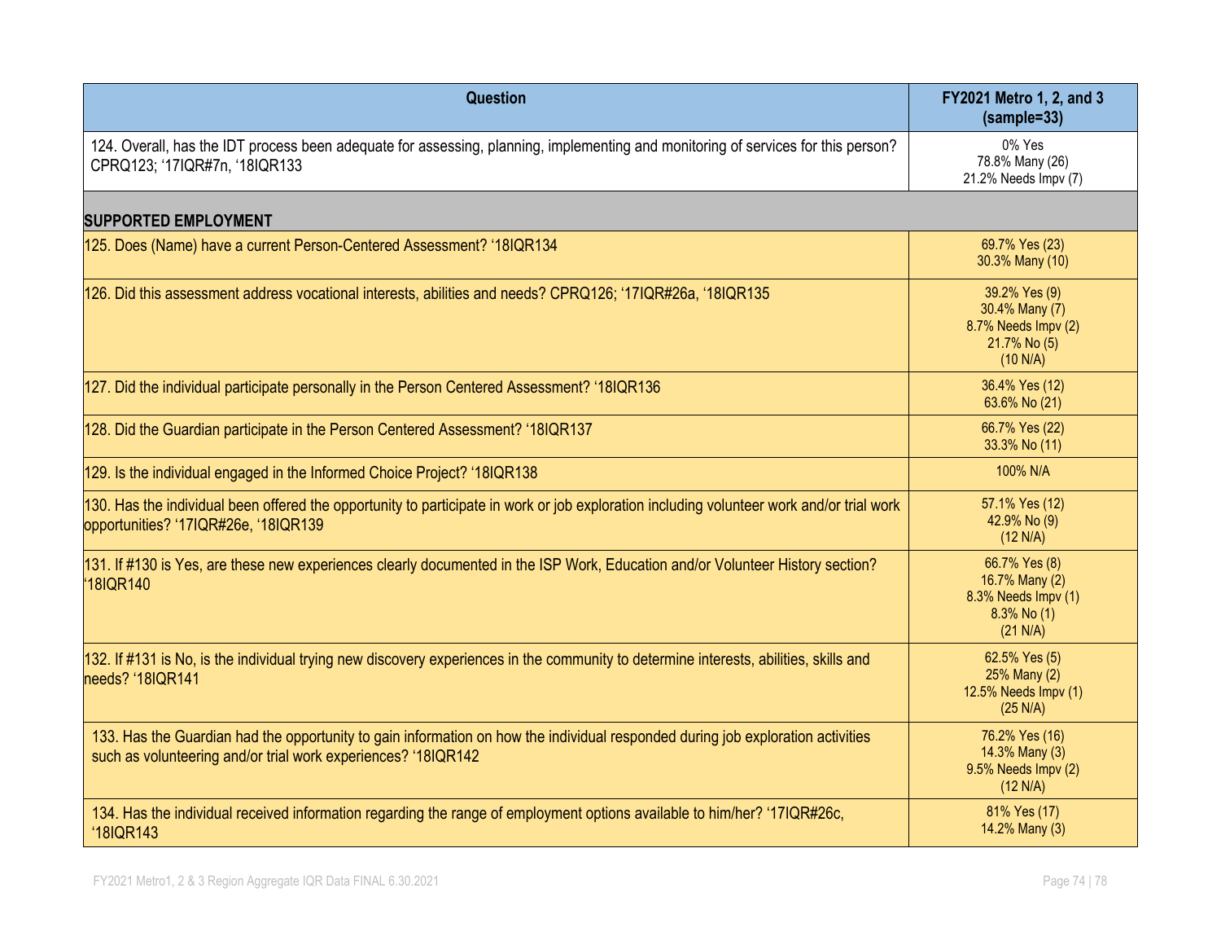| Question | FY2021 Metro 1, 2, and 3 (sample=33) |
|---|---|
| 124. Overall, has the IDT process been adequate for assessing, planning, implementing and monitoring of services for this person? CPRQ123; '17IQR#7n, '18IQR133 | 0% Yes<br>78.8% Many (26)<br>21.2% Needs Impv (7) |
| **SUPPORTED EMPLOYMENT** | |
| 125. Does (Name) have a current Person-Centered Assessment? '18IQR134 | 69.7% Yes (23)<br>30.3% Many (10) |
| 126. Did this assessment address vocational interests, abilities and needs? CPRQ126; '17IQR#26a, '18IQR135 | 39.2% Yes (9)<br>30.4% Many (7)<br>8.7% Needs Impv (2)<br>21.7% No (5)<br>(10 N/A) |
| 127. Did the individual participate personally in the Person Centered Assessment? '18IQR136 | 36.4% Yes (12)<br>63.6% No (21) |
| 128. Did the Guardian participate in the Person Centered Assessment? '18IQR137 | 66.7% Yes (22)<br>33.3% No (11) |
| 129. Is the individual engaged in the Informed Choice Project? '18IQR138 | 100% N/A |
| 130. Has the individual been offered the opportunity to participate in work or job exploration including volunteer work and/or trial work opportunities? '17IQR#26e, '18IQR139 | 57.1% Yes (12)<br>42.9% No (9)<br>(12 N/A) |
| 131. If #130 is Yes, are these new experiences clearly documented in the ISP Work, Education and/or Volunteer History section? '18IQR140 | 66.7% Yes (8)<br>16.7% Many (2)<br>8.3% Needs Impv (1)<br>8.3% No (1)<br>(21 N/A) |
| 132. If #131 is No, is the individual trying new discovery experiences in the community to determine interests, abilities, skills and needs? '18IQR141 | 62.5% Yes (5)<br>25% Many (2)<br>12.5% Needs Impv (1)<br>(25 N/A) |
| 133. Has the Guardian had the opportunity to gain information on how the individual responded during job exploration activities such as volunteering and/or trial work experiences? '18IQR142 | 76.2% Yes (16)<br>14.3% Many (3)<br>9.5% Needs Impv (2)<br>(12 N/A) |
| 134. Has the individual received information regarding the range of employment options available to him/her? '17IQR#26c, '18IQR143 | 81% Yes (17)<br>14.2% Many (3) |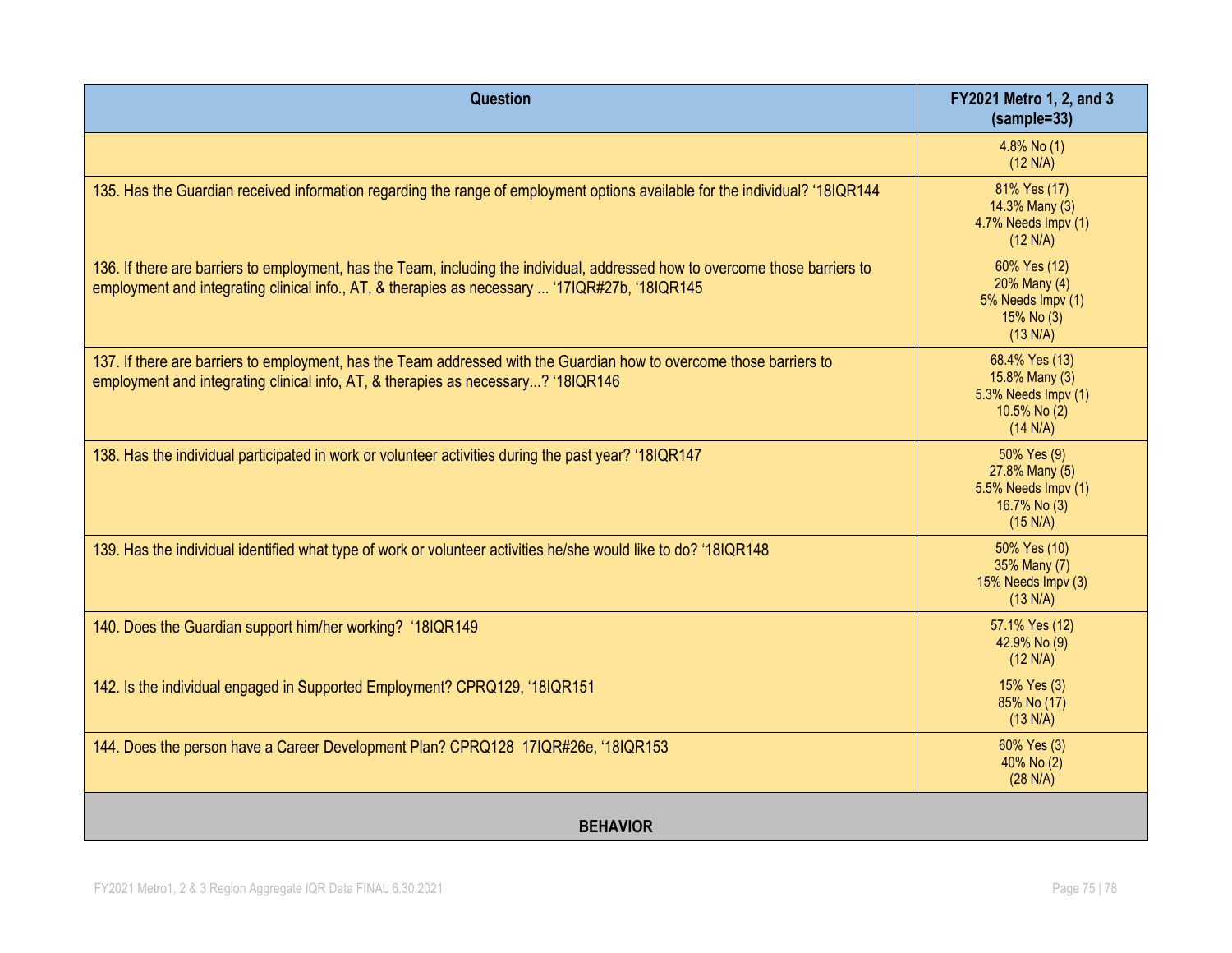| Question | FY2021 Metro 1, 2, and 3 (sample=33) |
| --- | --- |
| | 4.8% No (1)<br>(12 N/A) |
| 135. Has the Guardian received information regarding the range of employment options available for the individual? '18IQR144 | 81% Yes (17)<br>14.3% Many (3)<br>4.7% Needs Impv (1)<br>(12 N/A) |
| 136. If there are barriers to employment, has the Team, including the individual, addressed how to overcome those barriers to employment and integrating clinical info., AT, & therapies as necessary ... '17IQR#27b, '18IQR145 | 60% Yes (12)<br>20% Many (4)<br>5% Needs Impv (1)<br>15% No (3)<br>(13 N/A) |
| 137. If there are barriers to employment, has the Team addressed with the Guardian how to overcome those barriers to employment and integrating clinical info, AT, & therapies as necessary...? '18IQR146 | 68.4% Yes (13)<br>15.8% Many (3)<br>5.3% Needs Impv (1)<br>10.5% No (2)<br>(14 N/A) |
| 138. Has the individual participated in work or volunteer activities during the past year? '18IQR147 | 50% Yes (9)<br>27.8% Many (5)<br>5.5% Needs Impv (1)<br>16.7% No (3)<br>(15 N/A) |
| 139. Has the individual identified what type of work or volunteer activities he/she would like to do? '18IQR148 | 50% Yes (10)<br>35% Many (7)<br>15% Needs Impv (3)<br>(13 N/A) |
| 140. Does the Guardian support him/her working? '18IQR149 | 57.1% Yes (12)<br>42.9% No (9)<br>(12 N/A) |
| 142. Is the individual engaged in Supported Employment? CPRQ129, '18IQR151 | 15% Yes (3)<br>85% No (17)<br>(13 N/A) |
| 144. Does the person have a Career Development Plan? CPRQ128 17IQR#26e, '18IQR153 | 60% Yes (3)<br>40% No (2)<br>(28 N/A) |
| **BEHAVIOR** | |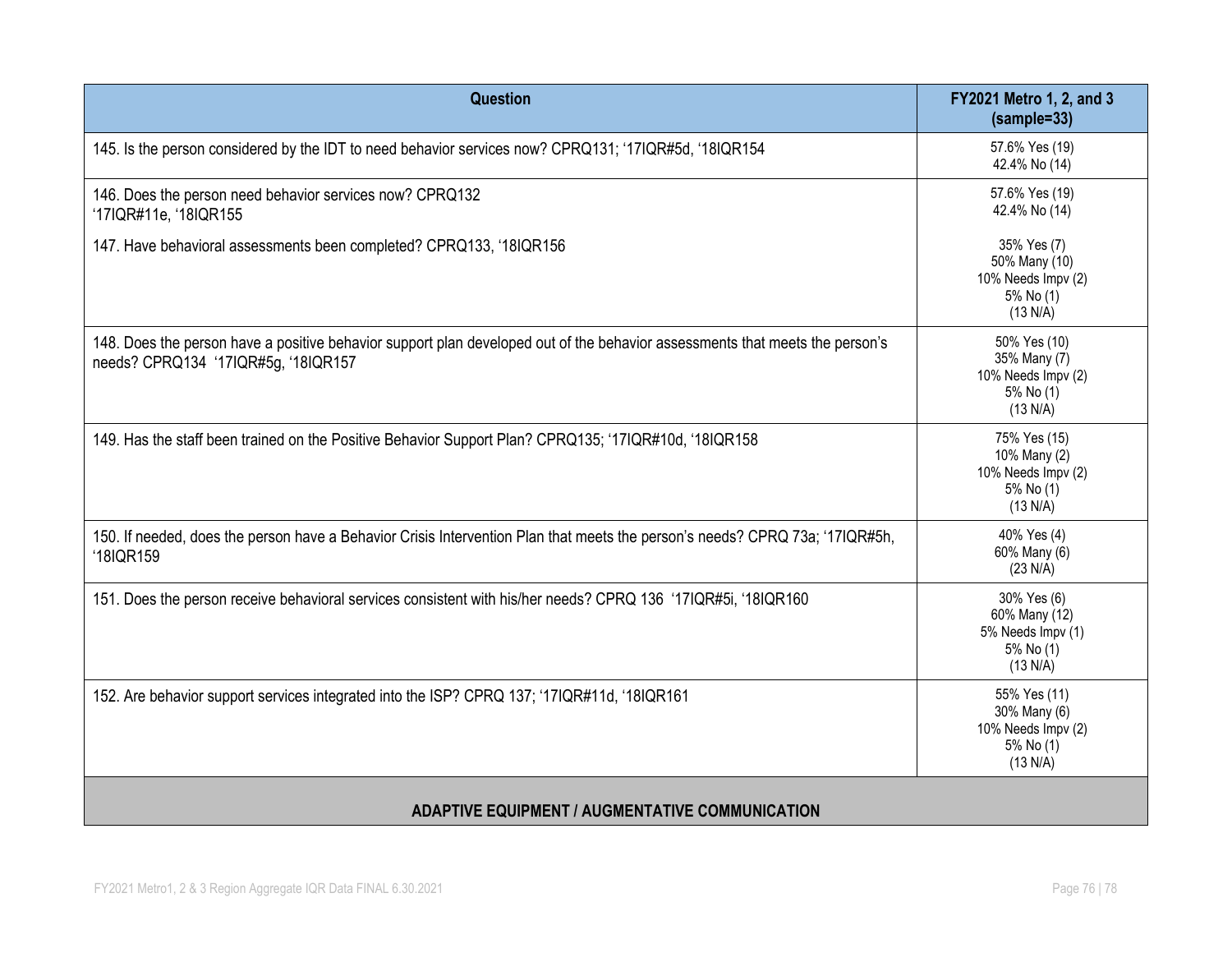| Question | FY2021 Metro 1, 2, and 3 (sample=33) |
|---|---|
| 145. Is the person considered by the IDT to need behavior services now? CPRQ131; '17IQR#5d, '18IQR154 | 57.6% Yes (19)<br>42.4% No (14) |
| 146. Does the person need behavior services now? CPRQ132<br>'17IQR#11e, '18IQR155 | 57.6% Yes (19)<br>42.4% No (14) |
| 147. Have behavioral assessments been completed? CPRQ133, '18IQR156 | 35% Yes (7)<br>50% Many (10)<br>10% Needs Impv (2)<br>5% No (1)<br>(13 N/A) |
| 148. Does the person have a positive behavior support plan developed out of the behavior assessments that meets the person's needs? CPRQ134 '17IQR#5g, '18IQR157 | 50% Yes (10)<br>35% Many (7)<br>10% Needs Impv (2)<br>5% No (1)<br>(13 N/A) |
| 149. Has the staff been trained on the Positive Behavior Support Plan? CPRQ135; '17IQR#10d, '18IQR158 | 75% Yes (15)<br>10% Many (2)<br>10% Needs Impv (2)<br>5% No (1)<br>(13 N/A) |
| 150. If needed, does the person have a Behavior Crisis Intervention Plan that meets the person's needs? CPRQ 73a; '17IQR#5h, '18IQR159 | 40% Yes (4)<br>60% Many (6)<br>(23 N/A) |
| 151. Does the person receive behavioral services consistent with his/her needs? CPRQ 136 '17IQR#5i, '18IQR160 | 30% Yes (6)<br>60% Many (12)<br>5% Needs Impv (1)<br>5% No (1)<br>(13 N/A) |
| 152. Are behavior support services integrated into the ISP? CPRQ 137; '17IQR#11d, '18IQR161 | 55% Yes (11)<br>30% Many (6)<br>10% Needs Impv (2)<br>5% No (1)<br>(13 N/A) |
| **ADAPTIVE EQUIPMENT / AUGMENTATIVE COMMUNICATION** | |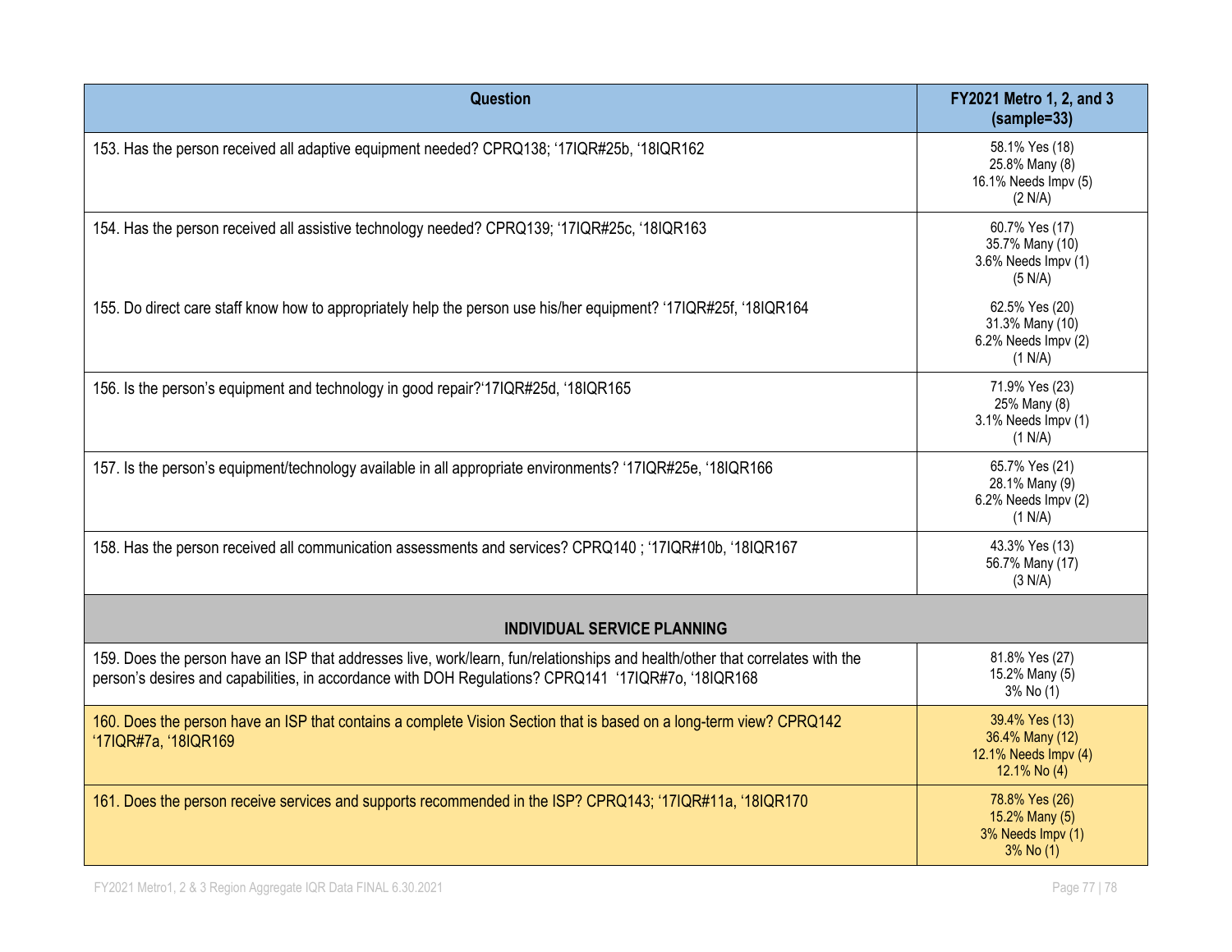| Question | FY2021 Metro 1, 2, and 3 (sample=33) |
| --- | --- |
| 153. Has the person received all adaptive equipment needed? CPRQ138; '17IQR#25b, '18IQR162 | 58.1% Yes (18)<br>25.8% Many (8)<br>16.1% Needs Impv (5)<br>(2 N/A) |
| 154. Has the person received all assistive technology needed? CPRQ139; '17IQR#25c, '18IQR163 | 60.7% Yes (17)<br>35.7% Many (10)<br>3.6% Needs Impv (1)<br>(5 N/A) |
| 155. Do direct care staff know how to appropriately help the person use his/her equipment? '17IQR#25f, '18IQR164 | 62.5% Yes (20)<br>31.3% Many (10)<br>6.2% Needs Impv (2)<br>(1 N/A) |
| 156. Is the person's equipment and technology in good repair?'17IQR#25d, '18IQR165 | 71.9% Yes (23)<br>25% Many (8)<br>3.1% Needs Impv (1)<br>(1 N/A) |
| 157. Is the person's equipment/technology available in all appropriate environments? '17IQR#25e, '18IQR166 | 65.7% Yes (21)<br>28.1% Many (9)<br>6.2% Needs Impv (2)<br>(1 N/A) |
| 158. Has the person received all communication assessments and services? CPRQ140 ; '17IQR#10b, '18IQR167 | 43.3% Yes (13)<br>56.7% Many (17)<br>(3 N/A) |
| **INDIVIDUAL SERVICE PLANNING** | |
| 159. Does the person have an ISP that addresses live, work/learn, fun/relationships and health/other that correlates with the person's desires and capabilities, in accordance with DOH Regulations? CPRQ141 '17IQR#7o, '18IQR168 | 81.8% Yes (27)<br>15.2% Many (5)<br>3% No (1) |
| 160. Does the person have an ISP that contains a complete Vision Section that is based on a long-term view? CPRQ142 '17IQR#7a, '18IQR169 | 39.4% Yes (13)<br>36.4% Many (12)<br>12.1% Needs Impv (4)<br>12.1% No (4) |
| 161. Does the person receive services and supports recommended in the ISP? CPRQ143; '17IQR#11a, '18IQR170 | 78.8% Yes (26)<br>15.2% Many (5)<br>3% Needs Impv (1)<br>3% No (1) |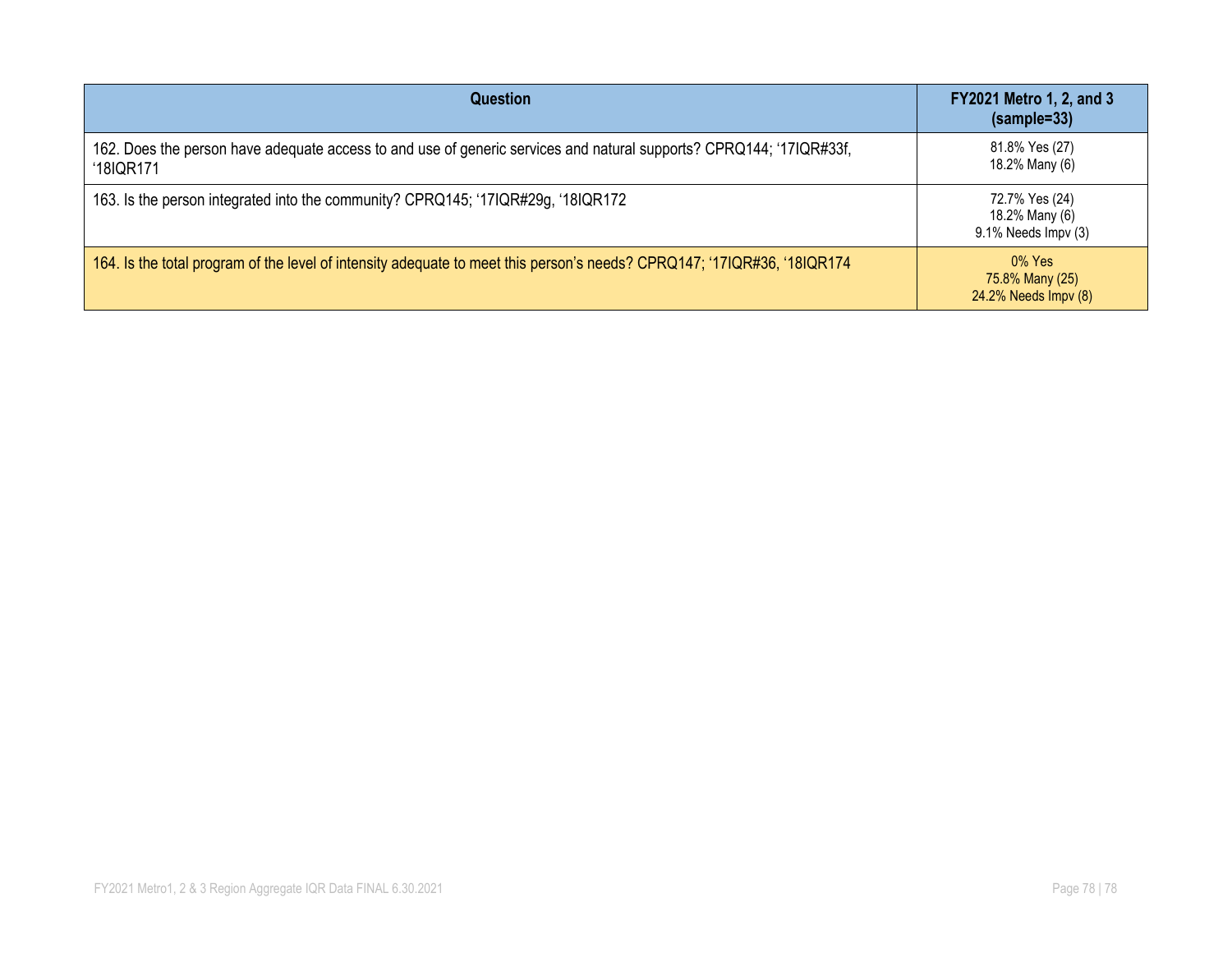| Question | FY2021 Metro 1, 2, and 3 (sample=33) |
|---|---|
| 162. Does the person have adequate access to and use of generic services and natural supports? CPRQ144; '17IQR#33f, '18IQR171 | 81.8% Yes (27)<br>18.2% Many (6) |
| 163. Is the person integrated into the community? CPRQ145; '17IQR#29g, '18IQR172 | 72.7% Yes (24)<br>18.2% Many (6)<br>9.1% Needs Impv (3) |
| 164. Is the total program of the level of intensity adequate to meet this person's needs? CPRQ147; '17IQR#36, '18IQR174 | 0% Yes<br>75.8% Many (25)<br>24.2% Needs Impv (8) |